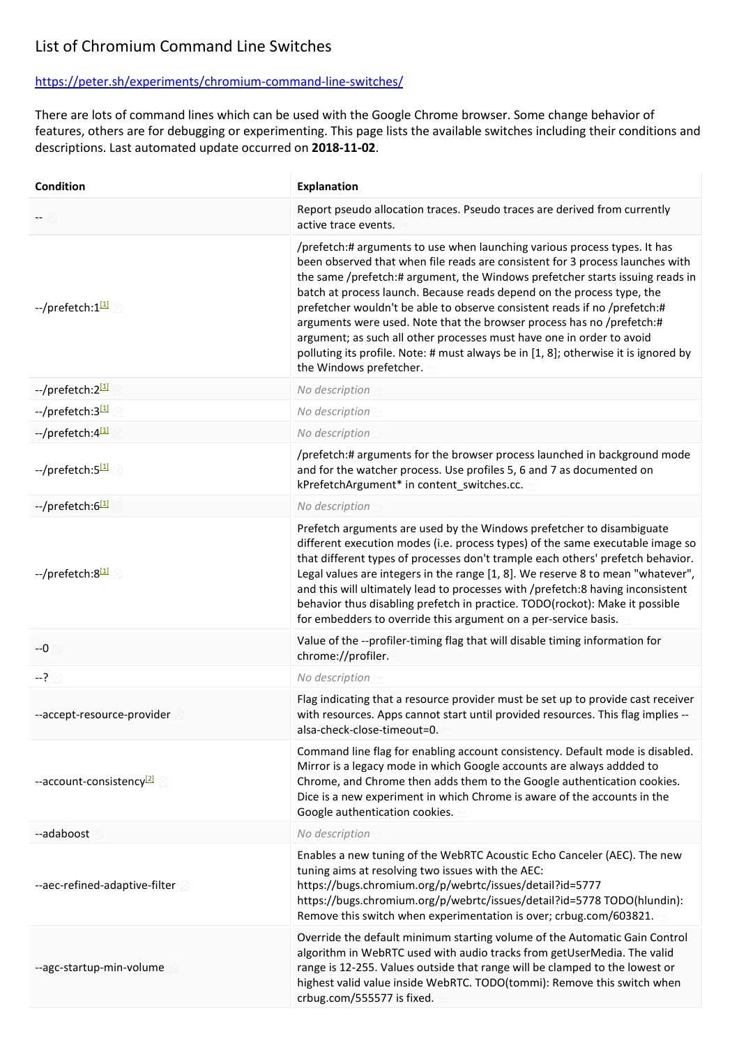# List of Chromium Command Line Switches

https://peter.sh/experiments/chromium-command-line-switches/

There are lots of command lines which can be used with the Google Chrome browser. Some change behavior of features, others are for debugging or experimenting. This page lists the available switches including their conditions and descriptions. Last automated update occurred on **2018-11-02**.

| Condition | Explanation |
|---|---|
| -- | Report pseudo allocation traces. Pseudo traces are derived from currently active trace events. |
| --/prefetch:1[1] | /prefetch:# arguments to use when launching various process types. It has been observed that when file reads are consistent for 3 process launches with the same /prefetch:# argument, the Windows prefetcher starts issuing reads in batch at process launch. Because reads depend on the process type, the prefetcher wouldn't be able to observe consistent reads if no /prefetch:# arguments were used. Note that the browser process has no /prefetch:# argument; as such all other processes must have one in order to avoid polluting its profile. Note: # must always be in [1, 8]; otherwise it is ignored by the Windows prefetcher. |
| --/prefetch:2[1] | *No description* |
| --/prefetch:3[1] | *No description* |
| --/prefetch:4[1] | *No description* |
| --/prefetch:5[1] | /prefetch:# arguments for the browser process launched in background mode and for the watcher process. Use profiles 5, 6 and 7 as documented on kPrefetchArgument* in content_switches.cc. |
| --/prefetch:6[1] | *No description* |
| --/prefetch:8[1] | Prefetch arguments are used by the Windows prefetcher to disambiguate different execution modes (i.e. process types) of the same executable image so that different types of processes don't trample each others' prefetch behavior. Legal values are integers in the range [1, 8]. We reserve 8 to mean "whatever", and this will ultimately lead to processes with /prefetch:8 having inconsistent behavior thus disabling prefetch in practice. TODO(rockot): Make it possible for embedders to override this argument on a per-service basis. |
| --0 | Value of the --profiler-timing flag that will disable timing information for chrome://profiler. |
| --? | *No description* |
| --accept-resource-provider | Flag indicating that a resource provider must be set up to provide cast receiver with resources. Apps cannot start until provided resources. This flag implies --alsa-check-close-timeout=0. |
| --account-consistency[2] | Command line flag for enabling account consistency. Default mode is disabled. Mirror is a legacy mode in which Google accounts are always addded to Chrome, and Chrome then adds them to the Google authentication cookies. Dice is a new experiment in which Chrome is aware of the accounts in the Google authentication cookies. |
| --adaboost | *No description* |
| --aec-refined-adaptive-filter | Enables a new tuning of the WebRTC Acoustic Echo Canceler (AEC). The new tuning aims at resolving two issues with the AEC: https://bugs.chromium.org/p/webrtc/issues/detail?id=5777 https://bugs.chromium.org/p/webrtc/issues/detail?id=5778 TODO(hlundin): Remove this switch when experimentation is over; crbug.com/603821. |
| --agc-startup-min-volume | Override the default minimum starting volume of the Automatic Gain Control algorithm in WebRTC used with audio tracks from getUserMedia. The valid range is 12-255. Values outside that range will be clamped to the lowest or highest valid value inside WebRTC. TODO(tommi): Remove this switch when crbug.com/555577 is fixed. |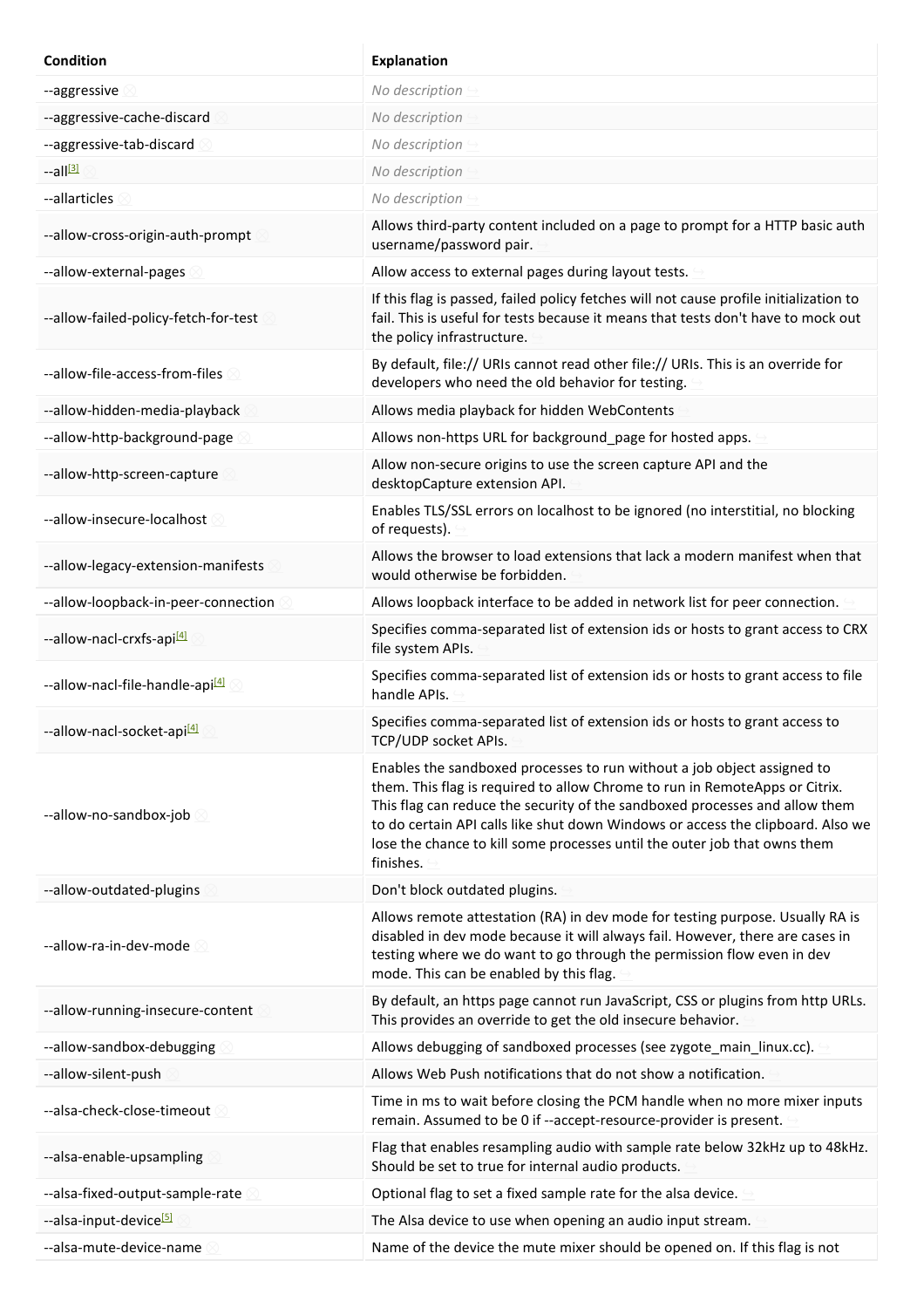| Condition | Explanation |
|---|---|
| --aggressive | *No description* |
| --aggressive-cache-discard | *No description* |
| --aggressive-tab-discard | *No description* |
| --all[3] | *No description* |
| --allarticles | *No description* |
| --allow-cross-origin-auth-prompt | Allows third-party content included on a page to prompt for a HTTP basic auth username/password pair. |
| --allow-external-pages | Allow access to external pages during layout tests. |
| --allow-failed-policy-fetch-for-test | If this flag is passed, failed policy fetches will not cause profile initialization to fail. This is useful for tests because it means that tests don't have to mock out the policy infrastructure. |
| --allow-file-access-from-files | By default, file:// URIs cannot read other file:// URIs. This is an override for developers who need the old behavior for testing. |
| --allow-hidden-media-playback | Allows media playback for hidden WebContents |
| --allow-http-background-page | Allows non-https URL for background_page for hosted apps. |
| --allow-http-screen-capture | Allow non-secure origins to use the screen capture API and the desktopCapture extension API. |
| --allow-insecure-localhost | Enables TLS/SSL errors on localhost to be ignored (no interstitial, no blocking of requests). |
| --allow-legacy-extension-manifests | Allows the browser to load extensions that lack a modern manifest when that would otherwise be forbidden. |
| --allow-loopback-in-peer-connection | Allows loopback interface to be added in network list for peer connection. |
| --allow-nacl-crxfs-api[4] | Specifies comma-separated list of extension ids or hosts to grant access to CRX file system APIs. |
| --allow-nacl-file-handle-api[4] | Specifies comma-separated list of extension ids or hosts to grant access to file handle APIs. |
| --allow-nacl-socket-api[4] | Specifies comma-separated list of extension ids or hosts to grant access to TCP/UDP socket APIs. |
| --allow-no-sandbox-job | Enables the sandboxed processes to run without a job object assigned to them. This flag is required to allow Chrome to run in RemoteApps or Citrix. This flag can reduce the security of the sandboxed processes and allow them to do certain API calls like shut down Windows or access the clipboard. Also we lose the chance to kill some processes until the outer job that owns them finishes. |
| --allow-outdated-plugins | Don't block outdated plugins. |
| --allow-ra-in-dev-mode | Allows remote attestation (RA) in dev mode for testing purpose. Usually RA is disabled in dev mode because it will always fail. However, there are cases in testing where we do want to go through the permission flow even in dev mode. This can be enabled by this flag. |
| --allow-running-insecure-content | By default, an https page cannot run JavaScript, CSS or plugins from http URLs. This provides an override to get the old insecure behavior. |
| --allow-sandbox-debugging | Allows debugging of sandboxed processes (see zygote_main_linux.cc). |
| --allow-silent-push | Allows Web Push notifications that do not show a notification. |
| --alsa-check-close-timeout | Time in ms to wait before closing the PCM handle when no more mixer inputs remain. Assumed to be 0 if --accept-resource-provider is present. |
| --alsa-enable-upsampling | Flag that enables resampling audio with sample rate below 32kHz up to 48kHz. Should be set to true for internal audio products. |
| --alsa-fixed-output-sample-rate | Optional flag to set a fixed sample rate for the alsa device. |
| --alsa-input-device[5] | The Alsa device to use when opening an audio input stream. |
| --alsa-mute-device-name | Name of the device the mute mixer should be opened on. If this flag is not |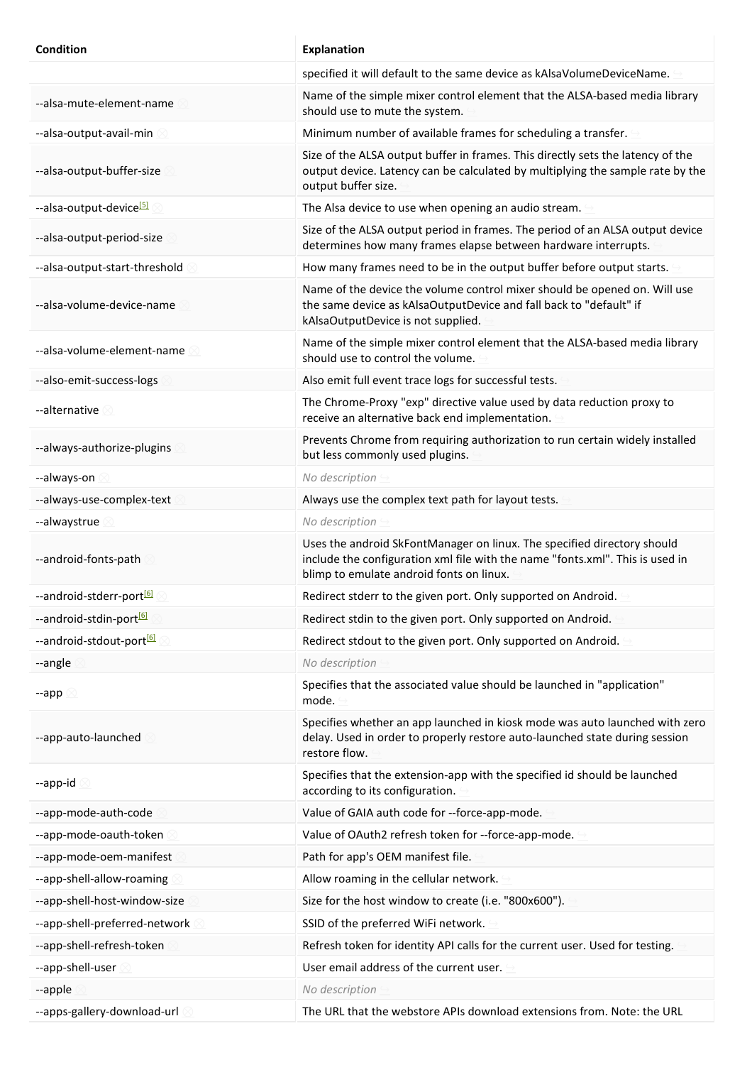| Condition | Explanation |
| --- | --- |
| | specified it will default to the same device as kAlsaVolumeDeviceName. |
| --alsa-mute-element-name | Name of the simple mixer control element that the ALSA-based media library should use to mute the system. |
| --alsa-output-avail-min | Minimum number of available frames for scheduling a transfer. |
| --alsa-output-buffer-size | Size of the ALSA output buffer in frames. This directly sets the latency of the output device. Latency can be calculated by multiplying the sample rate by the output buffer size. |
| --alsa-output-device[5] | The Alsa device to use when opening an audio stream. |
| --alsa-output-period-size | Size of the ALSA output period in frames. The period of an ALSA output device determines how many frames elapse between hardware interrupts. |
| --alsa-output-start-threshold | How many frames need to be in the output buffer before output starts. |
| --alsa-volume-device-name | Name of the device the volume control mixer should be opened on. Will use the same device as kAlsaOutputDevice and fall back to "default" if kAlsaOutputDevice is not supplied. |
| --alsa-volume-element-name | Name of the simple mixer control element that the ALSA-based media library should use to control the volume. |
| --also-emit-success-logs | Also emit full event trace logs for successful tests. |
| --alternative | The Chrome-Proxy "exp" directive value used by data reduction proxy to receive an alternative back end implementation. |
| --always-authorize-plugins | Prevents Chrome from requiring authorization to run certain widely installed but less commonly used plugins. |
| --always-on | *No description* |
| --always-use-complex-text | Always use the complex text path for layout tests. |
| --alwaystrue | *No description* |
| --android-fonts-path | Uses the android SkFontManager on linux. The specified directory should include the configuration xml file with the name "fonts.xml". This is used in blimp to emulate android fonts on linux. |
| --android-stderr-port[6] | Redirect stderr to the given port. Only supported on Android. |
| --android-stdin-port[6] | Redirect stdin to the given port. Only supported on Android. |
| --android-stdout-port[6] | Redirect stdout to the given port. Only supported on Android. |
| --angle | *No description* |
| --app | Specifies that the associated value should be launched in "application" mode. |
| --app-auto-launched | Specifies whether an app launched in kiosk mode was auto launched with zero delay. Used in order to properly restore auto-launched state during session restore flow. |
| --app-id | Specifies that the extension-app with the specified id should be launched according to its configuration. |
| --app-mode-auth-code | Value of GAIA auth code for --force-app-mode. |
| --app-mode-oauth-token | Value of OAuth2 refresh token for --force-app-mode. |
| --app-mode-oem-manifest | Path for app's OEM manifest file. |
| --app-shell-allow-roaming | Allow roaming in the cellular network. |
| --app-shell-host-window-size | Size for the host window to create (i.e. "800x600"). |
| --app-shell-preferred-network | SSID of the preferred WiFi network. |
| --app-shell-refresh-token | Refresh token for identity API calls for the current user. Used for testing. |
| --app-shell-user | User email address of the current user. |
| --apple | *No description* |
| --apps-gallery-download-url | The URL that the webstore APIs download extensions from. Note: the URL |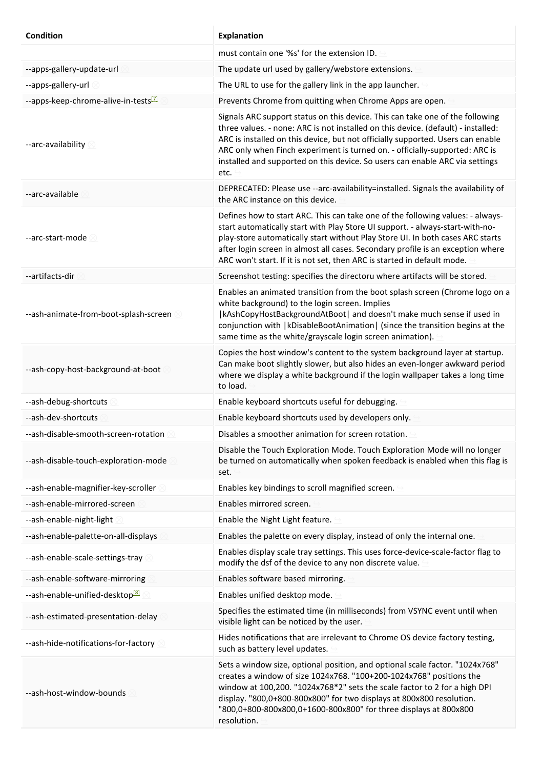| Condition | Explanation |
| --- | --- |
| | must contain one '%s' for the extension ID. |
| --apps-gallery-update-url | The update url used by gallery/webstore extensions. |
| --apps-gallery-url | The URL to use for the gallery link in the app launcher. |
| --apps-keep-chrome-alive-in-tests[7] | Prevents Chrome from quitting when Chrome Apps are open. |
| --arc-availability | Signals ARC support status on this device. This can take one of the following three values. - none: ARC is not installed on this device. (default) - installed: ARC is installed on this device, but not officially supported. Users can enable ARC only when Finch experiment is turned on. - officially-supported: ARC is installed and supported on this device. So users can enable ARC via settings etc. |
| --arc-available | DEPRECATED: Please use --arc-availability=installed. Signals the availability of the ARC instance on this device. |
| --arc-start-mode | Defines how to start ARC. This can take one of the following values: - always-start automatically start with Play Store UI support. - always-start-with-no-play-store automatically start without Play Store UI. In both cases ARC starts after login screen in almost all cases. Secondary profile is an exception where ARC won't start. If it is not set, then ARC is started in default mode. |
| --artifacts-dir | Screenshot testing: specifies the directoru where artifacts will be stored. |
| --ash-animate-from-boot-splash-screen | Enables an animated transition from the boot splash screen (Chrome logo on a white background) to the login screen. Implies \|kAshCopyHostBackgroundAtBoot\| and doesn't make much sense if used in conjunction with \|kDisableBootAnimation\| (since the transition begins at the same time as the white/grayscale login screen animation). |
| --ash-copy-host-background-at-boot | Copies the host window's content to the system background layer at startup. Can make boot slightly slower, but also hides an even-longer awkward period where we display a white background if the login wallpaper takes a long time to load. |
| --ash-debug-shortcuts | Enable keyboard shortcuts useful for debugging. |
| --ash-dev-shortcuts | Enable keyboard shortcuts used by developers only. |
| --ash-disable-smooth-screen-rotation | Disables a smoother animation for screen rotation. |
| --ash-disable-touch-exploration-mode | Disable the Touch Exploration Mode. Touch Exploration Mode will no longer be turned on automatically when spoken feedback is enabled when this flag is set. |
| --ash-enable-magnifier-key-scroller | Enables key bindings to scroll magnified screen. |
| --ash-enable-mirrored-screen | Enables mirrored screen. |
| --ash-enable-night-light | Enable the Night Light feature. |
| --ash-enable-palette-on-all-displays | Enables the palette on every display, instead of only the internal one. |
| --ash-enable-scale-settings-tray | Enables display scale tray settings. This uses force-device-scale-factor flag to modify the dsf of the device to any non discrete value. |
| --ash-enable-software-mirroring | Enables software based mirroring. |
| --ash-enable-unified-desktop[8] | Enables unified desktop mode. |
| --ash-estimated-presentation-delay | Specifies the estimated time (in milliseconds) from VSYNC event until when visible light can be noticed by the user. |
| --ash-hide-notifications-for-factory | Hides notifications that are irrelevant to Chrome OS device factory testing, such as battery level updates. |
| --ash-host-window-bounds | Sets a window size, optional position, and optional scale factor. "1024x768" creates a window of size 1024x768. "100+200-1024x768" positions the window at 100,200. "1024x768*2" sets the scale factor to 2 for a high DPI display. "800,0+800-800x800" for two displays at 800x800 resolution. "800,0+800-800x800,0+1600-800x800" for three displays at 800x800 resolution. |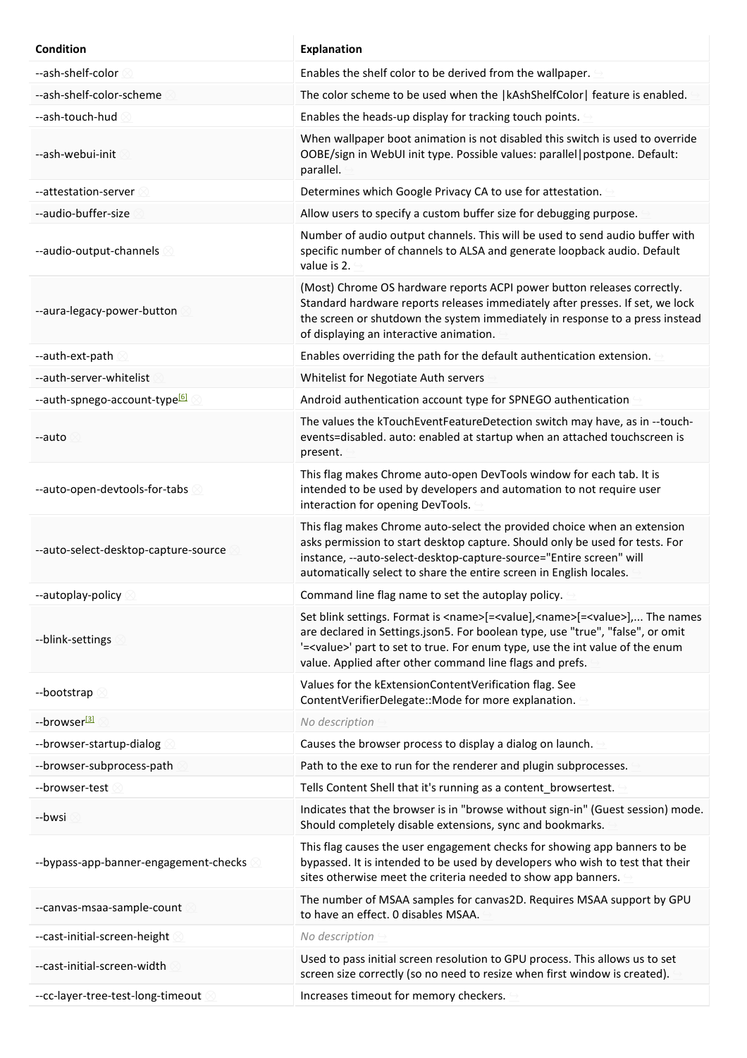| Condition | Explanation |
| --- | --- |
| --ash-shelf-color | Enables the shelf color to be derived from the wallpaper. |
| --ash-shelf-color-scheme | The color scheme to be used when the \|kAshShelfColor\| feature is enabled. |
| --ash-touch-hud | Enables the heads-up display for tracking touch points. |
| --ash-webui-init | When wallpaper boot animation is not disabled this switch is used to override OOBE/sign in WebUI init type. Possible values: parallel\|postpone. Default: parallel. |
| --attestation-server | Determines which Google Privacy CA to use for attestation. |
| --audio-buffer-size | Allow users to specify a custom buffer size for debugging purpose. |
| --audio-output-channels | Number of audio output channels. This will be used to send audio buffer with specific number of channels to ALSA and generate loopback audio. Default value is 2. |
| --aura-legacy-power-button | (Most) Chrome OS hardware reports ACPI power button releases correctly. Standard hardware reports releases immediately after presses. If set, we lock the screen or shutdown the system immediately in response to a press instead of displaying an interactive animation. |
| --auth-ext-path | Enables overriding the path for the default authentication extension. |
| --auth-server-whitelist | Whitelist for Negotiate Auth servers |
| --auth-spnego-account-type[6] | Android authentication account type for SPNEGO authentication |
| --auto | The values the kTouchEventFeatureDetection switch may have, as in --touch-events=disabled. auto: enabled at startup when an attached touchscreen is present. |
| --auto-open-devtools-for-tabs | This flag makes Chrome auto-open DevTools window for each tab. It is intended to be used by developers and automation to not require user interaction for opening DevTools. |
| --auto-select-desktop-capture-source | This flag makes Chrome auto-select the provided choice when an extension asks permission to start desktop capture. Should only be used for tests. For instance, --auto-select-desktop-capture-source="Entire screen" will automatically select to share the entire screen in English locales. |
| --autoplay-policy | Command line flag name to set the autoplay policy. |
| --blink-settings | Set blink settings. Format is <name>[=<value],<name>[=<value>],... The names are declared in Settings.json5. For boolean type, use "true", "false", or omit '=<value>' part to set to true. For enum type, use the int value of the enum value. Applied after other command line flags and prefs. |
| --bootstrap | Values for the kExtensionContentVerification flag. See ContentVerifierDelegate::Mode for more explanation. |
| --browser[3] | *No description* |
| --browser-startup-dialog | Causes the browser process to display a dialog on launch. |
| --browser-subprocess-path | Path to the exe to run for the renderer and plugin subprocesses. |
| --browser-test | Tells Content Shell that it's running as a content_browsertest. |
| --bwsi | Indicates that the browser is in "browse without sign-in" (Guest session) mode. Should completely disable extensions, sync and bookmarks. |
| --bypass-app-banner-engagement-checks | This flag causes the user engagement checks for showing app banners to be bypassed. It is intended to be used by developers who wish to test that their sites otherwise meet the criteria needed to show app banners. |
| --canvas-msaa-sample-count | The number of MSAA samples for canvas2D. Requires MSAA support by GPU to have an effect. 0 disables MSAA. |
| --cast-initial-screen-height | *No description* |
| --cast-initial-screen-width | Used to pass initial screen resolution to GPU process. This allows us to set screen size correctly (so no need to resize when first window is created). |
| --cc-layer-tree-test-long-timeout | Increases timeout for memory checkers. |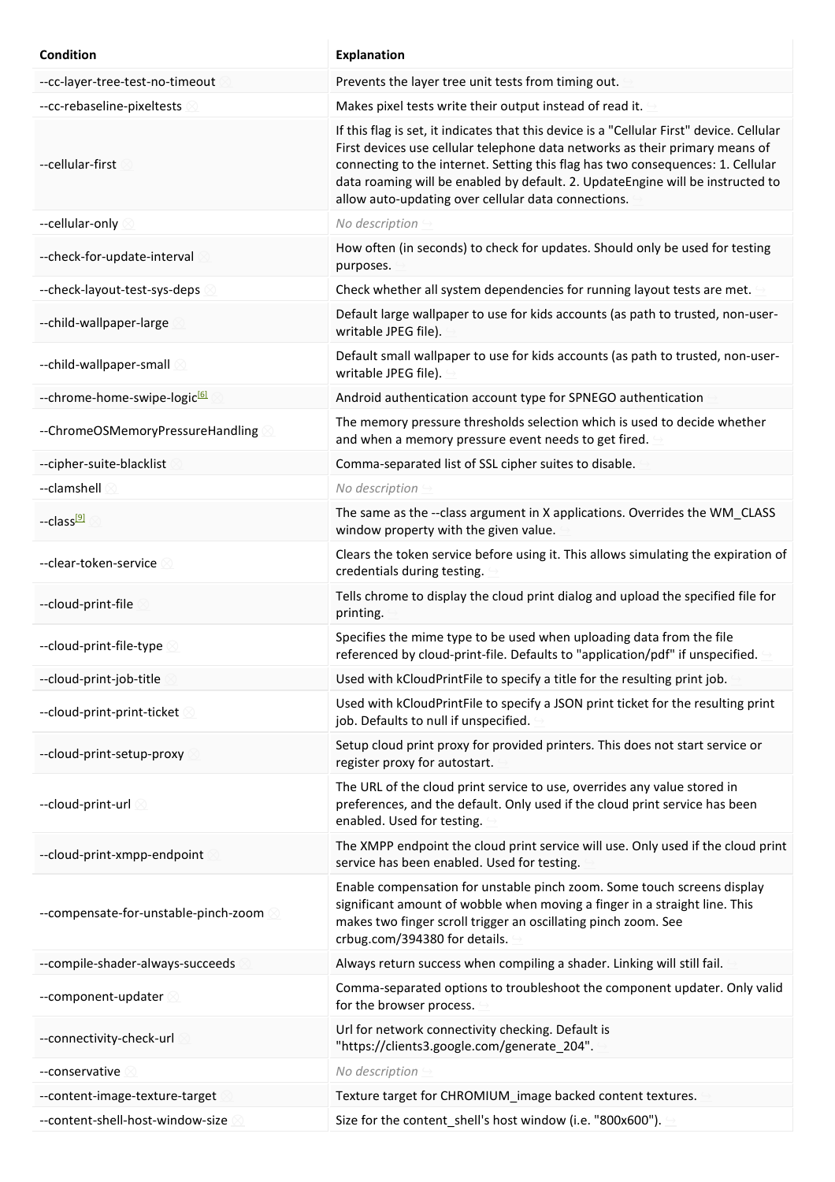| Condition | Explanation |
| --- | --- |
| --cc-layer-tree-test-no-timeout | Prevents the layer tree unit tests from timing out. |
| --cc-rebaseline-pixeltests | Makes pixel tests write their output instead of read it. |
| --cellular-first | If this flag is set, it indicates that this device is a "Cellular First" device. Cellular First devices use cellular telephone data networks as their primary means of connecting to the internet. Setting this flag has two consequences: 1. Cellular data roaming will be enabled by default. 2. UpdateEngine will be instructed to allow auto-updating over cellular data connections. |
| --cellular-only | *No description* |
| --check-for-update-interval | How often (in seconds) to check for updates. Should only be used for testing purposes. |
| --check-layout-test-sys-deps | Check whether all system dependencies for running layout tests are met. |
| --child-wallpaper-large | Default large wallpaper to use for kids accounts (as path to trusted, non-user-writable JPEG file). |
| --child-wallpaper-small | Default small wallpaper to use for kids accounts (as path to trusted, non-user-writable JPEG file). |
| --chrome-home-swipe-logic[6] | Android authentication account type for SPNEGO authentication |
| --ChromeOSMemoryPressureHandling | The memory pressure thresholds selection which is used to decide whether and when a memory pressure event needs to get fired. |
| --cipher-suite-blacklist | Comma-separated list of SSL cipher suites to disable. |
| --clamshell | *No description* |
| --class[9] | The same as the --class argument in X applications. Overrides the WM_CLASS window property with the given value. |
| --clear-token-service | Clears the token service before using it. This allows simulating the expiration of credentials during testing. |
| --cloud-print-file | Tells chrome to display the cloud print dialog and upload the specified file for printing. |
| --cloud-print-file-type | Specifies the mime type to be used when uploading data from the file referenced by cloud-print-file. Defaults to "application/pdf" if unspecified. |
| --cloud-print-job-title | Used with kCloudPrintFile to specify a title for the resulting print job. |
| --cloud-print-print-ticket | Used with kCloudPrintFile to specify a JSON print ticket for the resulting print job. Defaults to null if unspecified. |
| --cloud-print-setup-proxy | Setup cloud print proxy for provided printers. This does not start service or register proxy for autostart. |
| --cloud-print-url | The URL of the cloud print service to use, overrides any value stored in preferences, and the default. Only used if the cloud print service has been enabled. Used for testing. |
| --cloud-print-xmpp-endpoint | The XMPP endpoint the cloud print service will use. Only used if the cloud print service has been enabled. Used for testing. |
| --compensate-for-unstable-pinch-zoom | Enable compensation for unstable pinch zoom. Some touch screens display significant amount of wobble when moving a finger in a straight line. This makes two finger scroll trigger an oscillating pinch zoom. See crbug.com/394380 for details. |
| --compile-shader-always-succeeds | Always return success when compiling a shader. Linking will still fail. |
| --component-updater | Comma-separated options to troubleshoot the component updater. Only valid for the browser process. |
| --connectivity-check-url | Url for network connectivity checking. Default is "https://clients3.google.com/generate_204". |
| --conservative | *No description* |
| --content-image-texture-target | Texture target for CHROMIUM_image backed content textures. |
| --content-shell-host-window-size | Size for the content_shell's host window (i.e. "800x600"). |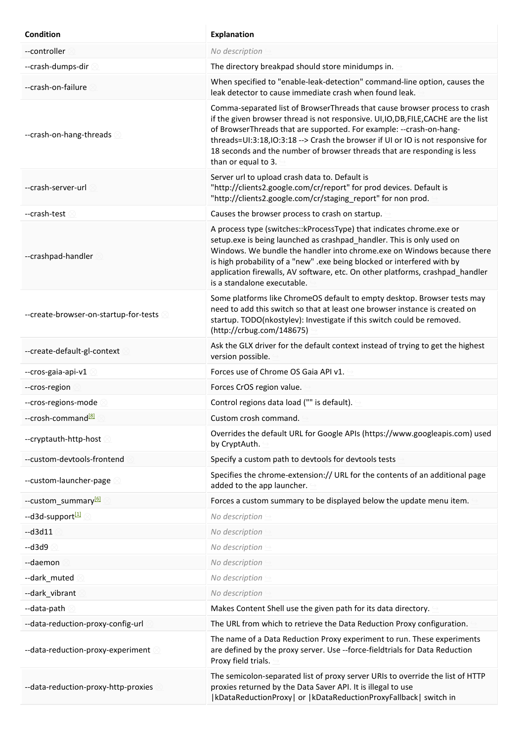| Condition | Explanation |
| --- | --- |
| --controller | *No description* |
| --crash-dumps-dir | The directory breakpad should store minidumps in. |
| --crash-on-failure | When specified to "enable-leak-detection" command-line option, causes the leak detector to cause immediate crash when found leak. |
| --crash-on-hang-threads | Comma-separated list of BrowserThreads that cause browser process to crash if the given browser thread is not responsive. UI,IO,DB,FILE,CACHE are the list of BrowserThreads that are supported. For example: --crash-on-hang-threads=UI:3:18,IO:3:18 --> Crash the browser if UI or IO is not responsive for 18 seconds and the number of browser threads that are responding is less than or equal to 3. |
| --crash-server-url | Server url to upload crash data to. Default is "http://clients2.google.com/cr/report" for prod devices. Default is "http://clients2.google.com/cr/staging_report" for non prod. |
| --crash-test | Causes the browser process to crash on startup. |
| --crashpad-handler | A process type (switches::kProcessType) that indicates chrome.exe or setup.exe is being launched as crashpad_handler. This is only used on Windows. We bundle the handler into chrome.exe on Windows because there is high probability of a "new" .exe being blocked or interfered with by application firewalls, AV software, etc. On other platforms, crashpad_handler is a standalone executable. |
| --create-browser-on-startup-for-tests | Some platforms like ChromeOS default to empty desktop. Browser tests may need to add this switch so that at least one browser instance is created on startup. TODO(nkostylev): Investigate if this switch could be removed. (http://crbug.com/148675) |
| --create-default-gl-context | Ask the GLX driver for the default context instead of trying to get the highest version possible. |
| --cros-gaia-api-v1 | Forces use of Chrome OS Gaia API v1. |
| --cros-region | Forces CrOS region value. |
| --cros-regions-mode | Control regions data load ("" is default). |
| --crosh-command[8] | Custom crosh command. |
| --cryptauth-http-host | Overrides the default URL for Google APIs (https://www.googleapis.com) used by CryptAuth. |
| --custom-devtools-frontend | Specify a custom path to devtools for devtools tests |
| --custom-launcher-page | Specifies the chrome-extension:// URL for the contents of an additional page added to the app launcher. |
| --custom_summary[6] | Forces a custom summary to be displayed below the update menu item. |
| --d3d-support[1] | *No description* |
| --d3d11 | *No description* |
| --d3d9 | *No description* |
| --daemon | *No description* |
| --dark_muted | *No description* |
| --dark_vibrant | *No description* |
| --data-path | Makes Content Shell use the given path for its data directory. |
| --data-reduction-proxy-config-url | The URL from which to retrieve the Data Reduction Proxy configuration. |
| --data-reduction-proxy-experiment | The name of a Data Reduction Proxy experiment to run. These experiments are defined by the proxy server. Use --force-fieldtrials for Data Reduction Proxy field trials. |
| --data-reduction-proxy-http-proxies | The semicolon-separated list of proxy server URIs to override the list of HTTP proxies returned by the Data Saver API. It is illegal to use \|kDataReductionProxy\| or \|kDataReductionProxyFallback\| switch in |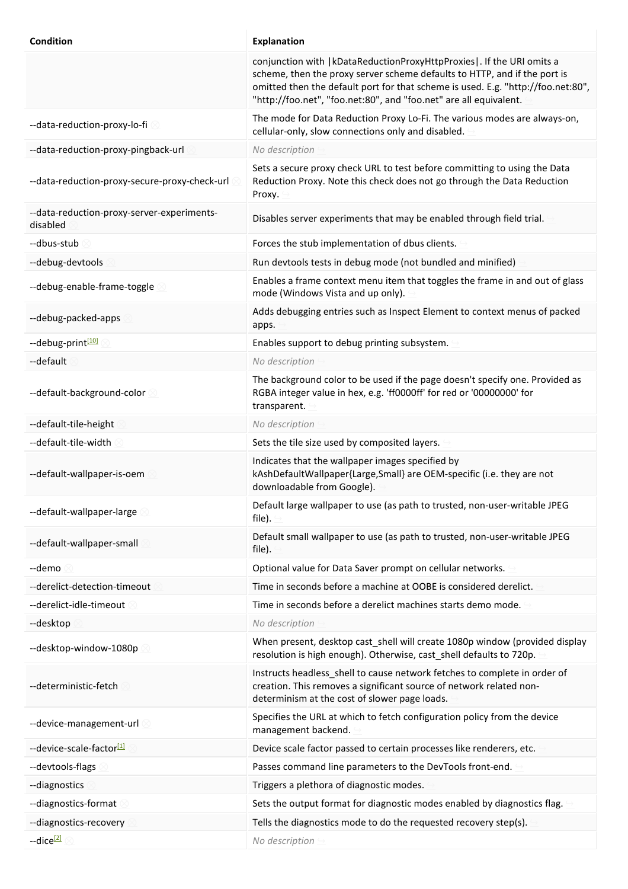| Condition | Explanation |
| --- | --- |
| | conjunction with \|kDataReductionProxyHttpProxies\|. If the URI omits a scheme, then the proxy server scheme defaults to HTTP, and if the port is omitted then the default port for that scheme is used. E.g. "http://foo.net:80", "http://foo.net", "foo.net:80", and "foo.net" are all equivalent. |
| --data-reduction-proxy-lo-fi | The mode for Data Reduction Proxy Lo-Fi. The various modes are always-on, cellular-only, slow connections only and disabled. |
| --data-reduction-proxy-pingback-url | *No description* |
| --data-reduction-proxy-secure-proxy-check-url | Sets a secure proxy check URL to test before committing to using the Data Reduction Proxy. Note this check does not go through the Data Reduction Proxy. |
| --data-reduction-proxy-server-experiments-disabled | Disables server experiments that may be enabled through field trial. |
| --dbus-stub | Forces the stub implementation of dbus clients. |
| --debug-devtools | Run devtools tests in debug mode (not bundled and minified) |
| --debug-enable-frame-toggle | Enables a frame context menu item that toggles the frame in and out of glass mode (Windows Vista and up only). |
| --debug-packed-apps | Adds debugging entries such as Inspect Element to context menus of packed apps. |
| --debug-print[10] | Enables support to debug printing subsystem. |
| --default | *No description* |
| --default-background-color | The background color to be used if the page doesn't specify one. Provided as RGBA integer value in hex, e.g. 'ff0000ff' for red or '00000000' for transparent. |
| --default-tile-height | *No description* |
| --default-tile-width | Sets the tile size used by composited layers. |
| --default-wallpaper-is-oem | Indicates that the wallpaper images specified by kAshDefaultWallpaper{Large,Small} are OEM-specific (i.e. they are not downloadable from Google). |
| --default-wallpaper-large | Default large wallpaper to use (as path to trusted, non-user-writable JPEG file). |
| --default-wallpaper-small | Default small wallpaper to use (as path to trusted, non-user-writable JPEG file). |
| --demo | Optional value for Data Saver prompt on cellular networks. |
| --derelict-detection-timeout | Time in seconds before a machine at OOBE is considered derelict. |
| --derelict-idle-timeout | Time in seconds before a derelict machines starts demo mode. |
| --desktop | *No description* |
| --desktop-window-1080p | When present, desktop cast_shell will create 1080p window (provided display resolution is high enough). Otherwise, cast_shell defaults to 720p. |
| --deterministic-fetch | Instructs headless_shell to cause network fetches to complete in order of creation. This removes a significant source of network related non-determinism at the cost of slower page loads. |
| --device-management-url | Specifies the URL at which to fetch configuration policy from the device management backend. |
| --device-scale-factor[1] | Device scale factor passed to certain processes like renderers, etc. |
| --devtools-flags | Passes command line parameters to the DevTools front-end. |
| --diagnostics | Triggers a plethora of diagnostic modes. |
| --diagnostics-format | Sets the output format for diagnostic modes enabled by diagnostics flag. |
| --diagnostics-recovery | Tells the diagnostics mode to do the requested recovery step(s). |
| --dice[2] | *No description* |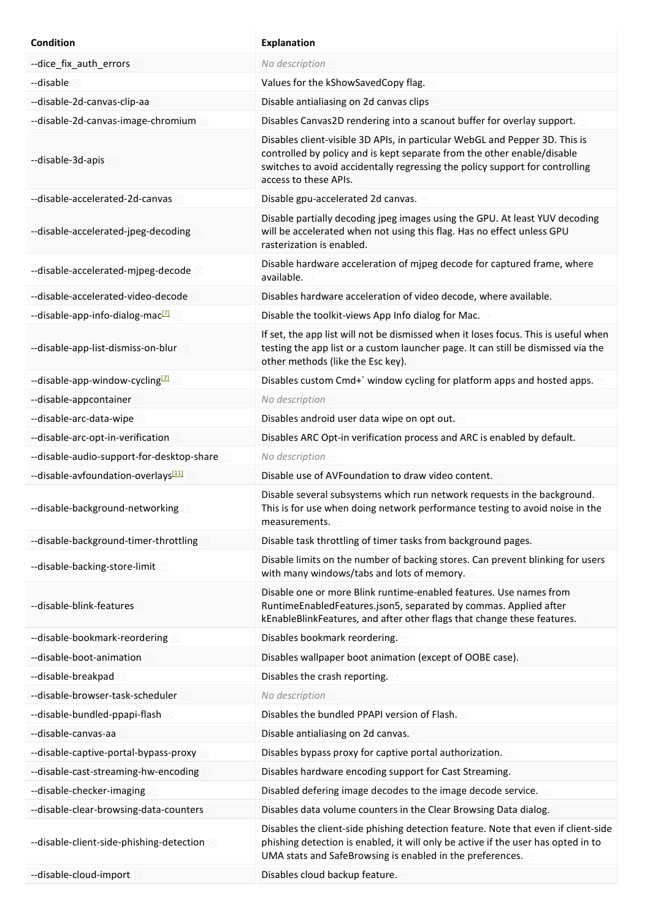| Condition | Explanation |
| --- | --- |
| --dice_fix_auth_errors | *No description* |
| --disable | Values for the kShowSavedCopy flag. |
| --disable-2d-canvas-clip-aa | Disable antialiasing on 2d canvas clips |
| --disable-2d-canvas-image-chromium | Disables Canvas2D rendering into a scanout buffer for overlay support. |
| --disable-3d-apis | Disables client-visible 3D APIs, in particular WebGL and Pepper 3D. This is controlled by policy and is kept separate from the other enable/disable switches to avoid accidentally regressing the policy support for controlling access to these APIs. |
| --disable-accelerated-2d-canvas | Disable gpu-accelerated 2d canvas. |
| --disable-accelerated-jpeg-decoding | Disable partially decoding jpeg images using the GPU. At least YUV decoding will be accelerated when not using this flag. Has no effect unless GPU rasterization is enabled. |
| --disable-accelerated-mjpeg-decode | Disable hardware acceleration of mjpeg decode for captured frame, where available. |
| --disable-accelerated-video-decode | Disables hardware acceleration of video decode, where available. |
| --disable-app-info-dialog-mac[7] | Disable the toolkit-views App Info dialog for Mac. |
| --disable-app-list-dismiss-on-blur | If set, the app list will not be dismissed when it loses focus. This is useful when testing the app list or a custom launcher page. It can still be dismissed via the other methods (like the Esc key). |
| --disable-app-window-cycling[7] | Disables custom Cmd+` window cycling for platform apps and hosted apps. |
| --disable-appcontainer | *No description* |
| --disable-arc-data-wipe | Disables android user data wipe on opt out. |
| --disable-arc-opt-in-verification | Disables ARC Opt-in verification process and ARC is enabled by default. |
| --disable-audio-support-for-desktop-share | *No description* |
| --disable-avfoundation-overlays[11] | Disable use of AVFoundation to draw video content. |
| --disable-background-networking | Disable several subsystems which run network requests in the background. This is for use when doing network performance testing to avoid noise in the measurements. |
| --disable-background-timer-throttling | Disable task throttling of timer tasks from background pages. |
| --disable-backing-store-limit | Disable limits on the number of backing stores. Can prevent blinking for users with many windows/tabs and lots of memory. |
| --disable-blink-features | Disable one or more Blink runtime-enabled features. Use names from RuntimeEnabledFeatures.json5, separated by commas. Applied after kEnableBlinkFeatures, and after other flags that change these features. |
| --disable-bookmark-reordering | Disables bookmark reordering. |
| --disable-boot-animation | Disables wallpaper boot animation (except of OOBE case). |
| --disable-breakpad | Disables the crash reporting. |
| --disable-browser-task-scheduler | *No description* |
| --disable-bundled-ppapi-flash | Disables the bundled PPAPI version of Flash. |
| --disable-canvas-aa | Disable antialiasing on 2d canvas. |
| --disable-captive-portal-bypass-proxy | Disables bypass proxy for captive portal authorization. |
| --disable-cast-streaming-hw-encoding | Disables hardware encoding support for Cast Streaming. |
| --disable-checker-imaging | Disabled defering image decodes to the image decode service. |
| --disable-clear-browsing-data-counters | Disables data volume counters in the Clear Browsing Data dialog. |
| --disable-client-side-phishing-detection | Disables the client-side phishing detection feature. Note that even if client-side phishing detection is enabled, it will only be active if the user has opted in to UMA stats and SafeBrowsing is enabled in the preferences. |
| --disable-cloud-import | Disables cloud backup feature. |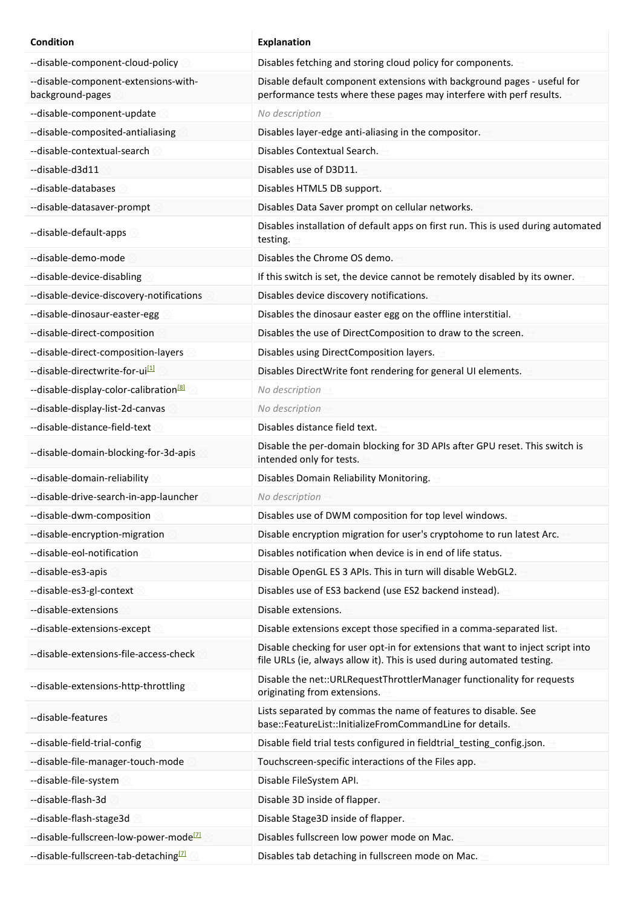| Condition | Explanation |
| --- | --- |
| --disable-component-cloud-policy | Disables fetching and storing cloud policy for components. |
| --disable-component-extensions-with-background-pages | Disable default component extensions with background pages - useful for performance tests where these pages may interfere with perf results. |
| --disable-component-update | *No description* |
| --disable-composited-antialiasing | Disables layer-edge anti-aliasing in the compositor. |
| --disable-contextual-search | Disables Contextual Search. |
| --disable-d3d11 | Disables use of D3D11. |
| --disable-databases | Disables HTML5 DB support. |
| --disable-datasaver-prompt | Disables Data Saver prompt on cellular networks. |
| --disable-default-apps | Disables installation of default apps on first run. This is used during automated testing. |
| --disable-demo-mode | Disables the Chrome OS demo. |
| --disable-device-disabling | If this switch is set, the device cannot be remotely disabled by its owner. |
| --disable-device-discovery-notifications | Disables device discovery notifications. |
| --disable-dinosaur-easter-egg | Disables the dinosaur easter egg on the offline interstitial. |
| --disable-direct-composition | Disables the use of DirectComposition to draw to the screen. |
| --disable-direct-composition-layers | Disables using DirectComposition layers. |
| --disable-directwrite-for-ui[1] | Disables DirectWrite font rendering for general UI elements. |
| --disable-display-color-calibration[8] | *No description* |
| --disable-display-list-2d-canvas | *No description* |
| --disable-distance-field-text | Disables distance field text. |
| --disable-domain-blocking-for-3d-apis | Disable the per-domain blocking for 3D APIs after GPU reset. This switch is intended only for tests. |
| --disable-domain-reliability | Disables Domain Reliability Monitoring. |
| --disable-drive-search-in-app-launcher | *No description* |
| --disable-dwm-composition | Disables use of DWM composition for top level windows. |
| --disable-encryption-migration | Disable encryption migration for user's cryptohome to run latest Arc. |
| --disable-eol-notification | Disables notification when device is in end of life status. |
| --disable-es3-apis | Disable OpenGL ES 3 APIs. This in turn will disable WebGL2. |
| --disable-es3-gl-context | Disables use of ES3 backend (use ES2 backend instead). |
| --disable-extensions | Disable extensions. |
| --disable-extensions-except | Disable extensions except those specified in a comma-separated list. |
| --disable-extensions-file-access-check | Disable checking for user opt-in for extensions that want to inject script into file URLs (ie, always allow it). This is used during automated testing. |
| --disable-extensions-http-throttling | Disable the net::URLRequestThrottlerManager functionality for requests originating from extensions. |
| --disable-features | Lists separated by commas the name of features to disable. See base::FeatureList::InitializeFromCommandLine for details. |
| --disable-field-trial-config | Disable field trial tests configured in fieldtrial_testing_config.json. |
| --disable-file-manager-touch-mode | Touchscreen-specific interactions of the Files app. |
| --disable-file-system | Disable FileSystem API. |
| --disable-flash-3d | Disable 3D inside of flapper. |
| --disable-flash-stage3d | Disable Stage3D inside of flapper. |
| --disable-fullscreen-low-power-mode[7] | Disables fullscreen low power mode on Mac. |
| --disable-fullscreen-tab-detaching[7] | Disables tab detaching in fullscreen mode on Mac. |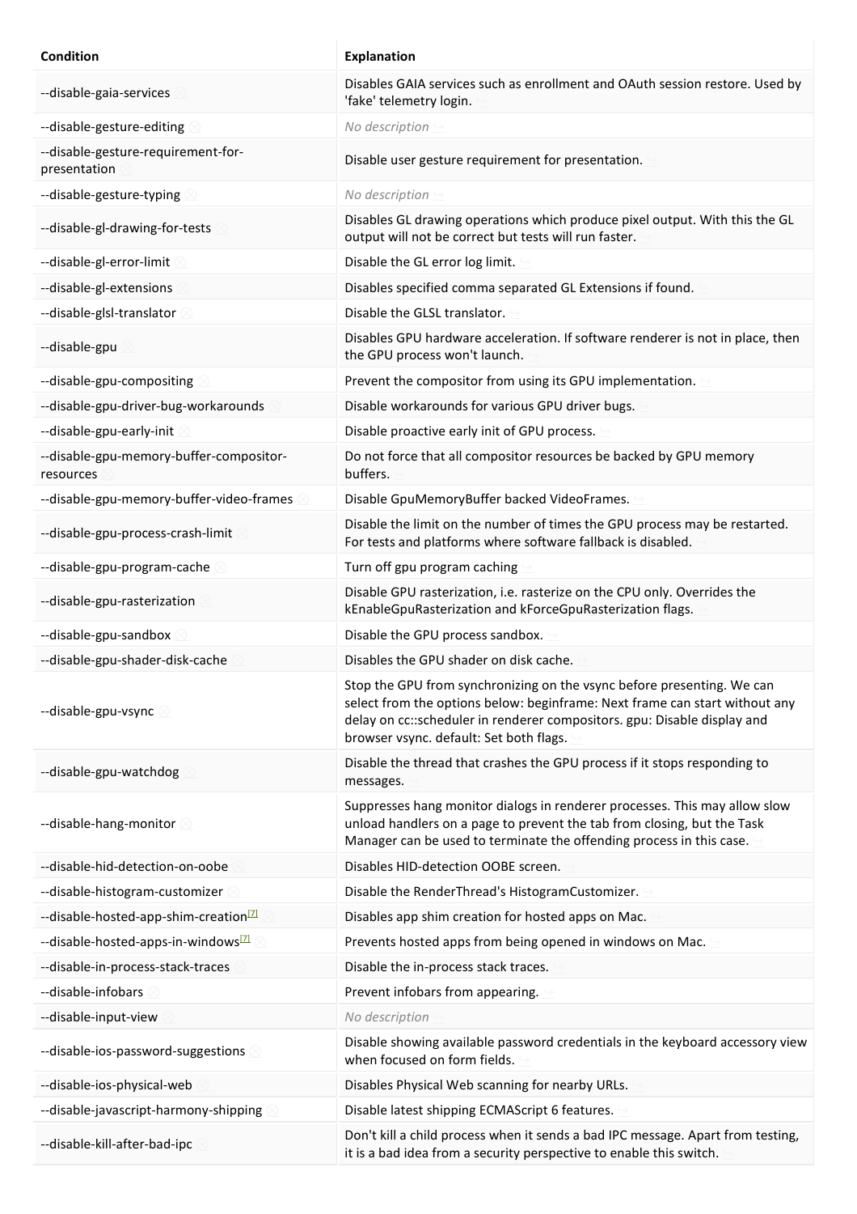| Condition | Explanation |
| --- | --- |
| --disable-gaia-services | Disables GAIA services such as enrollment and OAuth session restore. Used by 'fake' telemetry login. |
| --disable-gesture-editing | *No description* |
| --disable-gesture-requirement-for-presentation | Disable user gesture requirement for presentation. |
| --disable-gesture-typing | *No description* |
| --disable-gl-drawing-for-tests | Disables GL drawing operations which produce pixel output. With this the GL output will not be correct but tests will run faster. |
| --disable-gl-error-limit | Disable the GL error log limit. |
| --disable-gl-extensions | Disables specified comma separated GL Extensions if found. |
| --disable-glsl-translator | Disable the GLSL translator. |
| --disable-gpu | Disables GPU hardware acceleration. If software renderer is not in place, then the GPU process won't launch. |
| --disable-gpu-compositing | Prevent the compositor from using its GPU implementation. |
| --disable-gpu-driver-bug-workarounds | Disable workarounds for various GPU driver bugs. |
| --disable-gpu-early-init | Disable proactive early init of GPU process. |
| --disable-gpu-memory-buffer-compositor-resources | Do not force that all compositor resources be backed by GPU memory buffers. |
| --disable-gpu-memory-buffer-video-frames | Disable GpuMemoryBuffer backed VideoFrames. |
| --disable-gpu-process-crash-limit | Disable the limit on the number of times the GPU process may be restarted. For tests and platforms where software fallback is disabled. |
| --disable-gpu-program-cache | Turn off gpu program caching |
| --disable-gpu-rasterization | Disable GPU rasterization, i.e. rasterize on the CPU only. Overrides the kEnableGpuRasterization and kForceGpuRasterization flags. |
| --disable-gpu-sandbox | Disable the GPU process sandbox. |
| --disable-gpu-shader-disk-cache | Disables the GPU shader on disk cache. |
| --disable-gpu-vsync | Stop the GPU from synchronizing on the vsync before presenting. We can select from the options below: beginframe: Next frame can start without any delay on cc::scheduler in renderer compositors. gpu: Disable display and browser vsync. default: Set both flags. |
| --disable-gpu-watchdog | Disable the thread that crashes the GPU process if it stops responding to messages. |
| --disable-hang-monitor | Suppresses hang monitor dialogs in renderer processes. This may allow slow unload handlers on a page to prevent the tab from closing, but the Task Manager can be used to terminate the offending process in this case. |
| --disable-hid-detection-on-oobe | Disables HID-detection OOBE screen. |
| --disable-histogram-customizer | Disable the RenderThread's HistogramCustomizer. |
| --disable-hosted-app-shim-creation[7] | Disables app shim creation for hosted apps on Mac. |
| --disable-hosted-apps-in-windows[7] | Prevents hosted apps from being opened in windows on Mac. |
| --disable-in-process-stack-traces | Disable the in-process stack traces. |
| --disable-infobars | Prevent infobars from appearing. |
| --disable-input-view | *No description* |
| --disable-ios-password-suggestions | Disable showing available password credentials in the keyboard accessory view when focused on form fields. |
| --disable-ios-physical-web | Disables Physical Web scanning for nearby URLs. |
| --disable-javascript-harmony-shipping | Disable latest shipping ECMAScript 6 features. |
| --disable-kill-after-bad-ipc | Don't kill a child process when it sends a bad IPC message. Apart from testing, it is a bad idea from a security perspective to enable this switch. |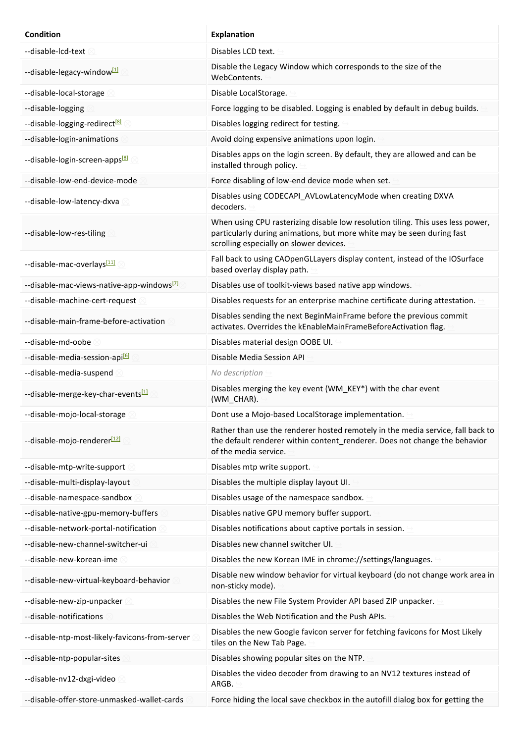| Condition | Explanation |
| --- | --- |
| --disable-lcd-text | Disables LCD text. |
| --disable-legacy-window[1] | Disable the Legacy Window which corresponds to the size of the WebContents. |
| --disable-local-storage | Disable LocalStorage. |
| --disable-logging | Force logging to be disabled. Logging is enabled by default in debug builds. |
| --disable-logging-redirect[8] | Disables logging redirect for testing. |
| --disable-login-animations | Avoid doing expensive animations upon login. |
| --disable-login-screen-apps[8] | Disables apps on the login screen. By default, they are allowed and can be installed through policy. |
| --disable-low-end-device-mode | Force disabling of low-end device mode when set. |
| --disable-low-latency-dxva | Disables using CODECAPI_AVLowLatencyMode when creating DXVA decoders. |
| --disable-low-res-tiling | When using CPU rasterizing disable low resolution tiling. This uses less power, particularly during animations, but more white may be seen during fast scrolling especially on slower devices. |
| --disable-mac-overlays[11] | Fall back to using CAOpenGLLayers display content, instead of the IOSurface based overlay display path. |
| --disable-mac-views-native-app-windows[7] | Disables use of toolkit-views based native app windows. |
| --disable-machine-cert-request | Disables requests for an enterprise machine certificate during attestation. |
| --disable-main-frame-before-activation | Disables sending the next BeginMainFrame before the previous commit activates. Overrides the kEnableMainFrameBeforeActivation flag. |
| --disable-md-oobe | Disables material design OOBE UI. |
| --disable-media-session-api[6] | Disable Media Session API |
| --disable-media-suspend | *No description* |
| --disable-merge-key-char-events[1] | Disables merging the key event (WM_KEY*) with the char event (WM_CHAR). |
| --disable-mojo-local-storage | Dont use a Mojo-based LocalStorage implementation. |
| --disable-mojo-renderer[12] | Rather than use the renderer hosted remotely in the media service, fall back to the default renderer within content_renderer. Does not change the behavior of the media service. |
| --disable-mtp-write-support | Disables mtp write support. |
| --disable-multi-display-layout | Disables the multiple display layout UI. |
| --disable-namespace-sandbox | Disables usage of the namespace sandbox. |
| --disable-native-gpu-memory-buffers | Disables native GPU memory buffer support. |
| --disable-network-portal-notification | Disables notifications about captive portals in session. |
| --disable-new-channel-switcher-ui | Disables new channel switcher UI. |
| --disable-new-korean-ime | Disables the new Korean IME in chrome://settings/languages. |
| --disable-new-virtual-keyboard-behavior | Disable new window behavior for virtual keyboard (do not change work area in non-sticky mode). |
| --disable-new-zip-unpacker | Disables the new File System Provider API based ZIP unpacker. |
| --disable-notifications | Disables the Web Notification and the Push APIs. |
| --disable-ntp-most-likely-favicons-from-server | Disables the new Google favicon server for fetching favicons for Most Likely tiles on the New Tab Page. |
| --disable-ntp-popular-sites | Disables showing popular sites on the NTP. |
| --disable-nv12-dxgi-video | Disables the video decoder from drawing to an NV12 textures instead of ARGB. |
| --disable-offer-store-unmasked-wallet-cards | Force hiding the local save checkbox in the autofill dialog box for getting the |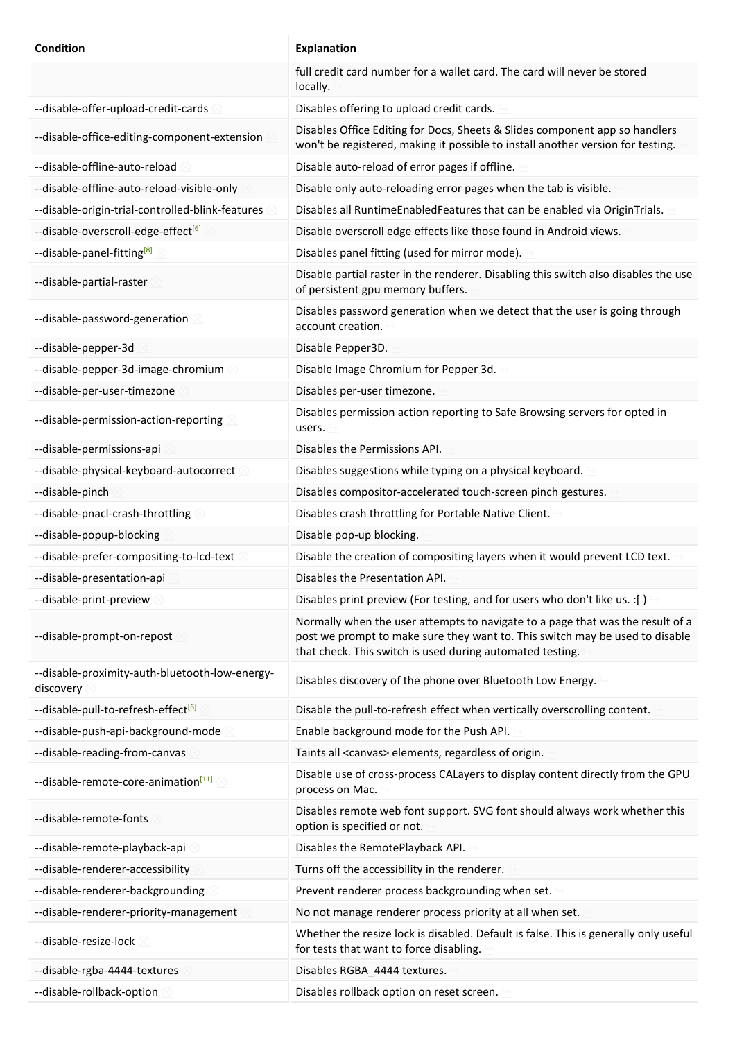| Condition | Explanation |
|---|---|
| | full credit card number for a wallet card. The card will never be stored locally. |
| --disable-offer-upload-credit-cards | Disables offering to upload credit cards. |
| --disable-office-editing-component-extension | Disables Office Editing for Docs, Sheets & Slides component app so handlers won't be registered, making it possible to install another version for testing. |
| --disable-offline-auto-reload | Disable auto-reload of error pages if offline. |
| --disable-offline-auto-reload-visible-only | Disable only auto-reloading error pages when the tab is visible. |
| --disable-origin-trial-controlled-blink-features | Disables all RuntimeEnabledFeatures that can be enabled via OriginTrials. |
| --disable-overscroll-edge-effect[6] | Disable overscroll edge effects like those found in Android views. |
| --disable-panel-fitting[8] | Disables panel fitting (used for mirror mode). |
| --disable-partial-raster | Disable partial raster in the renderer. Disabling this switch also disables the use of persistent gpu memory buffers. |
| --disable-password-generation | Disables password generation when we detect that the user is going through account creation. |
| --disable-pepper-3d | Disable Pepper3D. |
| --disable-pepper-3d-image-chromium | Disable Image Chromium for Pepper 3d. |
| --disable-per-user-timezone | Disables per-user timezone. |
| --disable-permission-action-reporting | Disables permission action reporting to Safe Browsing servers for opted in users. |
| --disable-permissions-api | Disables the Permissions API. |
| --disable-physical-keyboard-autocorrect | Disables suggestions while typing on a physical keyboard. |
| --disable-pinch | Disables compositor-accelerated touch-screen pinch gestures. |
| --disable-pnacl-crash-throttling | Disables crash throttling for Portable Native Client. |
| --disable-popup-blocking | Disable pop-up blocking. |
| --disable-prefer-compositing-to-lcd-text | Disable the creation of compositing layers when it would prevent LCD text. |
| --disable-presentation-api | Disables the Presentation API. |
| --disable-print-preview | Disables print preview (For testing, and for users who don't like us. :[ ) |
| --disable-prompt-on-repost | Normally when the user attempts to navigate to a page that was the result of a post we prompt to make sure they want to. This switch may be used to disable that check. This switch is used during automated testing. |
| --disable-proximity-auth-bluetooth-low-energy-discovery | Disables discovery of the phone over Bluetooth Low Energy. |
| --disable-pull-to-refresh-effect[6] | Disable the pull-to-refresh effect when vertically overscrolling content. |
| --disable-push-api-background-mode | Enable background mode for the Push API. |
| --disable-reading-from-canvas | Taints all <canvas> elements, regardless of origin. |
| --disable-remote-core-animation[11] | Disable use of cross-process CALayers to display content directly from the GPU process on Mac. |
| --disable-remote-fonts | Disables remote web font support. SVG font should always work whether this option is specified or not. |
| --disable-remote-playback-api | Disables the RemotePlayback API. |
| --disable-renderer-accessibility | Turns off the accessibility in the renderer. |
| --disable-renderer-backgrounding | Prevent renderer process backgrounding when set. |
| --disable-renderer-priority-management | No not manage renderer process priority at all when set. |
| --disable-resize-lock | Whether the resize lock is disabled. Default is false. This is generally only useful for tests that want to force disabling. |
| --disable-rgba-4444-textures | Disables RGBA_4444 textures. |
| --disable-rollback-option | Disables rollback option on reset screen. |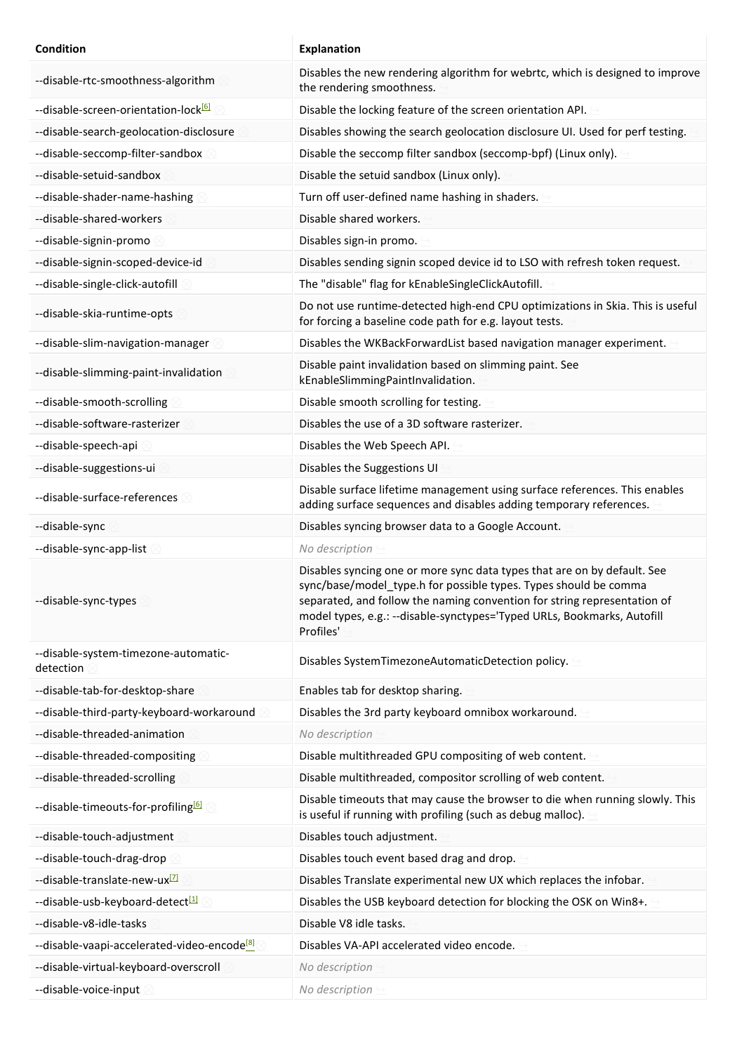| Condition | Explanation |
| --- | --- |
| --disable-rtc-smoothness-algorithm | Disables the new rendering algorithm for webrtc, which is designed to improve the rendering smoothness. |
| --disable-screen-orientation-lock[6] | Disable the locking feature of the screen orientation API. |
| --disable-search-geolocation-disclosure | Disables showing the search geolocation disclosure UI. Used for perf testing. |
| --disable-seccomp-filter-sandbox | Disable the seccomp filter sandbox (seccomp-bpf) (Linux only). |
| --disable-setuid-sandbox | Disable the setuid sandbox (Linux only). |
| --disable-shader-name-hashing | Turn off user-defined name hashing in shaders. |
| --disable-shared-workers | Disable shared workers. |
| --disable-signin-promo | Disables sign-in promo. |
| --disable-signin-scoped-device-id | Disables sending signin scoped device id to LSO with refresh token request. |
| --disable-single-click-autofill | The "disable" flag for kEnableSingleClickAutofill. |
| --disable-skia-runtime-opts | Do not use runtime-detected high-end CPU optimizations in Skia. This is useful for forcing a baseline code path for e.g. layout tests. |
| --disable-slim-navigation-manager | Disables the WKBackForwardList based navigation manager experiment. |
| --disable-slimming-paint-invalidation | Disable paint invalidation based on slimming paint. See kEnableSlimmingPaintInvalidation. |
| --disable-smooth-scrolling | Disable smooth scrolling for testing. |
| --disable-software-rasterizer | Disables the use of a 3D software rasterizer. |
| --disable-speech-api | Disables the Web Speech API. |
| --disable-suggestions-ui | Disables the Suggestions UI |
| --disable-surface-references | Disable surface lifetime management using surface references. This enables adding surface sequences and disables adding temporary references. |
| --disable-sync | Disables syncing browser data to a Google Account. |
| --disable-sync-app-list | *No description* |
| --disable-sync-types | Disables syncing one or more sync data types that are on by default. See sync/base/model_type.h for possible types. Types should be comma separated, and follow the naming convention for string representation of model types, e.g.: --disable-synctypes='Typed URLs, Bookmarks, Autofill Profiles' |
| --disable-system-timezone-automatic-detection | Disables SystemTimezoneAutomaticDetection policy. |
| --disable-tab-for-desktop-share | Enables tab for desktop sharing. |
| --disable-third-party-keyboard-workaround | Disables the 3rd party keyboard omnibox workaround. |
| --disable-threaded-animation | *No description* |
| --disable-threaded-compositing | Disable multithreaded GPU compositing of web content. |
| --disable-threaded-scrolling | Disable multithreaded, compositor scrolling of web content. |
| --disable-timeouts-for-profiling[6] | Disable timeouts that may cause the browser to die when running slowly. This is useful if running with profiling (such as debug malloc). |
| --disable-touch-adjustment | Disables touch adjustment. |
| --disable-touch-drag-drop | Disables touch event based drag and drop. |
| --disable-translate-new-ux[7] | Disables Translate experimental new UX which replaces the infobar. |
| --disable-usb-keyboard-detect[1] | Disables the USB keyboard detection for blocking the OSK on Win8+. |
| --disable-v8-idle-tasks | Disable V8 idle tasks. |
| --disable-vaapi-accelerated-video-encode[8] | Disables VA-API accelerated video encode. |
| --disable-virtual-keyboard-overscroll | *No description* |
| --disable-voice-input | *No description* |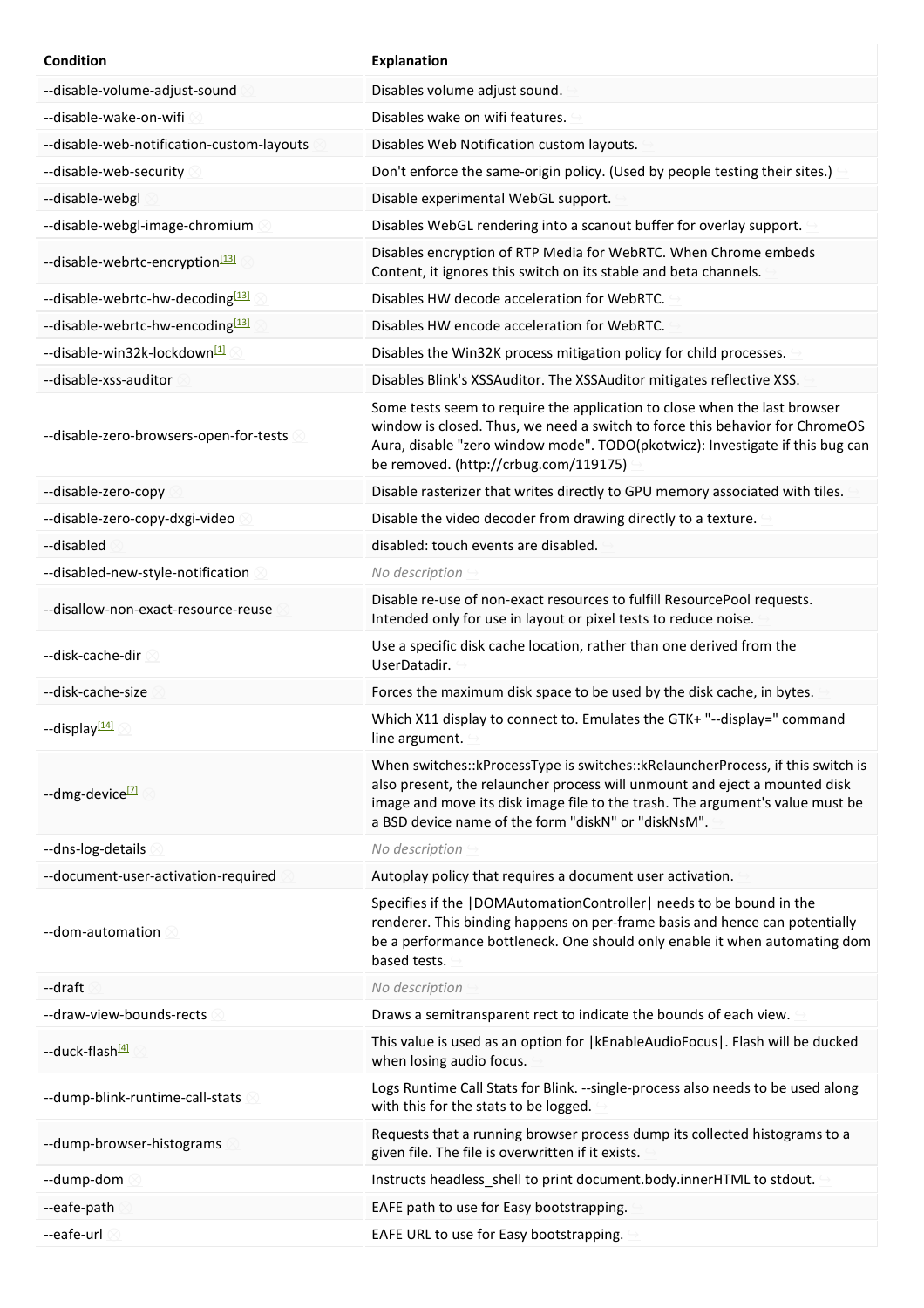| Condition | Explanation |
| --- | --- |
| --disable-volume-adjust-sound | Disables volume adjust sound. |
| --disable-wake-on-wifi | Disables wake on wifi features. |
| --disable-web-notification-custom-layouts | Disables Web Notification custom layouts. |
| --disable-web-security | Don't enforce the same-origin policy. (Used by people testing their sites.) |
| --disable-webgl | Disable experimental WebGL support. |
| --disable-webgl-image-chromium | Disables WebGL rendering into a scanout buffer for overlay support. |
| --disable-webrtc-encryption[13] | Disables encryption of RTP Media for WebRTC. When Chrome embeds Content, it ignores this switch on its stable and beta channels. |
| --disable-webrtc-hw-decoding[13] | Disables HW decode acceleration for WebRTC. |
| --disable-webrtc-hw-encoding[13] | Disables HW encode acceleration for WebRTC. |
| --disable-win32k-lockdown[1] | Disables the Win32K process mitigation policy for child processes. |
| --disable-xss-auditor | Disables Blink's XSSAuditor. The XSSAuditor mitigates reflective XSS. |
| --disable-zero-browsers-open-for-tests | Some tests seem to require the application to close when the last browser window is closed. Thus, we need a switch to force this behavior for ChromeOS Aura, disable "zero window mode". TODO(pkotwicz): Investigate if this bug can be removed. (http://crbug.com/119175) |
| --disable-zero-copy | Disable rasterizer that writes directly to GPU memory associated with tiles. |
| --disable-zero-copy-dxgi-video | Disable the video decoder from drawing directly to a texture. |
| --disabled | disabled: touch events are disabled. |
| --disabled-new-style-notification | *No description* |
| --disallow-non-exact-resource-reuse | Disable re-use of non-exact resources to fulfill ResourcePool requests. Intended only for use in layout or pixel tests to reduce noise. |
| --disk-cache-dir | Use a specific disk cache location, rather than one derived from the UserDatadir. |
| --disk-cache-size | Forces the maximum disk space to be used by the disk cache, in bytes. |
| --display[14] | Which X11 display to connect to. Emulates the GTK+ "--display=" command line argument. |
| --dmg-device[7] | When switches::kProcessType is switches::kRelauncherProcess, if this switch is also present, the relauncher process will unmount and eject a mounted disk image and move its disk image file to the trash. The argument's value must be a BSD device name of the form "diskN" or "diskNsM". |
| --dns-log-details | *No description* |
| --document-user-activation-required | Autoplay policy that requires a document user activation. |
| --dom-automation | Specifies if the \|DOMAutomationController\| needs to be bound in the renderer. This binding happens on per-frame basis and hence can potentially be a performance bottleneck. One should only enable it when automating dom based tests. |
| --draft | *No description* |
| --draw-view-bounds-rects | Draws a semitransparent rect to indicate the bounds of each view. |
| --duck-flash[4] | This value is used as an option for \|kEnableAudioFocus\|. Flash will be ducked when losing audio focus. |
| --dump-blink-runtime-call-stats | Logs Runtime Call Stats for Blink. --single-process also needs to be used along with this for the stats to be logged. |
| --dump-browser-histograms | Requests that a running browser process dump its collected histograms to a given file. The file is overwritten if it exists. |
| --dump-dom | Instructs headless_shell to print document.body.innerHTML to stdout. |
| --eafe-path | EAFE path to use for Easy bootstrapping. |
| --eafe-url | EAFE URL to use for Easy bootstrapping. |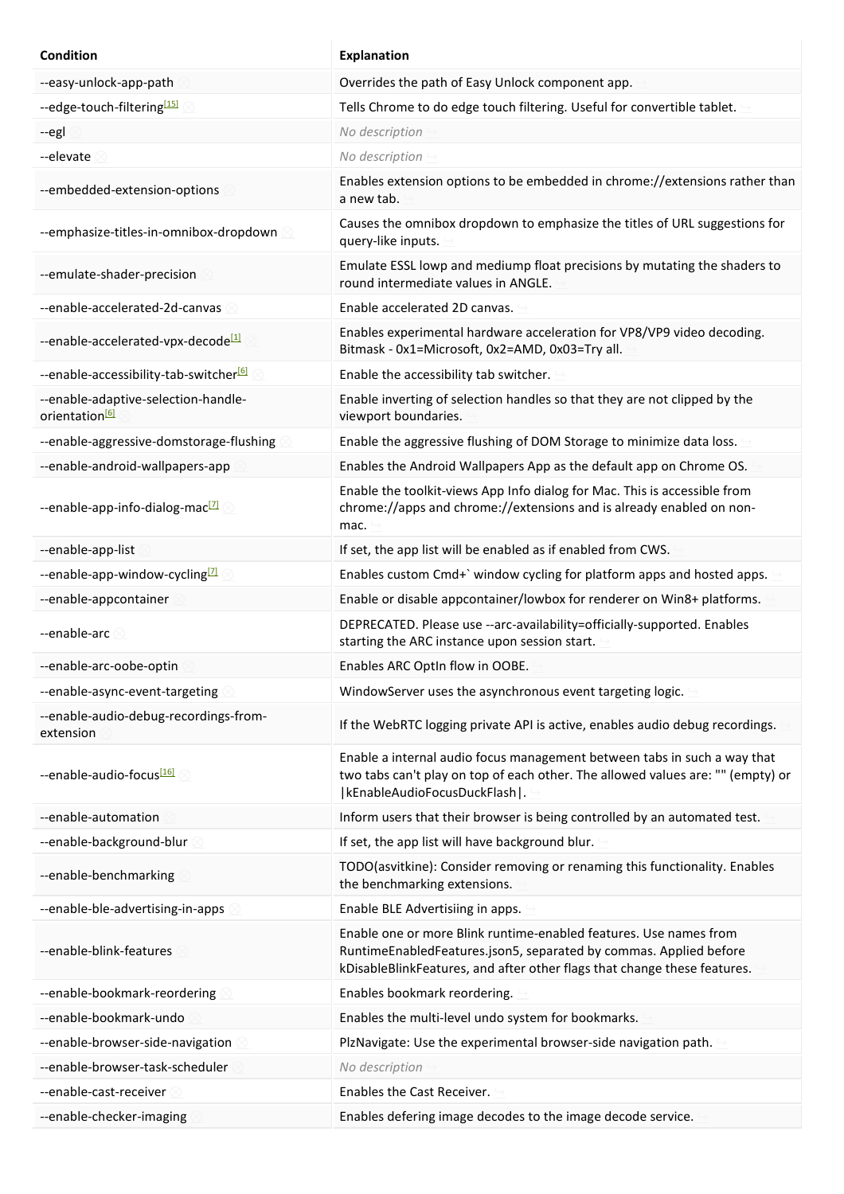| Condition | Explanation |
| --- | --- |
| --easy-unlock-app-path | Overrides the path of Easy Unlock component app. |
| --edge-touch-filtering[15] | Tells Chrome to do edge touch filtering. Useful for convertible tablet. |
| --egl | *No description* |
| --elevate | *No description* |
| --embedded-extension-options | Enables extension options to be embedded in chrome://extensions rather than a new tab. |
| --emphasize-titles-in-omnibox-dropdown | Causes the omnibox dropdown to emphasize the titles of URL suggestions for query-like inputs. |
| --emulate-shader-precision | Emulate ESSL lowp and mediump float precisions by mutating the shaders to round intermediate values in ANGLE. |
| --enable-accelerated-2d-canvas | Enable accelerated 2D canvas. |
| --enable-accelerated-vpx-decode[1] | Enables experimental hardware acceleration for VP8/VP9 video decoding. Bitmask - 0x1=Microsoft, 0x2=AMD, 0x03=Try all. |
| --enable-accessibility-tab-switcher[6] | Enable the accessibility tab switcher. |
| --enable-adaptive-selection-handle-orientation[6] | Enable inverting of selection handles so that they are not clipped by the viewport boundaries. |
| --enable-aggressive-domstorage-flushing | Enable the aggressive flushing of DOM Storage to minimize data loss. |
| --enable-android-wallpapers-app | Enables the Android Wallpapers App as the default app on Chrome OS. |
| --enable-app-info-dialog-mac[7] | Enable the toolkit-views App Info dialog for Mac. This is accessible from chrome://apps and chrome://extensions and is already enabled on non-mac. |
| --enable-app-list | If set, the app list will be enabled as if enabled from CWS. |
| --enable-app-window-cycling[7] | Enables custom Cmd+` window cycling for platform apps and hosted apps. |
| --enable-appcontainer | Enable or disable appcontainer/lowbox for renderer on Win8+ platforms. |
| --enable-arc | DEPRECATED. Please use --arc-availability=officially-supported. Enables starting the ARC instance upon session start. |
| --enable-arc-oobe-optin | Enables ARC OptIn flow in OOBE. |
| --enable-async-event-targeting | WindowServer uses the asynchronous event targeting logic. |
| --enable-audio-debug-recordings-from-extension | If the WebRTC logging private API is active, enables audio debug recordings. |
| --enable-audio-focus[16] | Enable a internal audio focus management between tabs in such a way that two tabs can't play on top of each other. The allowed values are: "" (empty) or \|kEnableAudioFocusDuckFlash\|. |
| --enable-automation | Inform users that their browser is being controlled by an automated test. |
| --enable-background-blur | If set, the app list will have background blur. |
| --enable-benchmarking | TODO(asvitkine): Consider removing or renaming this functionality. Enables the benchmarking extensions. |
| --enable-ble-advertising-in-apps | Enable BLE Advertisiing in apps. |
| --enable-blink-features | Enable one or more Blink runtime-enabled features. Use names from RuntimeEnabledFeatures.json5, separated by commas. Applied before kDisableBlinkFeatures, and after other flags that change these features. |
| --enable-bookmark-reordering | Enables bookmark reordering. |
| --enable-bookmark-undo | Enables the multi-level undo system for bookmarks. |
| --enable-browser-side-navigation | PlzNavigate: Use the experimental browser-side navigation path. |
| --enable-browser-task-scheduler | *No description* |
| --enable-cast-receiver | Enables the Cast Receiver. |
| --enable-checker-imaging | Enables defering image decodes to the image decode service. |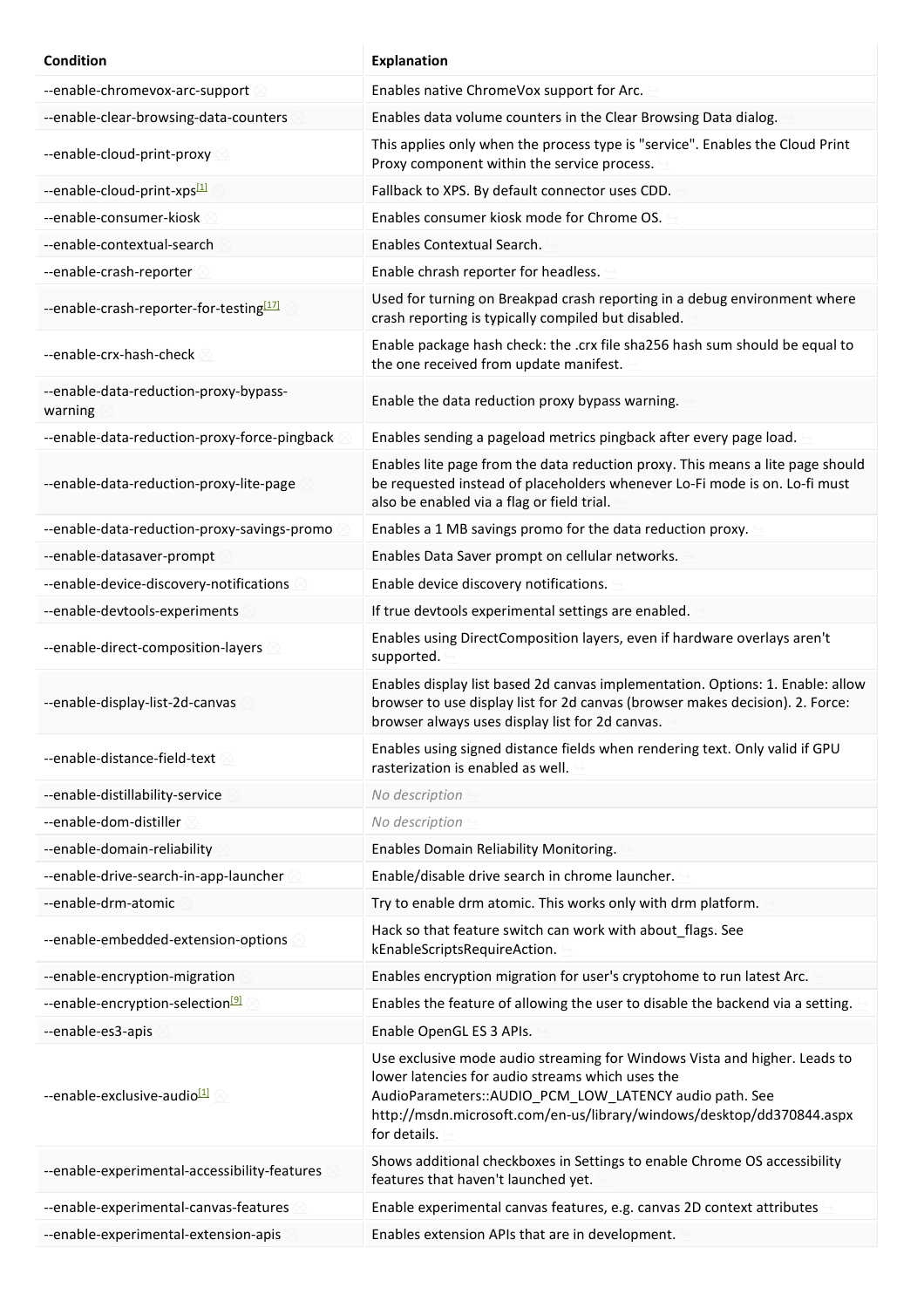| Condition | Explanation |
| --- | --- |
| --enable-chromevox-arc-support | Enables native ChromeVox support for Arc. |
| --enable-clear-browsing-data-counters | Enables data volume counters in the Clear Browsing Data dialog. |
| --enable-cloud-print-proxy | This applies only when the process type is "service". Enables the Cloud Print Proxy component within the service process. |
| --enable-cloud-print-xps[1] | Fallback to XPS. By default connector uses CDD. |
| --enable-consumer-kiosk | Enables consumer kiosk mode for Chrome OS. |
| --enable-contextual-search | Enables Contextual Search. |
| --enable-crash-reporter | Enable chrash reporter for headless. |
| --enable-crash-reporter-for-testing[17] | Used for turning on Breakpad crash reporting in a debug environment where crash reporting is typically compiled but disabled. |
| --enable-crx-hash-check | Enable package hash check: the .crx file sha256 hash sum should be equal to the one received from update manifest. |
| --enable-data-reduction-proxy-bypass-warning | Enable the data reduction proxy bypass warning. |
| --enable-data-reduction-proxy-force-pingback | Enables sending a pageload metrics pingback after every page load. |
| --enable-data-reduction-proxy-lite-page | Enables lite page from the data reduction proxy. This means a lite page should be requested instead of placeholders whenever Lo-Fi mode is on. Lo-fi must also be enabled via a flag or field trial. |
| --enable-data-reduction-proxy-savings-promo | Enables a 1 MB savings promo for the data reduction proxy. |
| --enable-datasaver-prompt | Enables Data Saver prompt on cellular networks. |
| --enable-device-discovery-notifications | Enable device discovery notifications. |
| --enable-devtools-experiments | If true devtools experimental settings are enabled. |
| --enable-direct-composition-layers | Enables using DirectComposition layers, even if hardware overlays aren't supported. |
| --enable-display-list-2d-canvas | Enables display list based 2d canvas implementation. Options: 1. Enable: allow browser to use display list for 2d canvas (browser makes decision). 2. Force: browser always uses display list for 2d canvas. |
| --enable-distance-field-text | Enables using signed distance fields when rendering text. Only valid if GPU rasterization is enabled as well. |
| --enable-distillability-service | *No description* |
| --enable-dom-distiller | *No description* |
| --enable-domain-reliability | Enables Domain Reliability Monitoring. |
| --enable-drive-search-in-app-launcher | Enable/disable drive search in chrome launcher. |
| --enable-drm-atomic | Try to enable drm atomic. This works only with drm platform. |
| --enable-embedded-extension-options | Hack so that feature switch can work with about_flags. See kEnableScriptsRequireAction. |
| --enable-encryption-migration | Enables encryption migration for user's cryptohome to run latest Arc. |
| --enable-encryption-selection[9] | Enables the feature of allowing the user to disable the backend via a setting. |
| --enable-es3-apis | Enable OpenGL ES 3 APIs. |
| --enable-exclusive-audio[1] | Use exclusive mode audio streaming for Windows Vista and higher. Leads to lower latencies for audio streams which uses the AudioParameters::AUDIO_PCM_LOW_LATENCY audio path. See http://msdn.microsoft.com/en-us/library/windows/desktop/dd370844.aspx for details. |
| --enable-experimental-accessibility-features | Shows additional checkboxes in Settings to enable Chrome OS accessibility features that haven't launched yet. |
| --enable-experimental-canvas-features | Enable experimental canvas features, e.g. canvas 2D context attributes |
| --enable-experimental-extension-apis | Enables extension APIs that are in development. |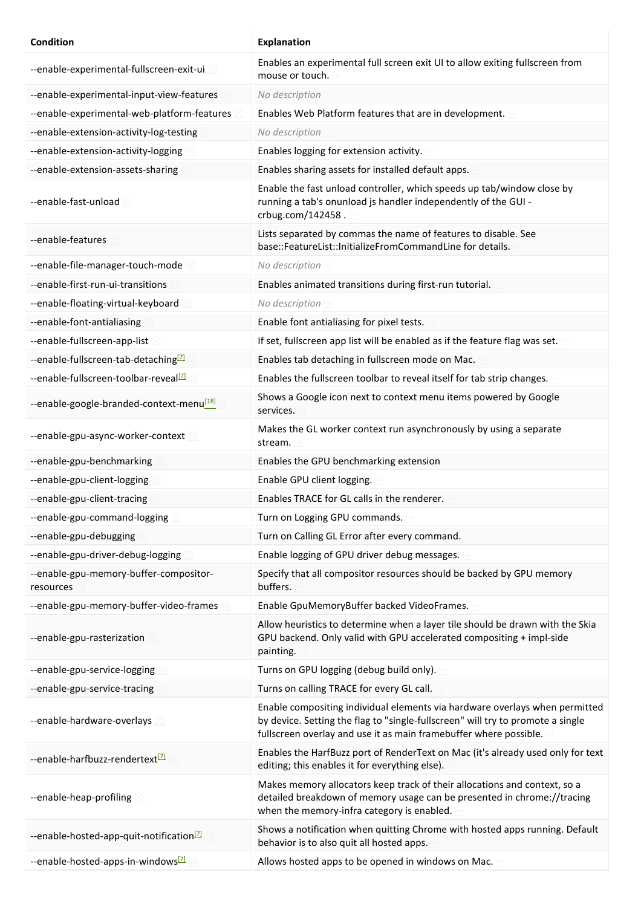| Condition | Explanation |
|---|---|
| --enable-experimental-fullscreen-exit-ui | Enables an experimental full screen exit UI to allow exiting fullscreen from mouse or touch. |
| --enable-experimental-input-view-features | *No description* |
| --enable-experimental-web-platform-features | Enables Web Platform features that are in development. |
| --enable-extension-activity-log-testing | *No description* |
| --enable-extension-activity-logging | Enables logging for extension activity. |
| --enable-extension-assets-sharing | Enables sharing assets for installed default apps. |
| --enable-fast-unload | Enable the fast unload controller, which speeds up tab/window close by running a tab's onunload js handler independently of the GUI - crbug.com/142458 . |
| --enable-features | Lists separated by commas the name of features to disable. See base::FeatureList::InitializeFromCommandLine for details. |
| --enable-file-manager-touch-mode | *No description* |
| --enable-first-run-ui-transitions | Enables animated transitions during first-run tutorial. |
| --enable-floating-virtual-keyboard | *No description* |
| --enable-font-antialiasing | Enable font antialiasing for pixel tests. |
| --enable-fullscreen-app-list | If set, fullscreen app list will be enabled as if the feature flag was set. |
| --enable-fullscreen-tab-detaching[7] | Enables tab detaching in fullscreen mode on Mac. |
| --enable-fullscreen-toolbar-reveal[7] | Enables the fullscreen toolbar to reveal itself for tab strip changes. |
| --enable-google-branded-context-menu[18] | Shows a Google icon next to context menu items powered by Google services. |
| --enable-gpu-async-worker-context | Makes the GL worker context run asynchronously by using a separate stream. |
| --enable-gpu-benchmarking | Enables the GPU benchmarking extension |
| --enable-gpu-client-logging | Enable GPU client logging. |
| --enable-gpu-client-tracing | Enables TRACE for GL calls in the renderer. |
| --enable-gpu-command-logging | Turn on Logging GPU commands. |
| --enable-gpu-debugging | Turn on Calling GL Error after every command. |
| --enable-gpu-driver-debug-logging | Enable logging of GPU driver debug messages. |
| --enable-gpu-memory-buffer-compositor-resources | Specify that all compositor resources should be backed by GPU memory buffers. |
| --enable-gpu-memory-buffer-video-frames | Enable GpuMemoryBuffer backed VideoFrames. |
| --enable-gpu-rasterization | Allow heuristics to determine when a layer tile should be drawn with the Skia GPU backend. Only valid with GPU accelerated compositing + impl-side painting. |
| --enable-gpu-service-logging | Turns on GPU logging (debug build only). |
| --enable-gpu-service-tracing | Turns on calling TRACE for every GL call. |
| --enable-hardware-overlays | Enable compositing individual elements via hardware overlays when permitted by device. Setting the flag to "single-fullscreen" will try to promote a single fullscreen overlay and use it as main framebuffer where possible. |
| --enable-harfbuzz-rendertext[7] | Enables the HarfBuzz port of RenderText on Mac (it's already used only for text editing; this enables it for everything else). |
| --enable-heap-profiling | Makes memory allocators keep track of their allocations and context, so a detailed breakdown of memory usage can be presented in chrome://tracing when the memory-infra category is enabled. |
| --enable-hosted-app-quit-notification[7] | Shows a notification when quitting Chrome with hosted apps running. Default behavior is to also quit all hosted apps. |
| --enable-hosted-apps-in-windows[7] | Allows hosted apps to be opened in windows on Mac. |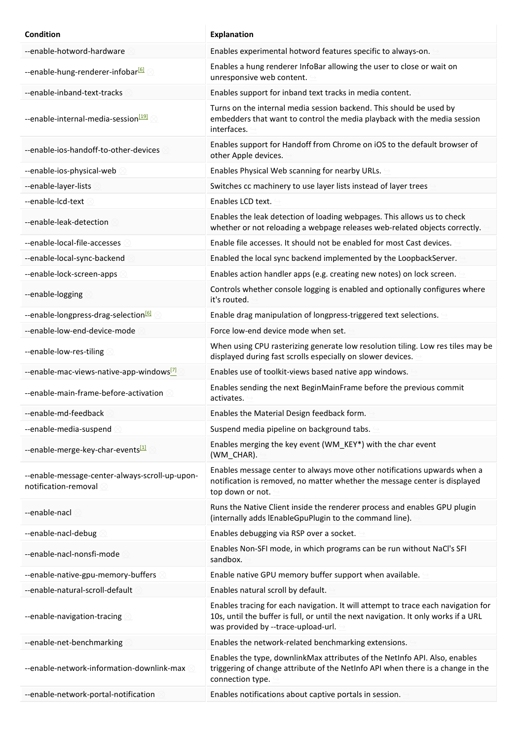| Condition | Explanation |
| --- | --- |
| --enable-hotword-hardware | Enables experimental hotword features specific to always-on. |
| --enable-hung-renderer-infobar[6] | Enables a hung renderer InfoBar allowing the user to close or wait on unresponsive web content. |
| --enable-inband-text-tracks | Enables support for inband text tracks in media content. |
| --enable-internal-media-session[19] | Turns on the internal media session backend. This should be used by embedders that want to control the media playback with the media session interfaces. |
| --enable-ios-handoff-to-other-devices | Enables support for Handoff from Chrome on iOS to the default browser of other Apple devices. |
| --enable-ios-physical-web | Enables Physical Web scanning for nearby URLs. |
| --enable-layer-lists | Switches cc machinery to use layer lists instead of layer trees |
| --enable-lcd-text | Enables LCD text. |
| --enable-leak-detection | Enables the leak detection of loading webpages. This allows us to check whether or not reloading a webpage releases web-related objects correctly. |
| --enable-local-file-accesses | Enable file accesses. It should not be enabled for most Cast devices. |
| --enable-local-sync-backend | Enabled the local sync backend implemented by the LoopbackServer. |
| --enable-lock-screen-apps | Enables action handler apps (e.g. creating new notes) on lock screen. |
| --enable-logging | Controls whether console logging is enabled and optionally configures where it's routed. |
| --enable-longpress-drag-selection[6] | Enable drag manipulation of longpress-triggered text selections. |
| --enable-low-end-device-mode | Force low-end device mode when set. |
| --enable-low-res-tiling | When using CPU rasterizing generate low resolution tiling. Low res tiles may be displayed during fast scrolls especially on slower devices. |
| --enable-mac-views-native-app-windows[7] | Enables use of toolkit-views based native app windows. |
| --enable-main-frame-before-activation | Enables sending the next BeginMainFrame before the previous commit activates. |
| --enable-md-feedback | Enables the Material Design feedback form. |
| --enable-media-suspend | Suspend media pipeline on background tabs. |
| --enable-merge-key-char-events[1] | Enables merging the key event (WM_KEY*) with the char event (WM_CHAR). |
| --enable-message-center-always-scroll-up-upon-notification-removal | Enables message center to always move other notifications upwards when a notification is removed, no matter whether the message center is displayed top down or not. |
| --enable-nacl | Runs the Native Client inside the renderer process and enables GPU plugin (internally adds lEnableGpuPlugin to the command line). |
| --enable-nacl-debug | Enables debugging via RSP over a socket. |
| --enable-nacl-nonsfi-mode | Enables Non-SFI mode, in which programs can be run without NaCl's SFI sandbox. |
| --enable-native-gpu-memory-buffers | Enable native GPU memory buffer support when available. |
| --enable-natural-scroll-default | Enables natural scroll by default. |
| --enable-navigation-tracing | Enables tracing for each navigation. It will attempt to trace each navigation for 10s, until the buffer is full, or until the next navigation. It only works if a URL was provided by --trace-upload-url. |
| --enable-net-benchmarking | Enables the network-related benchmarking extensions. |
| --enable-network-information-downlink-max | Enables the type, downlinkMax attributes of the NetInfo API. Also, enables triggering of change attribute of the NetInfo API when there is a change in the connection type. |
| --enable-network-portal-notification | Enables notifications about captive portals in session. |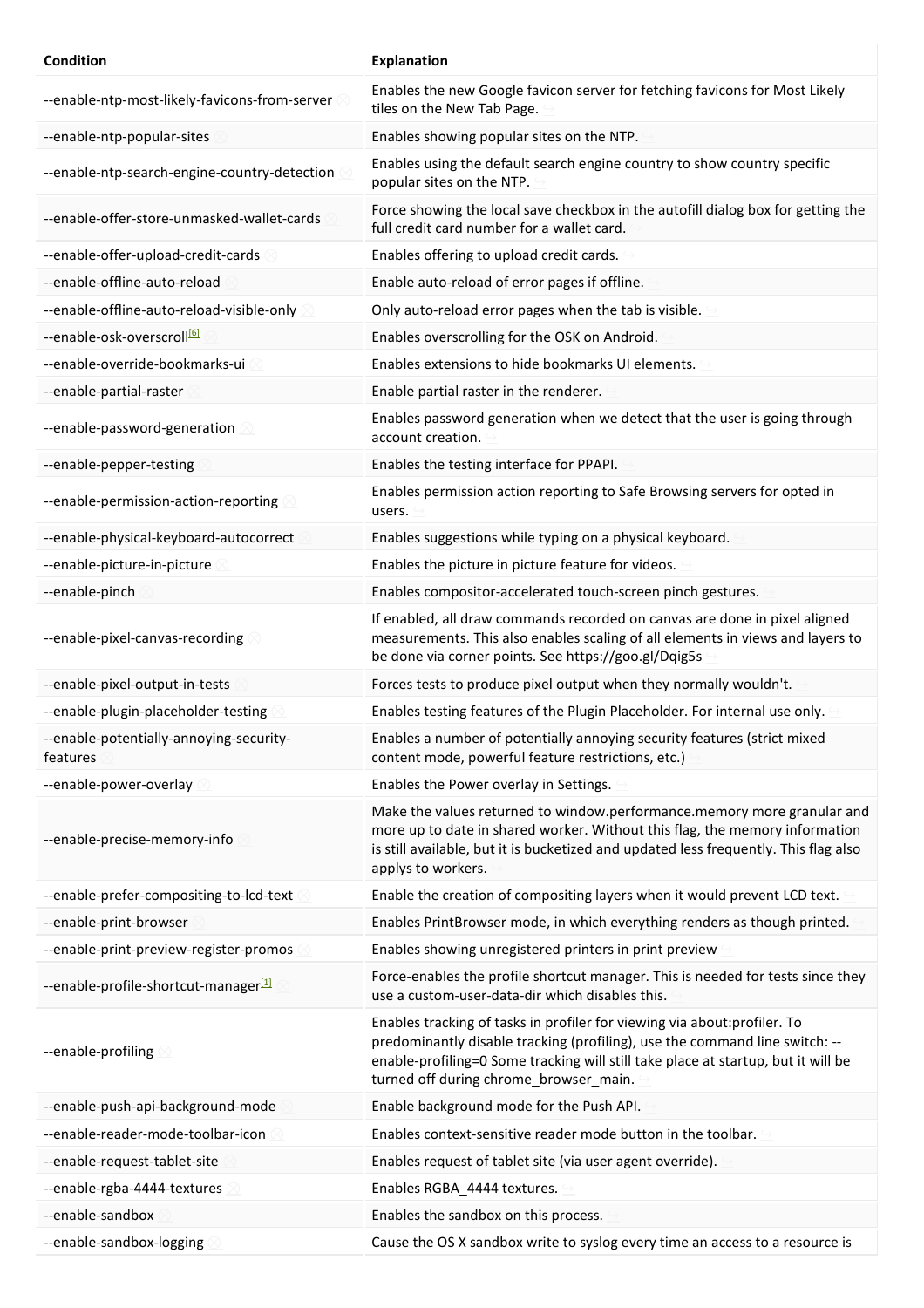| Condition | Explanation |
| --- | --- |
| --enable-ntp-most-likely-favicons-from-server | Enables the new Google favicon server for fetching favicons for Most Likely tiles on the New Tab Page. |
| --enable-ntp-popular-sites | Enables showing popular sites on the NTP. |
| --enable-ntp-search-engine-country-detection | Enables using the default search engine country to show country specific popular sites on the NTP. |
| --enable-offer-store-unmasked-wallet-cards | Force showing the local save checkbox in the autofill dialog box for getting the full credit card number for a wallet card. |
| --enable-offer-upload-credit-cards | Enables offering to upload credit cards. |
| --enable-offline-auto-reload | Enable auto-reload of error pages if offline. |
| --enable-offline-auto-reload-visible-only | Only auto-reload error pages when the tab is visible. |
| --enable-osk-overscroll[6] | Enables overscrolling for the OSK on Android. |
| --enable-override-bookmarks-ui | Enables extensions to hide bookmarks UI elements. |
| --enable-partial-raster | Enable partial raster in the renderer. |
| --enable-password-generation | Enables password generation when we detect that the user is going through account creation. |
| --enable-pepper-testing | Enables the testing interface for PPAPI. |
| --enable-permission-action-reporting | Enables permission action reporting to Safe Browsing servers for opted in users. |
| --enable-physical-keyboard-autocorrect | Enables suggestions while typing on a physical keyboard. |
| --enable-picture-in-picture | Enables the picture in picture feature for videos. |
| --enable-pinch | Enables compositor-accelerated touch-screen pinch gestures. |
| --enable-pixel-canvas-recording | If enabled, all draw commands recorded on canvas are done in pixel aligned measurements. This also enables scaling of all elements in views and layers to be done via corner points. See https://goo.gl/Dqig5s |
| --enable-pixel-output-in-tests | Forces tests to produce pixel output when they normally wouldn't. |
| --enable-plugin-placeholder-testing | Enables testing features of the Plugin Placeholder. For internal use only. |
| --enable-potentially-annoying-security-features | Enables a number of potentially annoying security features (strict mixed content mode, powerful feature restrictions, etc.) |
| --enable-power-overlay | Enables the Power overlay in Settings. |
| --enable-precise-memory-info | Make the values returned to window.performance.memory more granular and more up to date in shared worker. Without this flag, the memory information is still available, but it is bucketized and updated less frequently. This flag also applys to workers. |
| --enable-prefer-compositing-to-lcd-text | Enable the creation of compositing layers when it would prevent LCD text. |
| --enable-print-browser | Enables PrintBrowser mode, in which everything renders as though printed. |
| --enable-print-preview-register-promos | Enables showing unregistered printers in print preview |
| --enable-profile-shortcut-manager[1] | Force-enables the profile shortcut manager. This is needed for tests since they use a custom-user-data-dir which disables this. |
| --enable-profiling | Enables tracking of tasks in profiler for viewing via about:profiler. To predominantly disable tracking (profiling), use the command line switch: --enable-profiling=0 Some tracking will still take place at startup, but it will be turned off during chrome_browser_main. |
| --enable-push-api-background-mode | Enable background mode for the Push API. |
| --enable-reader-mode-toolbar-icon | Enables context-sensitive reader mode button in the toolbar. |
| --enable-request-tablet-site | Enables request of tablet site (via user agent override). |
| --enable-rgba-4444-textures | Enables RGBA_4444 textures. |
| --enable-sandbox | Enables the sandbox on this process. |
| --enable-sandbox-logging | Cause the OS X sandbox write to syslog every time an access to a resource is |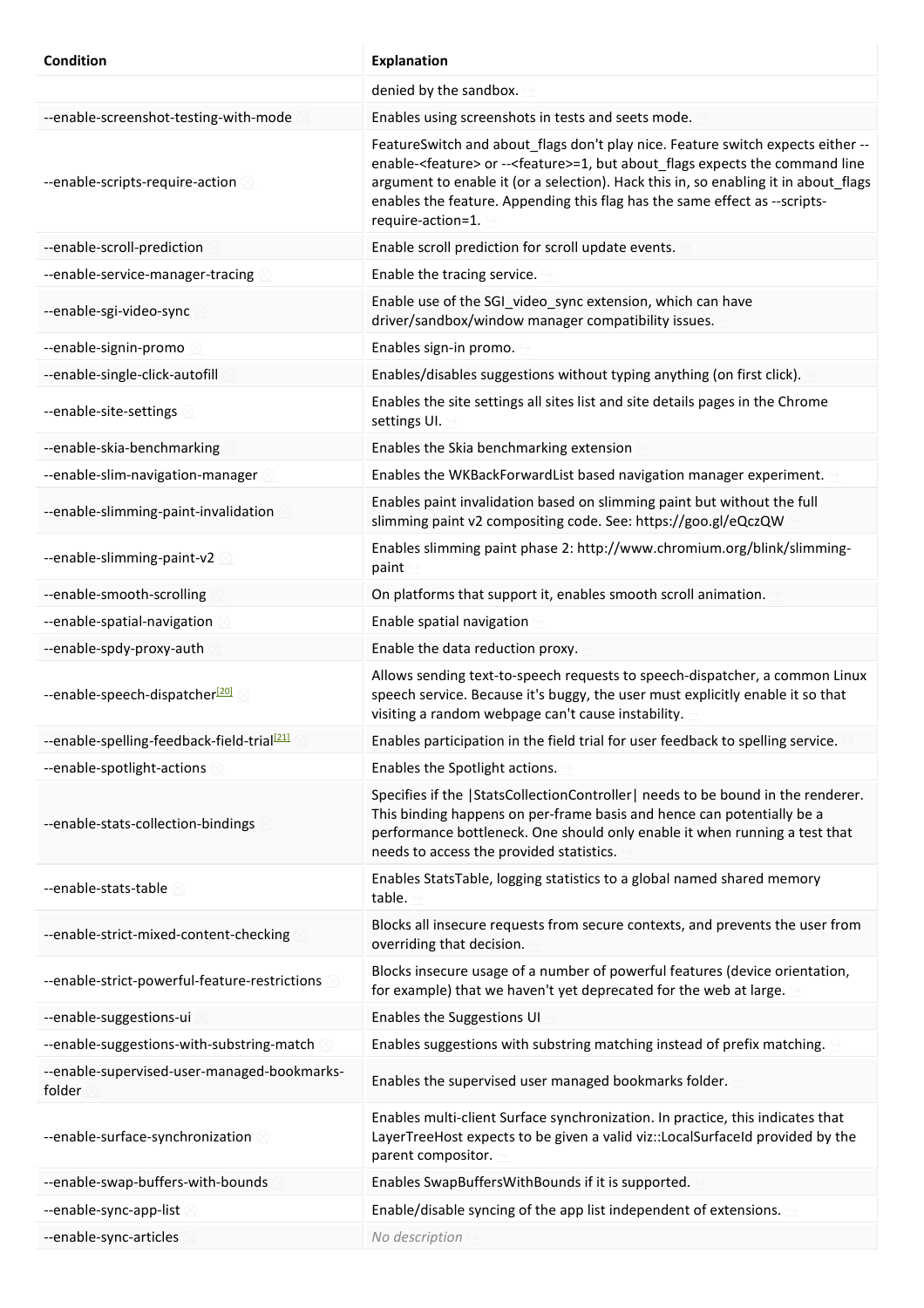| Condition | Explanation |
| --- | --- |
| | denied by the sandbox. |
| --enable-screenshot-testing-with-mode | Enables using screenshots in tests and seets mode. |
| --enable-scripts-require-action | FeatureSwitch and about_flags don't play nice. Feature switch expects either --enable-<feature> or --<feature>=1, but about_flags expects the command line argument to enable it (or a selection). Hack this in, so enabling it in about_flags enables the feature. Appending this flag has the same effect as --scripts-require-action=1. |
| --enable-scroll-prediction | Enable scroll prediction for scroll update events. |
| --enable-service-manager-tracing | Enable the tracing service. |
| --enable-sgi-video-sync | Enable use of the SGI_video_sync extension, which can have driver/sandbox/window manager compatibility issues. |
| --enable-signin-promo | Enables sign-in promo. |
| --enable-single-click-autofill | Enables/disables suggestions without typing anything (on first click). |
| --enable-site-settings | Enables the site settings all sites list and site details pages in the Chrome settings UI. |
| --enable-skia-benchmarking | Enables the Skia benchmarking extension |
| --enable-slim-navigation-manager | Enables the WKBackForwardList based navigation manager experiment. |
| --enable-slimming-paint-invalidation | Enables paint invalidation based on slimming paint but without the full slimming paint v2 compositing code. See: https://goo.gl/eQczQW |
| --enable-slimming-paint-v2 | Enables slimming paint phase 2: http://www.chromium.org/blink/slimming-paint |
| --enable-smooth-scrolling | On platforms that support it, enables smooth scroll animation. |
| --enable-spatial-navigation | Enable spatial navigation |
| --enable-spdy-proxy-auth | Enable the data reduction proxy. |
| --enable-speech-dispatcher[20] | Allows sending text-to-speech requests to speech-dispatcher, a common Linux speech service. Because it's buggy, the user must explicitly enable it so that visiting a random webpage can't cause instability. |
| --enable-spelling-feedback-field-trial[21] | Enables participation in the field trial for user feedback to spelling service. |
| --enable-spotlight-actions | Enables the Spotlight actions. |
| --enable-stats-collection-bindings | Specifies if the \|StatsCollectionController\| needs to be bound in the renderer. This binding happens on per-frame basis and hence can potentially be a performance bottleneck. One should only enable it when running a test that needs to access the provided statistics. |
| --enable-stats-table | Enables StatsTable, logging statistics to a global named shared memory table. |
| --enable-strict-mixed-content-checking | Blocks all insecure requests from secure contexts, and prevents the user from overriding that decision. |
| --enable-strict-powerful-feature-restrictions | Blocks insecure usage of a number of powerful features (device orientation, for example) that we haven't yet deprecated for the web at large. |
| --enable-suggestions-ui | Enables the Suggestions UI |
| --enable-suggestions-with-substring-match | Enables suggestions with substring matching instead of prefix matching. |
| --enable-supervised-user-managed-bookmarks-folder | Enables the supervised user managed bookmarks folder. |
| --enable-surface-synchronization | Enables multi-client Surface synchronization. In practice, this indicates that LayerTreeHost expects to be given a valid viz::LocalSurfaceId provided by the parent compositor. |
| --enable-swap-buffers-with-bounds | Enables SwapBuffersWithBounds if it is supported. |
| --enable-sync-app-list | Enable/disable syncing of the app list independent of extensions. |
| --enable-sync-articles | *No description* |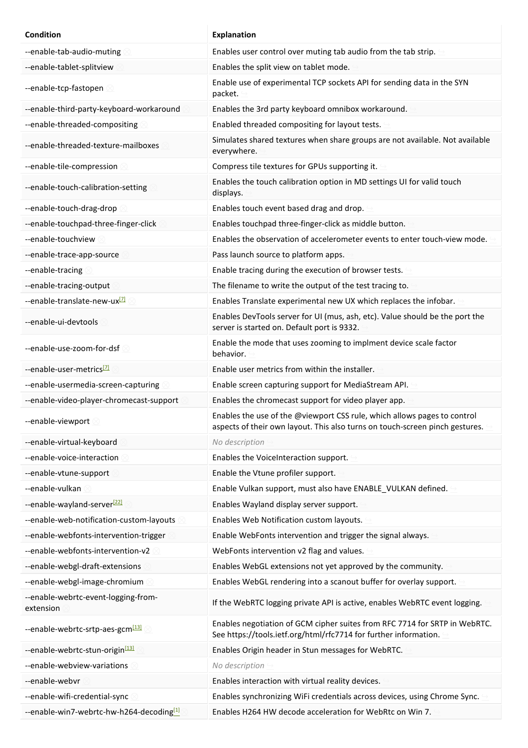| Condition | Explanation |
| --- | --- |
| --enable-tab-audio-muting | Enables user control over muting tab audio from the tab strip. |
| --enable-tablet-splitview | Enables the split view on tablet mode. |
| --enable-tcp-fastopen | Enable use of experimental TCP sockets API for sending data in the SYN packet. |
| --enable-third-party-keyboard-workaround | Enables the 3rd party keyboard omnibox workaround. |
| --enable-threaded-compositing | Enabled threaded compositing for layout tests. |
| --enable-threaded-texture-mailboxes | Simulates shared textures when share groups are not available. Not available everywhere. |
| --enable-tile-compression | Compress tile textures for GPUs supporting it. |
| --enable-touch-calibration-setting | Enables the touch calibration option in MD settings UI for valid touch displays. |
| --enable-touch-drag-drop | Enables touch event based drag and drop. |
| --enable-touchpad-three-finger-click | Enables touchpad three-finger-click as middle button. |
| --enable-touchview | Enables the observation of accelerometer events to enter touch-view mode. |
| --enable-trace-app-source | Pass launch source to platform apps. |
| --enable-tracing | Enable tracing during the execution of browser tests. |
| --enable-tracing-output | The filename to write the output of the test tracing to. |
| --enable-translate-new-ux[7] | Enables Translate experimental new UX which replaces the infobar. |
| --enable-ui-devtools | Enables DevTools server for UI (mus, ash, etc). Value should be the port the server is started on. Default port is 9332. |
| --enable-use-zoom-for-dsf | Enable the mode that uses zooming to implment device scale factor behavior. |
| --enable-user-metrics[7] | Enable user metrics from within the installer. |
| --enable-usermedia-screen-capturing | Enable screen capturing support for MediaStream API. |
| --enable-video-player-chromecast-support | Enables the chromecast support for video player app. |
| --enable-viewport | Enables the use of the @viewport CSS rule, which allows pages to control aspects of their own layout. This also turns on touch-screen pinch gestures. |
| --enable-virtual-keyboard | *No description* |
| --enable-voice-interaction | Enables the VoiceInteraction support. |
| --enable-vtune-support | Enable the Vtune profiler support. |
| --enable-vulkan | Enable Vulkan support, must also have ENABLE_VULKAN defined. |
| --enable-wayland-server[22] | Enables Wayland display server support. |
| --enable-web-notification-custom-layouts | Enables Web Notification custom layouts. |
| --enable-webfonts-intervention-trigger | Enable WebFonts intervention and trigger the signal always. |
| --enable-webfonts-intervention-v2 | WebFonts intervention v2 flag and values. |
| --enable-webgl-draft-extensions | Enables WebGL extensions not yet approved by the community. |
| --enable-webgl-image-chromium | Enables WebGL rendering into a scanout buffer for overlay support. |
| --enable-webrtc-event-logging-from-extension | If the WebRTC logging private API is active, enables WebRTC event logging. |
| --enable-webrtc-srtp-aes-gcm[13] | Enables negotiation of GCM cipher suites from RFC 7714 for SRTP in WebRTC. See https://tools.ietf.org/html/rfc7714 for further information. |
| --enable-webrtc-stun-origin[13] | Enables Origin header in Stun messages for WebRTC. |
| --enable-webview-variations | *No description* |
| --enable-webvr | Enables interaction with virtual reality devices. |
| --enable-wifi-credential-sync | Enables synchronizing WiFi credentials across devices, using Chrome Sync. |
| --enable-win7-webrtc-hw-h264-decoding[1] | Enables H264 HW decode acceleration for WebRtc on Win 7. |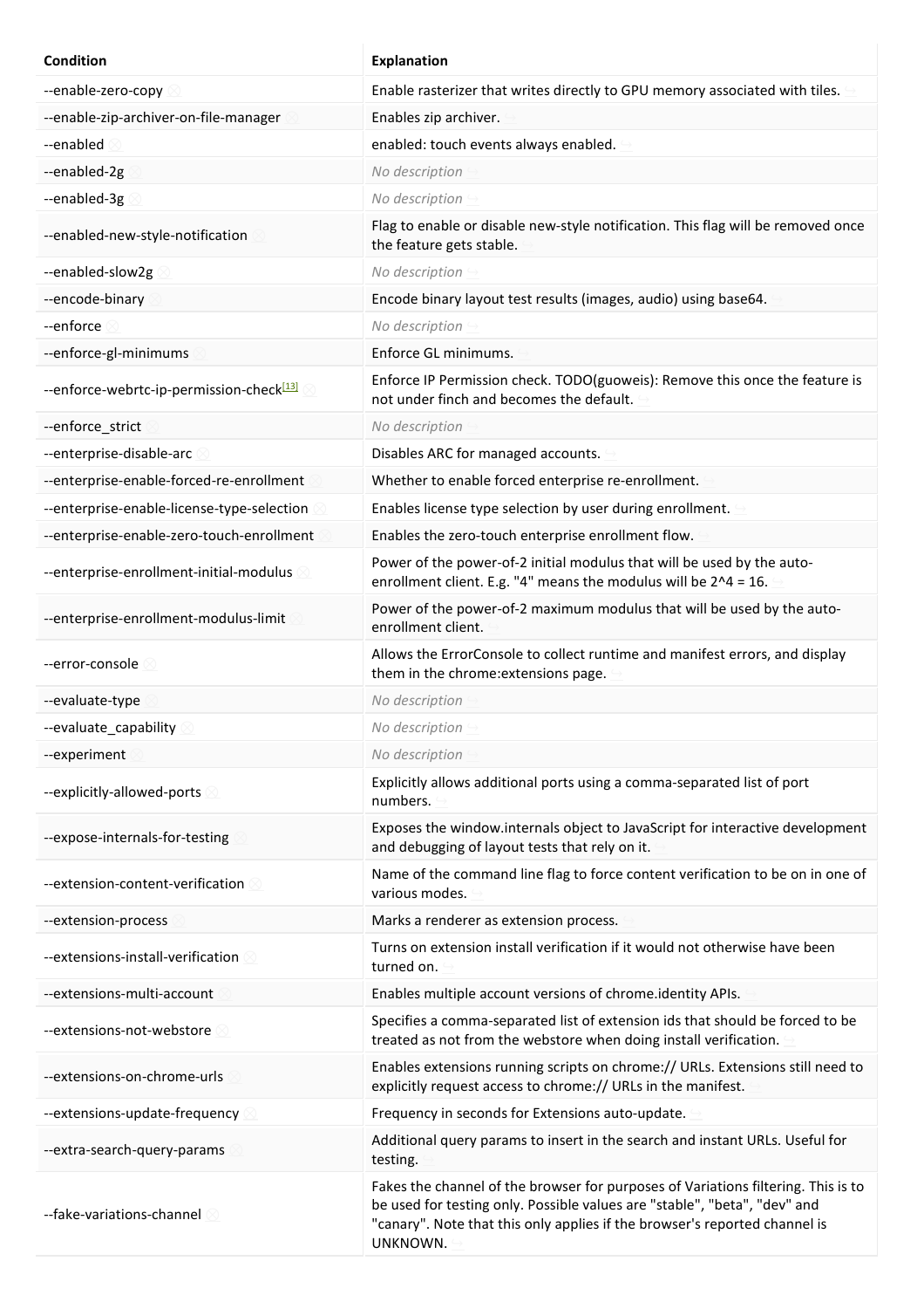| Condition | Explanation |
| --- | --- |
| --enable-zero-copy | Enable rasterizer that writes directly to GPU memory associated with tiles. |
| --enable-zip-archiver-on-file-manager | Enables zip archiver. |
| --enabled | enabled: touch events always enabled. |
| --enabled-2g | *No description* |
| --enabled-3g | *No description* |
| --enabled-new-style-notification | Flag to enable or disable new-style notification. This flag will be removed once the feature gets stable. |
| --enabled-slow2g | *No description* |
| --encode-binary | Encode binary layout test results (images, audio) using base64. |
| --enforce | *No description* |
| --enforce-gl-minimums | Enforce GL minimums. |
| --enforce-webrtc-ip-permission-check[13] | Enforce IP Permission check. TODO(guoweis): Remove this once the feature is not under finch and becomes the default. |
| --enforce_strict | *No description* |
| --enterprise-disable-arc | Disables ARC for managed accounts. |
| --enterprise-enable-forced-re-enrollment | Whether to enable forced enterprise re-enrollment. |
| --enterprise-enable-license-type-selection | Enables license type selection by user during enrollment. |
| --enterprise-enable-zero-touch-enrollment | Enables the zero-touch enterprise enrollment flow. |
| --enterprise-enrollment-initial-modulus | Power of the power-of-2 initial modulus that will be used by the auto-enrollment client. E.g. "4" means the modulus will be 2^4 = 16. |
| --enterprise-enrollment-modulus-limit | Power of the power-of-2 maximum modulus that will be used by the auto-enrollment client. |
| --error-console | Allows the ErrorConsole to collect runtime and manifest errors, and display them in the chrome:extensions page. |
| --evaluate-type | *No description* |
| --evaluate_capability | *No description* |
| --experiment | *No description* |
| --explicitly-allowed-ports | Explicitly allows additional ports using a comma-separated list of port numbers. |
| --expose-internals-for-testing | Exposes the window.internals object to JavaScript for interactive development and debugging of layout tests that rely on it. |
| --extension-content-verification | Name of the command line flag to force content verification to be on in one of various modes. |
| --extension-process | Marks a renderer as extension process. |
| --extensions-install-verification | Turns on extension install verification if it would not otherwise have been turned on. |
| --extensions-multi-account | Enables multiple account versions of chrome.identity APIs. |
| --extensions-not-webstore | Specifies a comma-separated list of extension ids that should be forced to be treated as not from the webstore when doing install verification. |
| --extensions-on-chrome-urls | Enables extensions running scripts on chrome:// URLs. Extensions still need to explicitly request access to chrome:// URLs in the manifest. |
| --extensions-update-frequency | Frequency in seconds for Extensions auto-update. |
| --extra-search-query-params | Additional query params to insert in the search and instant URLs. Useful for testing. |
| --fake-variations-channel | Fakes the channel of the browser for purposes of Variations filtering. This is to be used for testing only. Possible values are "stable", "beta", "dev" and "canary". Note that this only applies if the browser's reported channel is UNKNOWN. |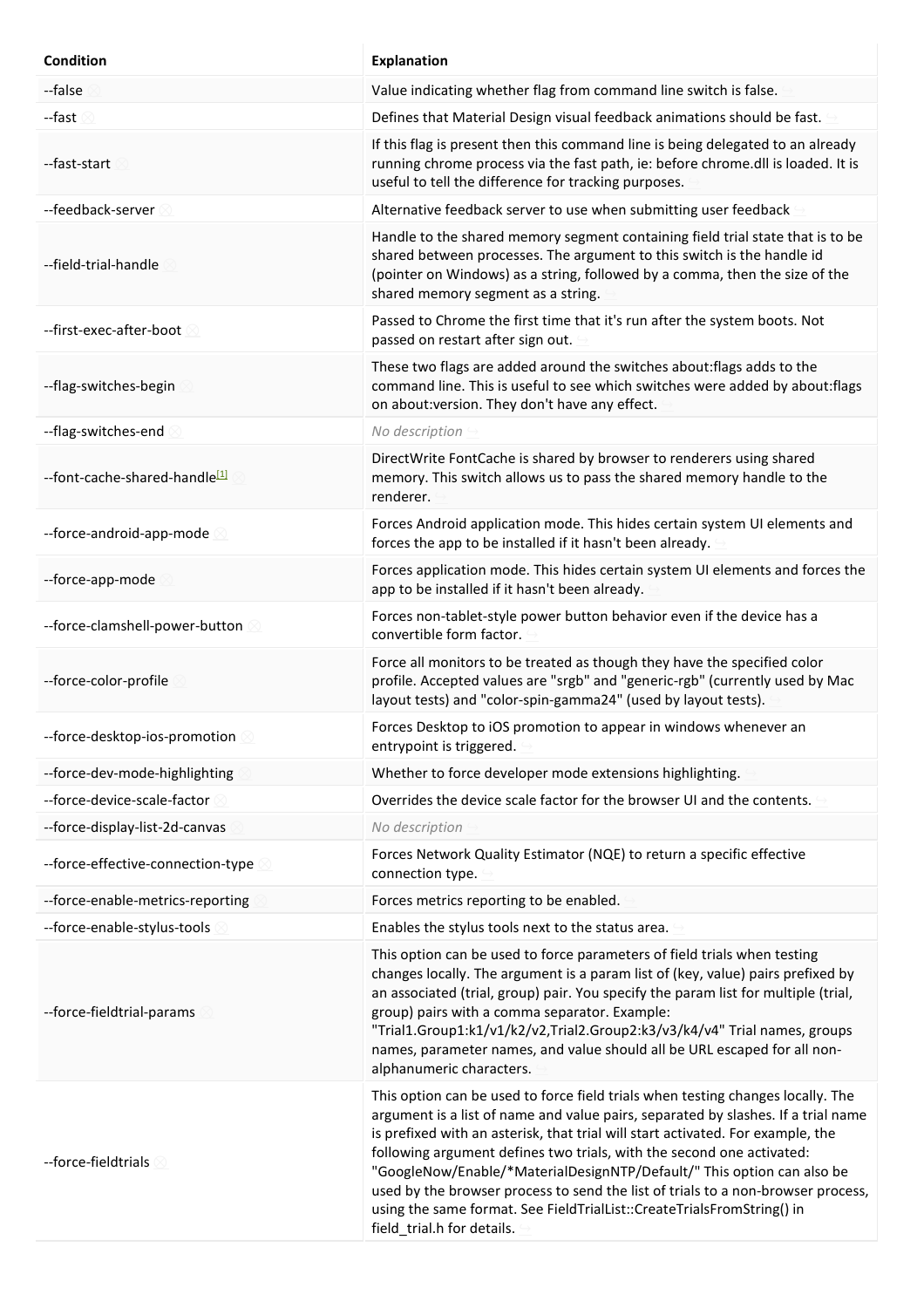| Condition | Explanation |
| --- | --- |
| --false | Value indicating whether flag from command line switch is false. |
| --fast | Defines that Material Design visual feedback animations should be fast. |
| --fast-start | If this flag is present then this command line is being delegated to an already running chrome process via the fast path, ie: before chrome.dll is loaded. It is useful to tell the difference for tracking purposes. |
| --feedback-server | Alternative feedback server to use when submitting user feedback |
| --field-trial-handle | Handle to the shared memory segment containing field trial state that is to be shared between processes. The argument to this switch is the handle id (pointer on Windows) as a string, followed by a comma, then the size of the shared memory segment as a string. |
| --first-exec-after-boot | Passed to Chrome the first time that it's run after the system boots. Not passed on restart after sign out. |
| --flag-switches-begin | These two flags are added around the switches about:flags adds to the command line. This is useful to see which switches were added by about:flags on about:version. They don't have any effect. |
| --flag-switches-end | *No description* |
| --font-cache-shared-handle[1] | DirectWrite FontCache is shared by browser to renderers using shared memory. This switch allows us to pass the shared memory handle to the renderer. |
| --force-android-app-mode | Forces Android application mode. This hides certain system UI elements and forces the app to be installed if it hasn't been already. |
| --force-app-mode | Forces application mode. This hides certain system UI elements and forces the app to be installed if it hasn't been already. |
| --force-clamshell-power-button | Forces non-tablet-style power button behavior even if the device has a convertible form factor. |
| --force-color-profile | Force all monitors to be treated as though they have the specified color profile. Accepted values are "srgb" and "generic-rgb" (currently used by Mac layout tests) and "color-spin-gamma24" (used by layout tests). |
| --force-desktop-ios-promotion | Forces Desktop to iOS promotion to appear in windows whenever an entrypoint is triggered. |
| --force-dev-mode-highlighting | Whether to force developer mode extensions highlighting. |
| --force-device-scale-factor | Overrides the device scale factor for the browser UI and the contents. |
| --force-display-list-2d-canvas | *No description* |
| --force-effective-connection-type | Forces Network Quality Estimator (NQE) to return a specific effective connection type. |
| --force-enable-metrics-reporting | Forces metrics reporting to be enabled. |
| --force-enable-stylus-tools | Enables the stylus tools next to the status area. |
| --force-fieldtrial-params | This option can be used to force parameters of field trials when testing changes locally. The argument is a param list of (key, value) pairs prefixed by an associated (trial, group) pair. You specify the param list for multiple (trial, group) pairs with a comma separator. Example: "Trial1.Group1:k1/v1/k2/v2,Trial2.Group2:k3/v3/k4/v4" Trial names, groups names, parameter names, and value should all be URL escaped for all non-alphanumeric characters. |
| --force-fieldtrials | This option can be used to force field trials when testing changes locally. The argument is a list of name and value pairs, separated by slashes. If a trial name is prefixed with an asterisk, that trial will start activated. For example, the following argument defines two trials, with the second one activated: "GoogleNow/Enable/*MaterialDesignNTP/Default/" This option can also be used by the browser process to send the list of trials to a non-browser process, using the same format. See FieldTrialList::CreateTrialsFromString() in field_trial.h for details. |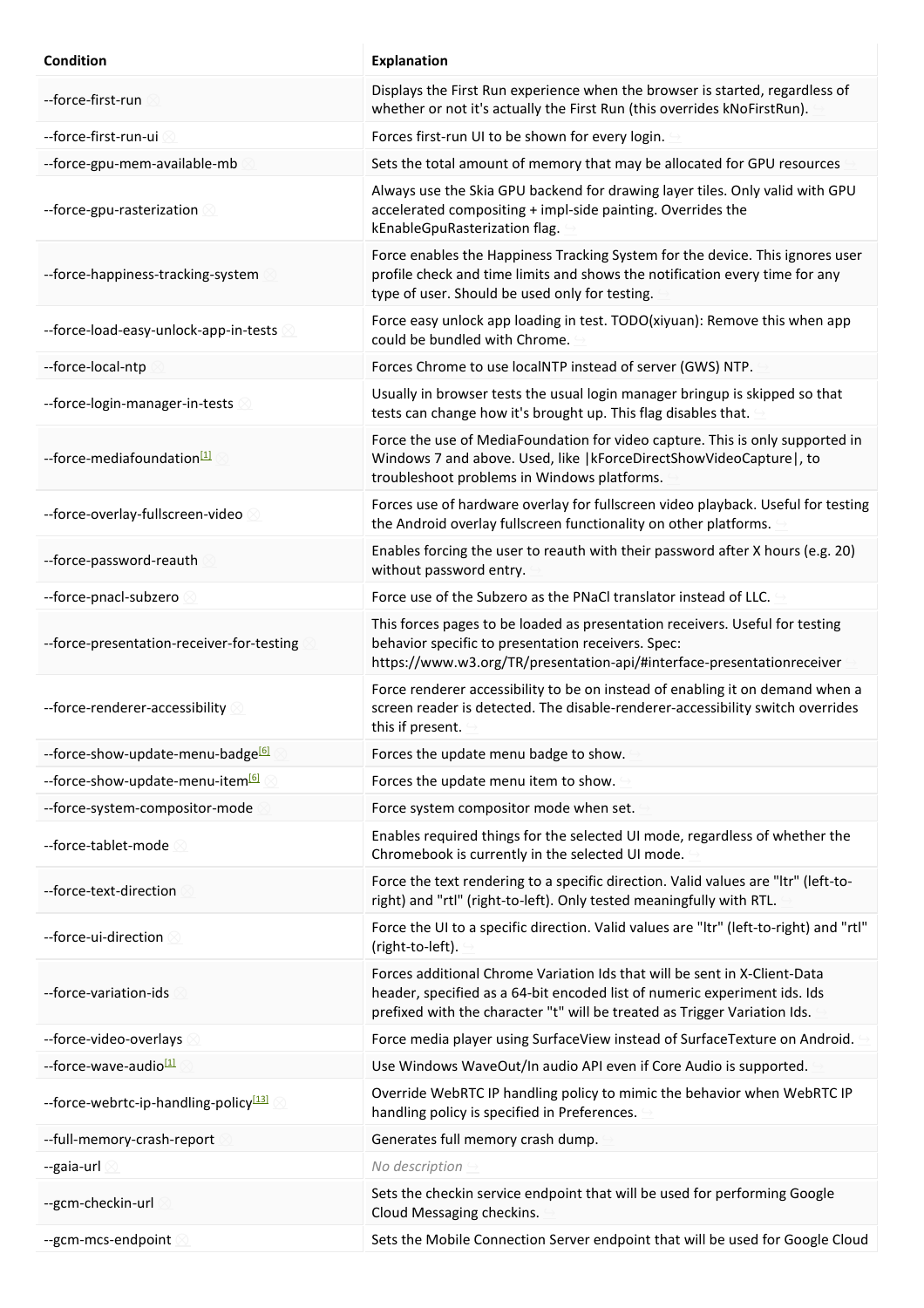| Condition | Explanation |
| --- | --- |
| --force-first-run | Displays the First Run experience when the browser is started, regardless of whether or not it's actually the First Run (this overrides kNoFirstRun). |
| --force-first-run-ui | Forces first-run UI to be shown for every login. |
| --force-gpu-mem-available-mb | Sets the total amount of memory that may be allocated for GPU resources |
| --force-gpu-rasterization | Always use the Skia GPU backend for drawing layer tiles. Only valid with GPU accelerated compositing + impl-side painting. Overrides the kEnableGpuRasterization flag. |
| --force-happiness-tracking-system | Force enables the Happiness Tracking System for the device. This ignores user profile check and time limits and shows the notification every time for any type of user. Should be used only for testing. |
| --force-load-easy-unlock-app-in-tests | Force easy unlock app loading in test. TODO(xiyuan): Remove this when app could be bundled with Chrome. |
| --force-local-ntp | Forces Chrome to use localNTP instead of server (GWS) NTP. |
| --force-login-manager-in-tests | Usually in browser tests the usual login manager bringup is skipped so that tests can change how it's brought up. This flag disables that. |
| --force-mediafoundation[1] | Force the use of MediaFoundation for video capture. This is only supported in Windows 7 and above. Used, like \|kForceDirectShowVideoCapture\|, to troubleshoot problems in Windows platforms. |
| --force-overlay-fullscreen-video | Forces use of hardware overlay for fullscreen video playback. Useful for testing the Android overlay fullscreen functionality on other platforms. |
| --force-password-reauth | Enables forcing the user to reauth with their password after X hours (e.g. 20) without password entry. |
| --force-pnacl-subzero | Force use of the Subzero as the PNaCl translator instead of LLC. |
| --force-presentation-receiver-for-testing | This forces pages to be loaded as presentation receivers. Useful for testing behavior specific to presentation receivers. Spec: https://www.w3.org/TR/presentation-api/#interface-presentationreceiver |
| --force-renderer-accessibility | Force renderer accessibility to be on instead of enabling it on demand when a screen reader is detected. The disable-renderer-accessibility switch overrides this if present. |
| --force-show-update-menu-badge[6] | Forces the update menu badge to show. |
| --force-show-update-menu-item[6] | Forces the update menu item to show. |
| --force-system-compositor-mode | Force system compositor mode when set. |
| --force-tablet-mode | Enables required things for the selected UI mode, regardless of whether the Chromebook is currently in the selected UI mode. |
| --force-text-direction | Force the text rendering to a specific direction. Valid values are "ltr" (left-to-right) and "rtl" (right-to-left). Only tested meaningfully with RTL. |
| --force-ui-direction | Force the UI to a specific direction. Valid values are "ltr" (left-to-right) and "rtl" (right-to-left). |
| --force-variation-ids | Forces additional Chrome Variation Ids that will be sent in X-Client-Data header, specified as a 64-bit encoded list of numeric experiment ids. Ids prefixed with the character "t" will be treated as Trigger Variation Ids. |
| --force-video-overlays | Force media player using SurfaceView instead of SurfaceTexture on Android. |
| --force-wave-audio[1] | Use Windows WaveOut/In audio API even if Core Audio is supported. |
| --force-webrtc-ip-handling-policy[13] | Override WebRTC IP handling policy to mimic the behavior when WebRTC IP handling policy is specified in Preferences. |
| --full-memory-crash-report | Generates full memory crash dump. |
| --gaia-url | *No description* |
| --gcm-checkin-url | Sets the checkin service endpoint that will be used for performing Google Cloud Messaging checkins. |
| --gcm-mcs-endpoint | Sets the Mobile Connection Server endpoint that will be used for Google Cloud |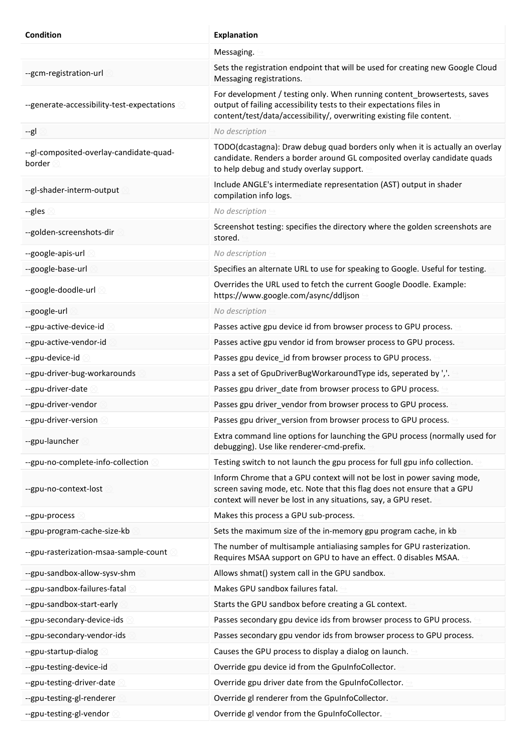| Condition | Explanation |
| --- | --- |
| | Messaging. |
| --gcm-registration-url | Sets the registration endpoint that will be used for creating new Google Cloud Messaging registrations. |
| --generate-accessibility-test-expectations | For development / testing only. When running content_browsertests, saves output of failing accessibility tests to their expectations files in content/test/data/accessibility/, overwriting existing file content. |
| --gl | *No description* |
| --gl-composited-overlay-candidate-quad-border | TODO(dcastagna): Draw debug quad borders only when it is actually an overlay candidate. Renders a border around GL composited overlay candidate quads to help debug and study overlay support. |
| --gl-shader-interm-output | Include ANGLE's intermediate representation (AST) output in shader compilation info logs. |
| --gles | *No description* |
| --golden-screenshots-dir | Screenshot testing: specifies the directory where the golden screenshots are stored. |
| --google-apis-url | *No description* |
| --google-base-url | Specifies an alternate URL to use for speaking to Google. Useful for testing. |
| --google-doodle-url | Overrides the URL used to fetch the current Google Doodle. Example: https://www.google.com/async/ddljson |
| --google-url | *No description* |
| --gpu-active-device-id | Passes active gpu device id from browser process to GPU process. |
| --gpu-active-vendor-id | Passes active gpu vendor id from browser process to GPU process. |
| --gpu-device-id | Passes gpu device_id from browser process to GPU process. |
| --gpu-driver-bug-workarounds | Pass a set of GpuDriverBugWorkaroundType ids, seperated by ','. |
| --gpu-driver-date | Passes gpu driver_date from browser process to GPU process. |
| --gpu-driver-vendor | Passes gpu driver_vendor from browser process to GPU process. |
| --gpu-driver-version | Passes gpu driver_version from browser process to GPU process. |
| --gpu-launcher | Extra command line options for launching the GPU process (normally used for debugging). Use like renderer-cmd-prefix. |
| --gpu-no-complete-info-collection | Testing switch to not launch the gpu process for full gpu info collection. |
| --gpu-no-context-lost | Inform Chrome that a GPU context will not be lost in power saving mode, screen saving mode, etc. Note that this flag does not ensure that a GPU context will never be lost in any situations, say, a GPU reset. |
| --gpu-process | Makes this process a GPU sub-process. |
| --gpu-program-cache-size-kb | Sets the maximum size of the in-memory gpu program cache, in kb |
| --gpu-rasterization-msaa-sample-count | The number of multisample antialiasing samples for GPU rasterization. Requires MSAA support on GPU to have an effect. 0 disables MSAA. |
| --gpu-sandbox-allow-sysv-shm | Allows shmat() system call in the GPU sandbox. |
| --gpu-sandbox-failures-fatal | Makes GPU sandbox failures fatal. |
| --gpu-sandbox-start-early | Starts the GPU sandbox before creating a GL context. |
| --gpu-secondary-device-ids | Passes secondary gpu device ids from browser process to GPU process. |
| --gpu-secondary-vendor-ids | Passes secondary gpu vendor ids from browser process to GPU process. |
| --gpu-startup-dialog | Causes the GPU process to display a dialog on launch. |
| --gpu-testing-device-id | Override gpu device id from the GpuInfoCollector. |
| --gpu-testing-driver-date | Override gpu driver date from the GpuInfoCollector. |
| --gpu-testing-gl-renderer | Override gl renderer from the GpuInfoCollector. |
| --gpu-testing-gl-vendor | Override gl vendor from the GpuInfoCollector. |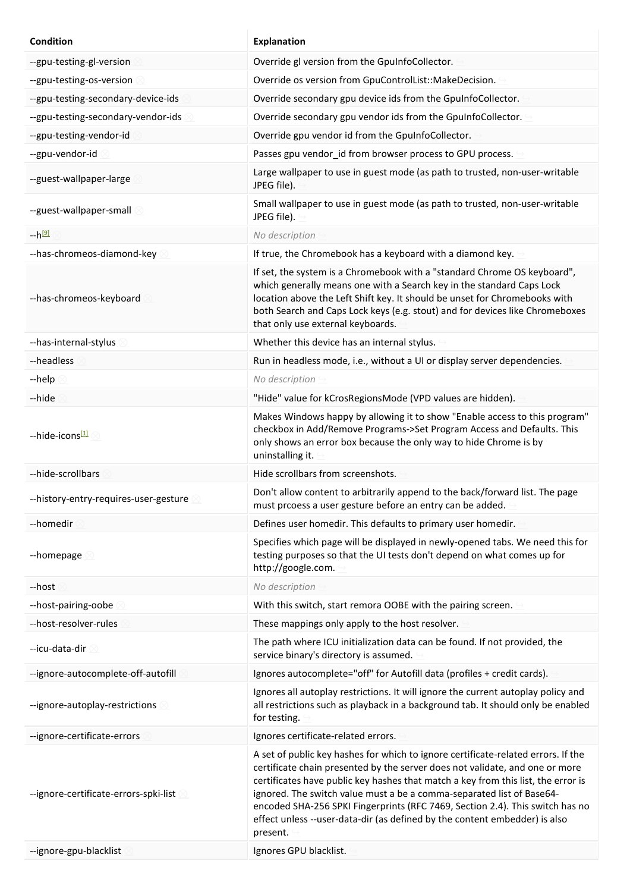| Condition | Explanation |
| --- | --- |
| --gpu-testing-gl-version | Override gl version from the GpuInfoCollector. |
| --gpu-testing-os-version | Override os version from GpuControlList::MakeDecision. |
| --gpu-testing-secondary-device-ids | Override secondary gpu device ids from the GpuInfoCollector. |
| --gpu-testing-secondary-vendor-ids | Override secondary gpu vendor ids from the GpuInfoCollector. |
| --gpu-testing-vendor-id | Override gpu vendor id from the GpuInfoCollector. |
| --gpu-vendor-id | Passes gpu vendor_id from browser process to GPU process. |
| --guest-wallpaper-large | Large wallpaper to use in guest mode (as path to trusted, non-user-writable JPEG file). |
| --guest-wallpaper-small | Small wallpaper to use in guest mode (as path to trusted, non-user-writable JPEG file). |
| --h[9] | *No description* |
| --has-chromeos-diamond-key | If true, the Chromebook has a keyboard with a diamond key. |
| --has-chromeos-keyboard | If set, the system is a Chromebook with a "standard Chrome OS keyboard", which generally means one with a Search key in the standard Caps Lock location above the Left Shift key. It should be unset for Chromebooks with both Search and Caps Lock keys (e.g. stout) and for devices like Chromeboxes that only use external keyboards. |
| --has-internal-stylus | Whether this device has an internal stylus. |
| --headless | Run in headless mode, i.e., without a UI or display server dependencies. |
| --help | *No description* |
| --hide | "Hide" value for kCrosRegionsMode (VPD values are hidden). |
| --hide-icons[1] | Makes Windows happy by allowing it to show "Enable access to this program" checkbox in Add/Remove Programs->Set Program Access and Defaults. This only shows an error box because the only way to hide Chrome is by uninstalling it. |
| --hide-scrollbars | Hide scrollbars from screenshots. |
| --history-entry-requires-user-gesture | Don't allow content to arbitrarily append to the back/forward list. The page must prcoess a user gesture before an entry can be added. |
| --homedir | Defines user homedir. This defaults to primary user homedir. |
| --homepage | Specifies which page will be displayed in newly-opened tabs. We need this for testing purposes so that the UI tests don't depend on what comes up for http://google.com. |
| --host | *No description* |
| --host-pairing-oobe | With this switch, start remora OOBE with the pairing screen. |
| --host-resolver-rules | These mappings only apply to the host resolver. |
| --icu-data-dir | The path where ICU initialization data can be found. If not provided, the service binary's directory is assumed. |
| --ignore-autocomplete-off-autofill | Ignores autocomplete="off" for Autofill data (profiles + credit cards). |
| --ignore-autoplay-restrictions | Ignores all autoplay restrictions. It will ignore the current autoplay policy and all restrictions such as playback in a background tab. It should only be enabled for testing. |
| --ignore-certificate-errors | Ignores certificate-related errors. |
| --ignore-certificate-errors-spki-list | A set of public key hashes for which to ignore certificate-related errors. If the certificate chain presented by the server does not validate, and one or more certificates have public key hashes that match a key from this list, the error is ignored. The switch value must a be a comma-separated list of Base64-encoded SHA-256 SPKI Fingerprints (RFC 7469, Section 2.4). This switch has no effect unless --user-data-dir (as defined by the content embedder) is also present. |
| --ignore-gpu-blacklist | Ignores GPU blacklist. |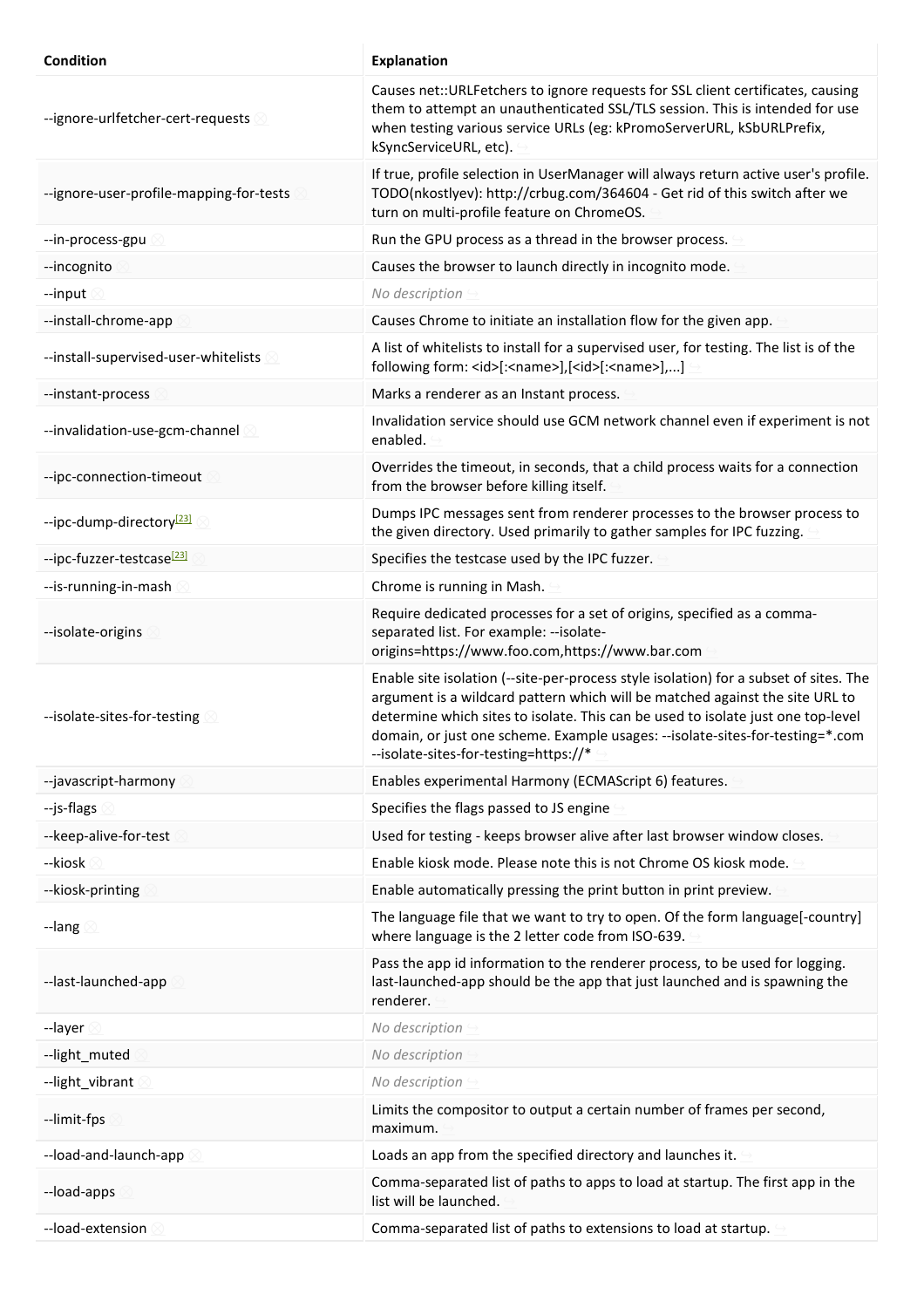| Condition | Explanation |
| --- | --- |
| --ignore-urlfetcher-cert-requests | Causes net::URLFetchers to ignore requests for SSL client certificates, causing them to attempt an unauthenticated SSL/TLS session. This is intended for use when testing various service URLs (eg: kPromoServerURL, kSbURLPrefix, kSyncServiceURL, etc). |
| --ignore-user-profile-mapping-for-tests | If true, profile selection in UserManager will always return active user's profile. TODO(nkostlyev): http://crbug.com/364604 - Get rid of this switch after we turn on multi-profile feature on ChromeOS. |
| --in-process-gpu | Run the GPU process as a thread in the browser process. |
| --incognito | Causes the browser to launch directly in incognito mode. |
| --input | *No description* |
| --install-chrome-app | Causes Chrome to initiate an installation flow for the given app. |
| --install-supervised-user-whitelists | A list of whitelists to install for a supervised user, for testing. The list is of the following form: <id>[:<name>],[<id>[:<name>],...] |
| --instant-process | Marks a renderer as an Instant process. |
| --invalidation-use-gcm-channel | Invalidation service should use GCM network channel even if experiment is not enabled. |
| --ipc-connection-timeout | Overrides the timeout, in seconds, that a child process waits for a connection from the browser before killing itself. |
| --ipc-dump-directory[23] | Dumps IPC messages sent from renderer processes to the browser process to the given directory. Used primarily to gather samples for IPC fuzzing. |
| --ipc-fuzzer-testcase[23] | Specifies the testcase used by the IPC fuzzer. |
| --is-running-in-mash | Chrome is running in Mash. |
| --isolate-origins | Require dedicated processes for a set of origins, specified as a comma-separated list. For example: --isolate-origins=https://www.foo.com,https://www.bar.com |
| --isolate-sites-for-testing | Enable site isolation (--site-per-process style isolation) for a subset of sites. The argument is a wildcard pattern which will be matched against the site URL to determine which sites to isolate. This can be used to isolate just one top-level domain, or just one scheme. Example usages: --isolate-sites-for-testing=*.com --isolate-sites-for-testing=https://* |
| --javascript-harmony | Enables experimental Harmony (ECMAScript 6) features. |
| --js-flags | Specifies the flags passed to JS engine |
| --keep-alive-for-test | Used for testing - keeps browser alive after last browser window closes. |
| --kiosk | Enable kiosk mode. Please note this is not Chrome OS kiosk mode. |
| --kiosk-printing | Enable automatically pressing the print button in print preview. |
| --lang | The language file that we want to try to open. Of the form language[-country] where language is the 2 letter code from ISO-639. |
| --last-launched-app | Pass the app id information to the renderer process, to be used for logging. last-launched-app should be the app that just launched and is spawning the renderer. |
| --layer | *No description* |
| --light_muted | *No description* |
| --light_vibrant | *No description* |
| --limit-fps | Limits the compositor to output a certain number of frames per second, maximum. |
| --load-and-launch-app | Loads an app from the specified directory and launches it. |
| --load-apps | Comma-separated list of paths to apps to load at startup. The first app in the list will be launched. |
| --load-extension | Comma-separated list of paths to extensions to load at startup. |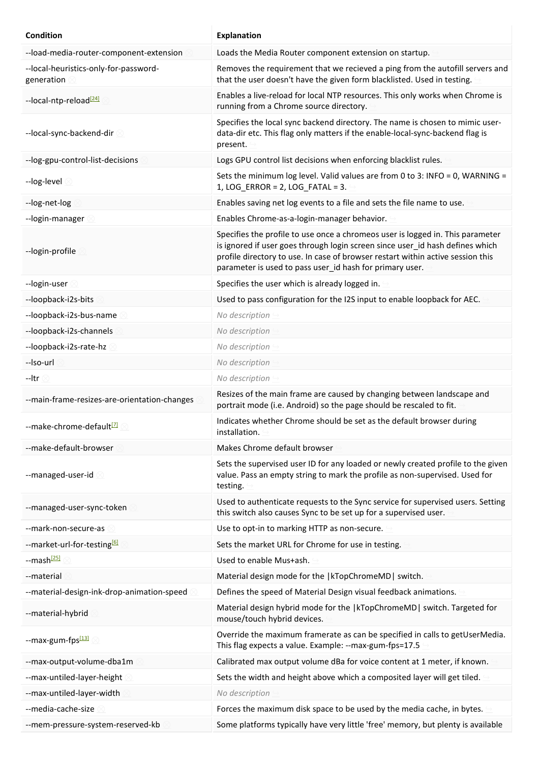| Condition | Explanation |
| --- | --- |
| --load-media-router-component-extension | Loads the Media Router component extension on startup. |
| --local-heuristics-only-for-password-generation | Removes the requirement that we recieved a ping from the autofill servers and that the user doesn't have the given form blacklisted. Used in testing. |
| --local-ntp-reload[24] | Enables a live-reload for local NTP resources. This only works when Chrome is running from a Chrome source directory. |
| --local-sync-backend-dir | Specifies the local sync backend directory. The name is chosen to mimic user-data-dir etc. This flag only matters if the enable-local-sync-backend flag is present. |
| --log-gpu-control-list-decisions | Logs GPU control list decisions when enforcing blacklist rules. |
| --log-level | Sets the minimum log level. Valid values are from 0 to 3: INFO = 0, WARNING = 1, LOG_ERROR = 2, LOG_FATAL = 3. |
| --log-net-log | Enables saving net log events to a file and sets the file name to use. |
| --login-manager | Enables Chrome-as-a-login-manager behavior. |
| --login-profile | Specifies the profile to use once a chromeos user is logged in. This parameter is ignored if user goes through login screen since user_id hash defines which profile directory to use. In case of browser restart within active session this parameter is used to pass user_id hash for primary user. |
| --login-user | Specifies the user which is already logged in. |
| --loopback-i2s-bits | Used to pass configuration for the I2S input to enable loopback for AEC. |
| --loopback-i2s-bus-name | *No description* |
| --loopback-i2s-channels | *No description* |
| --loopback-i2s-rate-hz | *No description* |
| --lso-url | *No description* |
| --ltr | *No description* |
| --main-frame-resizes-are-orientation-changes | Resizes of the main frame are caused by changing between landscape and portrait mode (i.e. Android) so the page should be rescaled to fit. |
| --make-chrome-default[7] | Indicates whether Chrome should be set as the default browser during installation. |
| --make-default-browser | Makes Chrome default browser |
| --managed-user-id | Sets the supervised user ID for any loaded or newly created profile to the given value. Pass an empty string to mark the profile as non-supervised. Used for testing. |
| --managed-user-sync-token | Used to authenticate requests to the Sync service for supervised users. Setting this switch also causes Sync to be set up for a supervised user. |
| --mark-non-secure-as | Use to opt-in to marking HTTP as non-secure. |
| --market-url-for-testing[6] | Sets the market URL for Chrome for use in testing. |
| --mash[25] | Used to enable Mus+ash. |
| --material | Material design mode for the \|kTopChromeMD\| switch. |
| --material-design-ink-drop-animation-speed | Defines the speed of Material Design visual feedback animations. |
| --material-hybrid | Material design hybrid mode for the \|kTopChromeMD\| switch. Targeted for mouse/touch hybrid devices. |
| --max-gum-fps[13] | Override the maximum framerate as can be specified in calls to getUserMedia. This flag expects a value. Example: --max-gum-fps=17.5 |
| --max-output-volume-dba1m | Calibrated max output volume dBa for voice content at 1 meter, if known. |
| --max-untiled-layer-height | Sets the width and height above which a composited layer will get tiled. |
| --max-untiled-layer-width | *No description* |
| --media-cache-size | Forces the maximum disk space to be used by the media cache, in bytes. |
| --mem-pressure-system-reserved-kb | Some platforms typically have very little 'free' memory, but plenty is available |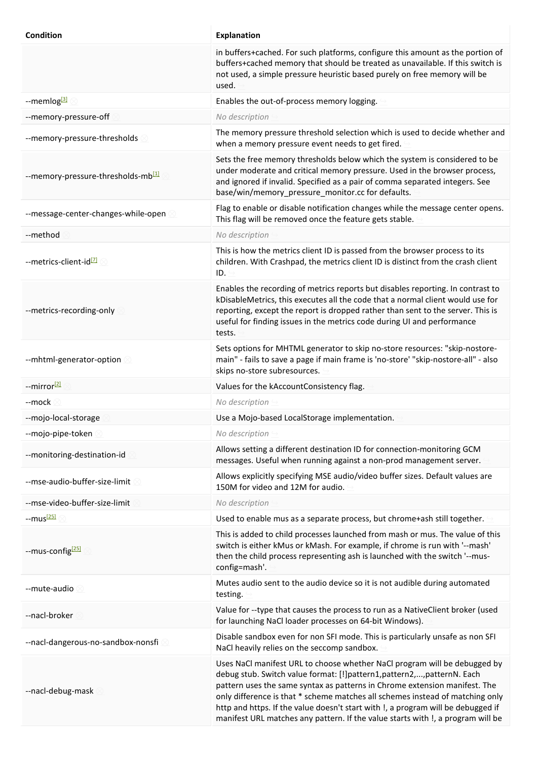| Condition | Explanation |
|---|---|
| | in buffers+cached. For such platforms, configure this amount as the portion of buffers+cached memory that should be treated as unavailable. If this switch is not used, a simple pressure heuristic based purely on free memory will be used. |
| --memlog[3] | Enables the out-of-process memory logging. |
| --memory-pressure-off | *No description* |
| --memory-pressure-thresholds | The memory pressure threshold selection which is used to decide whether and when a memory pressure event needs to get fired. |
| --memory-pressure-thresholds-mb[1] | Sets the free memory thresholds below which the system is considered to be under moderate and critical memory pressure. Used in the browser process, and ignored if invalid. Specified as a pair of comma separated integers. See base/win/memory_pressure_monitor.cc for defaults. |
| --message-center-changes-while-open | Flag to enable or disable notification changes while the message center opens. This flag will be removed once the feature gets stable. |
| --method | *No description* |
| --metrics-client-id[7] | This is how the metrics client ID is passed from the browser process to its children. With Crashpad, the metrics client ID is distinct from the crash client ID. |
| --metrics-recording-only | Enables the recording of metrics reports but disables reporting. In contrast to kDisableMetrics, this executes all the code that a normal client would use for reporting, except the report is dropped rather than sent to the server. This is useful for finding issues in the metrics code during UI and performance tests. |
| --mhtml-generator-option | Sets options for MHTML generator to skip no-store resources: "skip-nostore-main" - fails to save a page if main frame is 'no-store' "skip-nostore-all" - also skips no-store subresources. |
| --mirror[2] | Values for the kAccountConsistency flag. |
| --mock | *No description* |
| --mojo-local-storage | Use a Mojo-based LocalStorage implementation. |
| --mojo-pipe-token | *No description* |
| --monitoring-destination-id | Allows setting a different destination ID for connection-monitoring GCM messages. Useful when running against a non-prod management server. |
| --mse-audio-buffer-size-limit | Allows explicitly specifying MSE audio/video buffer sizes. Default values are 150M for video and 12M for audio. |
| --mse-video-buffer-size-limit | *No description* |
| --mus[25] | Used to enable mus as a separate process, but chrome+ash still together. |
| --mus-config[25] | This is added to child processes launched from mash or mus. The value of this switch is either kMus or kMash. For example, if chrome is run with '--mash' then the child process representing ash is launched with the switch '--mus-config=mash'. |
| --mute-audio | Mutes audio sent to the audio device so it is not audible during automated testing. |
| --nacl-broker | Value for --type that causes the process to run as a NativeClient broker (used for launching NaCl loader processes on 64-bit Windows). |
| --nacl-dangerous-no-sandbox-nonsfi | Disable sandbox even for non SFI mode. This is particularly unsafe as non SFI NaCl heavily relies on the seccomp sandbox. |
| --nacl-debug-mask | Uses NaCl manifest URL to choose whether NaCl program will be debugged by debug stub. Switch value format: [!]pattern1,pattern2,...,patternN. Each pattern uses the same syntax as patterns in Chrome extension manifest. The only difference is that * scheme matches all schemes instead of matching only http and https. If the value doesn't start with !, a program will be debugged if manifest URL matches any pattern. If the value starts with !, a program will be |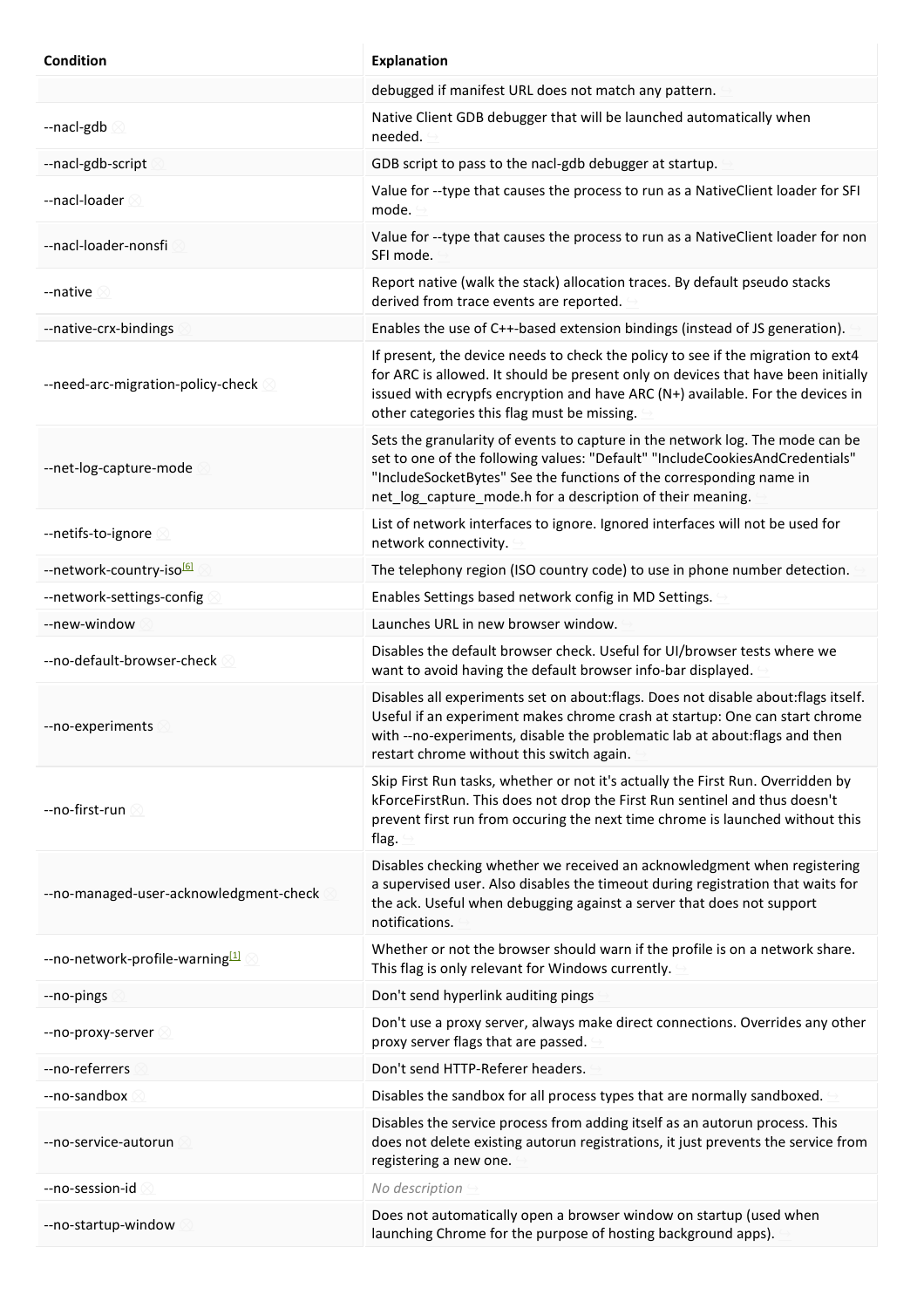| Condition | Explanation |
| --- | --- |
| | debugged if manifest URL does not match any pattern. |
| --nacl-gdb | Native Client GDB debugger that will be launched automatically when needed. |
| --nacl-gdb-script | GDB script to pass to the nacl-gdb debugger at startup. |
| --nacl-loader | Value for --type that causes the process to run as a NativeClient loader for SFI mode. |
| --nacl-loader-nonsfi | Value for --type that causes the process to run as a NativeClient loader for non SFI mode. |
| --native | Report native (walk the stack) allocation traces. By default pseudo stacks derived from trace events are reported. |
| --native-crx-bindings | Enables the use of C++-based extension bindings (instead of JS generation). |
| --need-arc-migration-policy-check | If present, the device needs to check the policy to see if the migration to ext4 for ARC is allowed. It should be present only on devices that have been initially issued with ecrypfs encryption and have ARC (N+) available. For the devices in other categories this flag must be missing. |
| --net-log-capture-mode | Sets the granularity of events to capture in the network log. The mode can be set to one of the following values: "Default" "IncludeCookiesAndCredentials" "IncludeSocketBytes" See the functions of the corresponding name in net_log_capture_mode.h for a description of their meaning. |
| --netifs-to-ignore | List of network interfaces to ignore. Ignored interfaces will not be used for network connectivity. |
| --network-country-iso[6] | The telephony region (ISO country code) to use in phone number detection. |
| --network-settings-config | Enables Settings based network config in MD Settings. |
| --new-window | Launches URL in new browser window. |
| --no-default-browser-check | Disables the default browser check. Useful for UI/browser tests where we want to avoid having the default browser info-bar displayed. |
| --no-experiments | Disables all experiments set on about:flags. Does not disable about:flags itself. Useful if an experiment makes chrome crash at startup: One can start chrome with --no-experiments, disable the problematic lab at about:flags and then restart chrome without this switch again. |
| --no-first-run | Skip First Run tasks, whether or not it's actually the First Run. Overridden by kForceFirstRun. This does not drop the First Run sentinel and thus doesn't prevent first run from occuring the next time chrome is launched without this flag. |
| --no-managed-user-acknowledgment-check | Disables checking whether we received an acknowledgment when registering a supervised user. Also disables the timeout during registration that waits for the ack. Useful when debugging against a server that does not support notifications. |
| --no-network-profile-warning[1] | Whether or not the browser should warn if the profile is on a network share. This flag is only relevant for Windows currently. |
| --no-pings | Don't send hyperlink auditing pings |
| --no-proxy-server | Don't use a proxy server, always make direct connections. Overrides any other proxy server flags that are passed. |
| --no-referrers | Don't send HTTP-Referer headers. |
| --no-sandbox | Disables the sandbox for all process types that are normally sandboxed. |
| --no-service-autorun | Disables the service process from adding itself as an autorun process. This does not delete existing autorun registrations, it just prevents the service from registering a new one. |
| --no-session-id | *No description* |
| --no-startup-window | Does not automatically open a browser window on startup (used when launching Chrome for the purpose of hosting background apps). |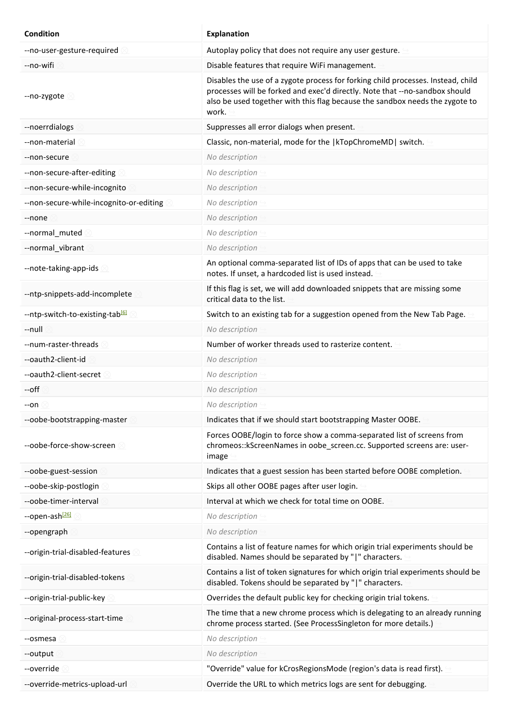| Condition | Explanation |
| --- | --- |
| --no-user-gesture-required | Autoplay policy that does not require any user gesture. |
| --no-wifi | Disable features that require WiFi management. |
| --no-zygote | Disables the use of a zygote process for forking child processes. Instead, child processes will be forked and exec'd directly. Note that --no-sandbox should also be used together with this flag because the sandbox needs the zygote to work. |
| --noerrdialogs | Suppresses all error dialogs when present. |
| --non-material | Classic, non-material, mode for the \|kTopChromeMD\| switch. |
| --non-secure | *No description* |
| --non-secure-after-editing | *No description* |
| --non-secure-while-incognito | *No description* |
| --non-secure-while-incognito-or-editing | *No description* |
| --none | *No description* |
| --normal_muted | *No description* |
| --normal_vibrant | *No description* |
| --note-taking-app-ids | An optional comma-separated list of IDs of apps that can be used to take notes. If unset, a hardcoded list is used instead. |
| --ntp-snippets-add-incomplete | If this flag is set, we will add downloaded snippets that are missing some critical data to the list. |
| --ntp-switch-to-existing-tab[6] | Switch to an existing tab for a suggestion opened from the New Tab Page. |
| --null | *No description* |
| --num-raster-threads | Number of worker threads used to rasterize content. |
| --oauth2-client-id | *No description* |
| --oauth2-client-secret | *No description* |
| --off | *No description* |
| --on | *No description* |
| --oobe-bootstrapping-master | Indicates that if we should start bootstrapping Master OOBE. |
| --oobe-force-show-screen | Forces OOBE/login to force show a comma-separated list of screens from chromeos::kScreenNames in oobe_screen.cc. Supported screens are: user-image |
| --oobe-guest-session | Indicates that a guest session has been started before OOBE completion. |
| --oobe-skip-postlogin | Skips all other OOBE pages after user login. |
| --oobe-timer-interval | Interval at which we check for total time on OOBE. |
| --open-ash[26] | *No description* |
| --opengraph | *No description* |
| --origin-trial-disabled-features | Contains a list of feature names for which origin trial experiments should be disabled. Names should be separated by "\|" characters. |
| --origin-trial-disabled-tokens | Contains a list of token signatures for which origin trial experiments should be disabled. Tokens should be separated by "\|" characters. |
| --origin-trial-public-key | Overrides the default public key for checking origin trial tokens. |
| --original-process-start-time | The time that a new chrome process which is delegating to an already running chrome process started. (See ProcessSingleton for more details.) |
| --osmesa | *No description* |
| --output | *No description* |
| --override | "Override" value for kCrosRegionsMode (region's data is read first). |
| --override-metrics-upload-url | Override the URL to which metrics logs are sent for debugging. |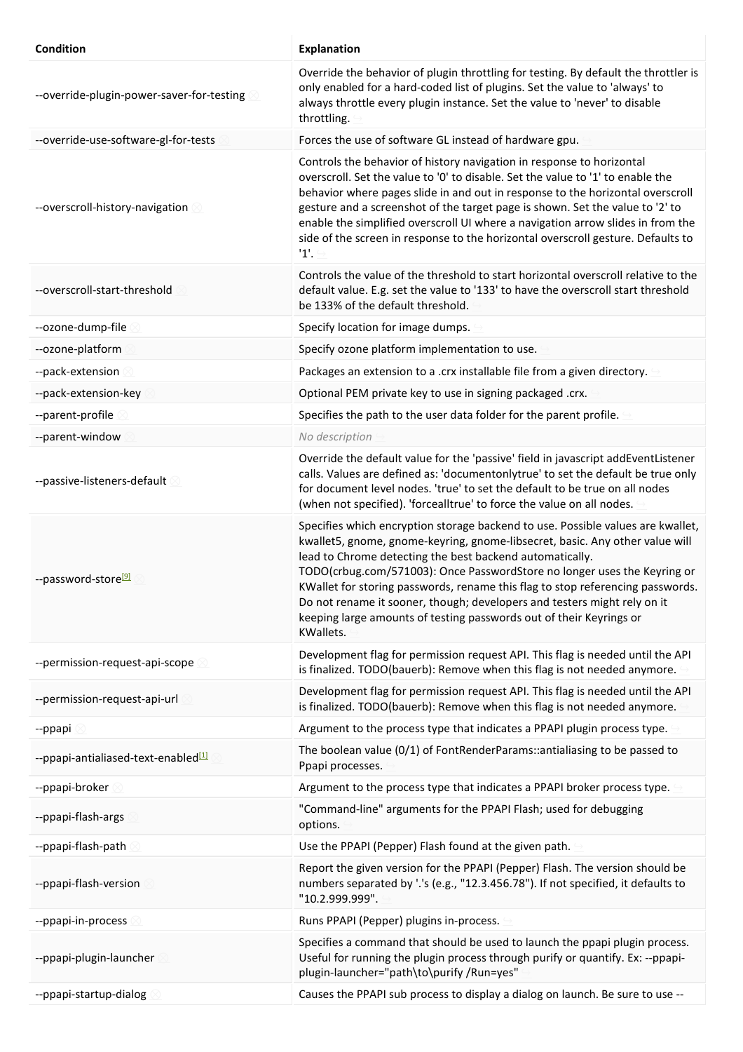| Condition | Explanation |
| --- | --- |
| --override-plugin-power-saver-for-testing | Override the behavior of plugin throttling for testing. By default the throttler is only enabled for a hard-coded list of plugins. Set the value to 'always' to always throttle every plugin instance. Set the value to 'never' to disable throttling. |
| --override-use-software-gl-for-tests | Forces the use of software GL instead of hardware gpu. |
| --overscroll-history-navigation | Controls the behavior of history navigation in response to horizontal overscroll. Set the value to '0' to disable. Set the value to '1' to enable the behavior where pages slide in and out in response to the horizontal overscroll gesture and a screenshot of the target page is shown. Set the value to '2' to enable the simplified overscroll UI where a navigation arrow slides in from the side of the screen in response to the horizontal overscroll gesture. Defaults to '1'. |
| --overscroll-start-threshold | Controls the value of the threshold to start horizontal overscroll relative to the default value. E.g. set the value to '133' to have the overscroll start threshold be 133% of the default threshold. |
| --ozone-dump-file | Specify location for image dumps. |
| --ozone-platform | Specify ozone platform implementation to use. |
| --pack-extension | Packages an extension to a .crx installable file from a given directory. |
| --pack-extension-key | Optional PEM private key to use in signing packaged .crx. |
| --parent-profile | Specifies the path to the user data folder for the parent profile. |
| --parent-window | *No description* |
| --passive-listeners-default | Override the default value for the 'passive' field in javascript addEventListener calls. Values are defined as: 'documentonlytrue' to set the default be true only for document level nodes. 'true' to set the default to be true on all nodes (when not specified). 'forcealltrue' to force the value on all nodes. |
| --password-store[9] | Specifies which encryption storage backend to use. Possible values are kwallet, kwallet5, gnome, gnome-keyring, gnome-libsecret, basic. Any other value will lead to Chrome detecting the best backend automatically. TODO(crbug.com/571003): Once PasswordStore no longer uses the Keyring or KWallet for storing passwords, rename this flag to stop referencing passwords. Do not rename it sooner, though; developers and testers might rely on it keeping large amounts of testing passwords out of their Keyrings or KWallets. |
| --permission-request-api-scope | Development flag for permission request API. This flag is needed until the API is finalized. TODO(bauerb): Remove when this flag is not needed anymore. |
| --permission-request-api-url | Development flag for permission request API. This flag is needed until the API is finalized. TODO(bauerb): Remove when this flag is not needed anymore. |
| --ppapi | Argument to the process type that indicates a PPAPI plugin process type. |
| --ppapi-antialiased-text-enabled[1] | The boolean value (0/1) of FontRenderParams::antialiasing to be passed to Ppapi processes. |
| --ppapi-broker | Argument to the process type that indicates a PPAPI broker process type. |
| --ppapi-flash-args | "Command-line" arguments for the PPAPI Flash; used for debugging options. |
| --ppapi-flash-path | Use the PPAPI (Pepper) Flash found at the given path. |
| --ppapi-flash-version | Report the given version for the PPAPI (Pepper) Flash. The version should be numbers separated by '.'s (e.g., "12.3.456.78"). If not specified, it defaults to "10.2.999.999". |
| --ppapi-in-process | Runs PPAPI (Pepper) plugins in-process. |
| --ppapi-plugin-launcher | Specifies a command that should be used to launch the ppapi plugin process. Useful for running the plugin process through purify or quantify. Ex: --ppapi-plugin-launcher="path\to\purify /Run=yes" |
| --ppapi-startup-dialog | Causes the PPAPI sub process to display a dialog on launch. Be sure to use -- |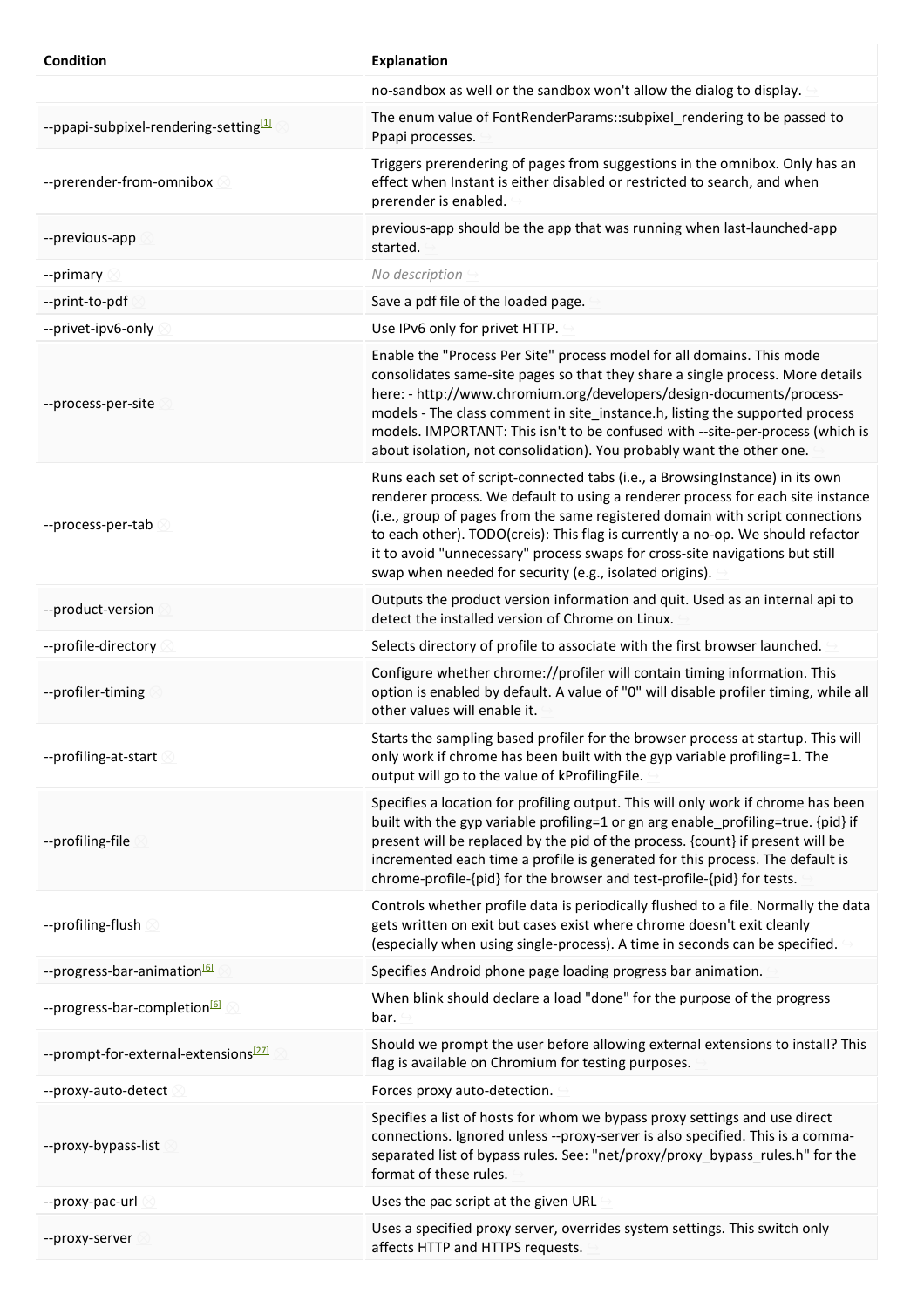| Condition | Explanation |
| --- | --- |
| | no-sandbox as well or the sandbox won't allow the dialog to display. |
| --ppapi-subpixel-rendering-setting[1] | The enum value of FontRenderParams::subpixel_rendering to be passed to Ppapi processes. |
| --prerender-from-omnibox | Triggers prerendering of pages from suggestions in the omnibox. Only has an effect when Instant is either disabled or restricted to search, and when prerender is enabled. |
| --previous-app | previous-app should be the app that was running when last-launched-app started. |
| --primary | *No description* |
| --print-to-pdf | Save a pdf file of the loaded page. |
| --privet-ipv6-only | Use IPv6 only for privet HTTP. |
| --process-per-site | Enable the "Process Per Site" process model for all domains. This mode consolidates same-site pages so that they share a single process. More details here: - http://www.chromium.org/developers/design-documents/process-models - The class comment in site_instance.h, listing the supported process models. IMPORTANT: This isn't to be confused with --site-per-process (which is about isolation, not consolidation). You probably want the other one. |
| --process-per-tab | Runs each set of script-connected tabs (i.e., a BrowsingInstance) in its own renderer process. We default to using a renderer process for each site instance (i.e., group of pages from the same registered domain with script connections to each other). TODO(creis): This flag is currently a no-op. We should refactor it to avoid "unnecessary" process swaps for cross-site navigations but still swap when needed for security (e.g., isolated origins). |
| --product-version | Outputs the product version information and quit. Used as an internal api to detect the installed version of Chrome on Linux. |
| --profile-directory | Selects directory of profile to associate with the first browser launched. |
| --profiler-timing | Configure whether chrome://profiler will contain timing information. This option is enabled by default. A value of "0" will disable profiler timing, while all other values will enable it. |
| --profiling-at-start | Starts the sampling based profiler for the browser process at startup. This will only work if chrome has been built with the gyp variable profiling=1. The output will go to the value of kProfilingFile. |
| --profiling-file | Specifies a location for profiling output. This will only work if chrome has been built with the gyp variable profiling=1 or gn arg enable_profiling=true. {pid} if present will be replaced by the pid of the process. {count} if present will be incremented each time a profile is generated for this process. The default is chrome-profile-{pid} for the browser and test-profile-{pid} for tests. |
| --profiling-flush | Controls whether profile data is periodically flushed to a file. Normally the data gets written on exit but cases exist where chrome doesn't exit cleanly (especially when using single-process). A time in seconds can be specified. |
| --progress-bar-animation[6] | Specifies Android phone page loading progress bar animation. |
| --progress-bar-completion[6] | When blink should declare a load "done" for the purpose of the progress bar. |
| --prompt-for-external-extensions[27] | Should we prompt the user before allowing external extensions to install? This flag is available on Chromium for testing purposes. |
| --proxy-auto-detect | Forces proxy auto-detection. |
| --proxy-bypass-list | Specifies a list of hosts for whom we bypass proxy settings and use direct connections. Ignored unless --proxy-server is also specified. This is a comma-separated list of bypass rules. See: "net/proxy/proxy_bypass_rules.h" for the format of these rules. |
| --proxy-pac-url | Uses the pac script at the given URL |
| --proxy-server | Uses a specified proxy server, overrides system settings. This switch only affects HTTP and HTTPS requests. |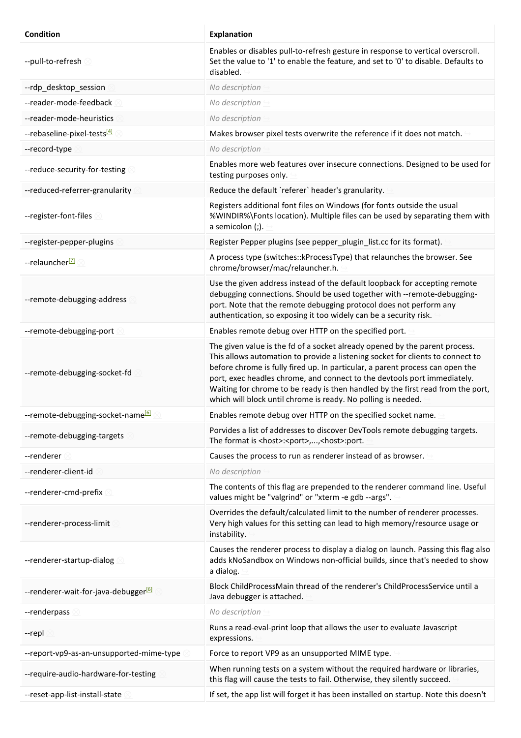| Condition | Explanation |
| --- | --- |
| --pull-to-refresh | Enables or disables pull-to-refresh gesture in response to vertical overscroll. Set the value to '1' to enable the feature, and set to '0' to disable. Defaults to disabled. |
| --rdp_desktop_session | *No description* |
| --reader-mode-feedback | *No description* |
| --reader-mode-heuristics | *No description* |
| --rebaseline-pixel-tests[4] | Makes browser pixel tests overwrite the reference if it does not match. |
| --record-type | *No description* |
| --reduce-security-for-testing | Enables more web features over insecure connections. Designed to be used for testing purposes only. |
| --reduced-referrer-granularity | Reduce the default `referer` header's granularity. |
| --register-font-files | Registers additional font files on Windows (for fonts outside the usual %WINDIR%\Fonts location). Multiple files can be used by separating them with a semicolon (;). |
| --register-pepper-plugins | Register Pepper plugins (see pepper_plugin_list.cc for its format). |
| --relauncher[7] | A process type (switches::kProcessType) that relaunches the browser. See chrome/browser/mac/relauncher.h. |
| --remote-debugging-address | Use the given address instead of the default loopback for accepting remote debugging connections. Should be used together with --remote-debugging-port. Note that the remote debugging protocol does not perform any authentication, so exposing it too widely can be a security risk. |
| --remote-debugging-port | Enables remote debug over HTTP on the specified port. |
| --remote-debugging-socket-fd | The given value is the fd of a socket already opened by the parent process. This allows automation to provide a listening socket for clients to connect to before chrome is fully fired up. In particular, a parent process can open the port, exec headles chrome, and connect to the devtools port immediately. Waiting for chrome to be ready is then handled by the first read from the port, which will block until chrome is ready. No polling is needed. |
| --remote-debugging-socket-name[6] | Enables remote debug over HTTP on the specified socket name. |
| --remote-debugging-targets | Porvides a list of addresses to discover DevTools remote debugging targets. The format is <host>:<port>,...,<host>:port. |
| --renderer | Causes the process to run as renderer instead of as browser. |
| --renderer-client-id | *No description* |
| --renderer-cmd-prefix | The contents of this flag are prepended to the renderer command line. Useful values might be "valgrind" or "xterm -e gdb --args". |
| --renderer-process-limit | Overrides the default/calculated limit to the number of renderer processes. Very high values for this setting can lead to high memory/resource usage or instability. |
| --renderer-startup-dialog | Causes the renderer process to display a dialog on launch. Passing this flag also adds kNoSandbox on Windows non-official builds, since that's needed to show a dialog. |
| --renderer-wait-for-java-debugger[6] | Block ChildProcessMain thread of the renderer's ChildProcessService until a Java debugger is attached. |
| --renderpass | *No description* |
| --repl | Runs a read-eval-print loop that allows the user to evaluate Javascript expressions. |
| --report-vp9-as-an-unsupported-mime-type | Force to report VP9 as an unsupported MIME type. |
| --require-audio-hardware-for-testing | When running tests on a system without the required hardware or libraries, this flag will cause the tests to fail. Otherwise, they silently succeed. |
| --reset-app-list-install-state | If set, the app list will forget it has been installed on startup. Note this doesn't |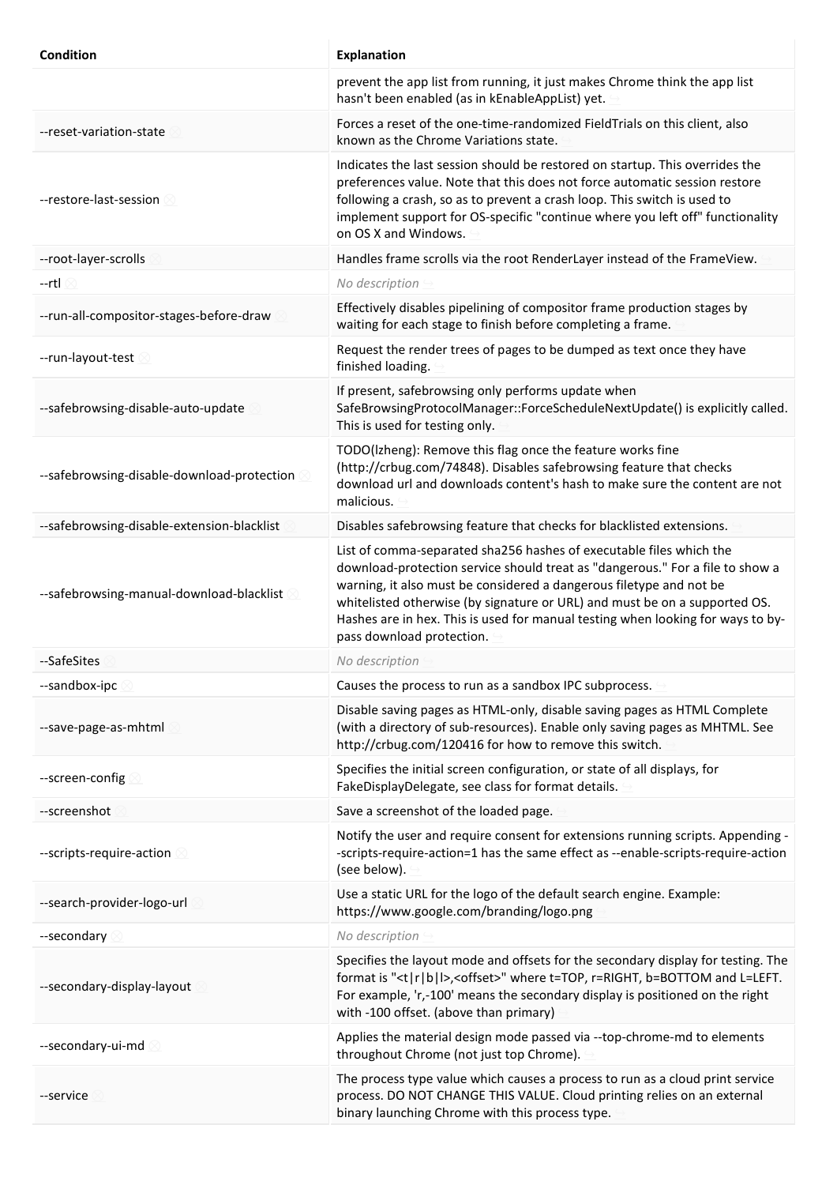| Condition | Explanation |
| --- | --- |
| | prevent the app list from running, it just makes Chrome think the app list hasn't been enabled (as in kEnableAppList) yet. |
| --reset-variation-state | Forces a reset of the one-time-randomized FieldTrials on this client, also known as the Chrome Variations state. |
| --restore-last-session | Indicates the last session should be restored on startup. This overrides the preferences value. Note that this does not force automatic session restore following a crash, so as to prevent a crash loop. This switch is used to implement support for OS-specific "continue where you left off" functionality on OS X and Windows. |
| --root-layer-scrolls | Handles frame scrolls via the root RenderLayer instead of the FrameView. |
| --rtl | *No description* |
| --run-all-compositor-stages-before-draw | Effectively disables pipelining of compositor frame production stages by waiting for each stage to finish before completing a frame. |
| --run-layout-test | Request the render trees of pages to be dumped as text once they have finished loading. |
| --safebrowsing-disable-auto-update | If present, safebrowsing only performs update when SafeBrowsingProtocolManager::ForceScheduleNextUpdate() is explicitly called. This is used for testing only. |
| --safebrowsing-disable-download-protection | TODO(lzheng): Remove this flag once the feature works fine (http://crbug.com/74848). Disables safebrowsing feature that checks download url and downloads content's hash to make sure the content are not malicious. |
| --safebrowsing-disable-extension-blacklist | Disables safebrowsing feature that checks for blacklisted extensions. |
| --safebrowsing-manual-download-blacklist | List of comma-separated sha256 hashes of executable files which the download-protection service should treat as "dangerous." For a file to show a warning, it also must be considered a dangerous filetype and not be whitelisted otherwise (by signature or URL) and must be on a supported OS. Hashes are in hex. This is used for manual testing when looking for ways to by-pass download protection. |
| --SafeSites | *No description* |
| --sandbox-ipc | Causes the process to run as a sandbox IPC subprocess. |
| --save-page-as-mhtml | Disable saving pages as HTML-only, disable saving pages as HTML Complete (with a directory of sub-resources). Enable only saving pages as MHTML. See http://crbug.com/120416 for how to remove this switch. |
| --screen-config | Specifies the initial screen configuration, or state of all displays, for FakeDisplayDelegate, see class for format details. |
| --screenshot | Save a screenshot of the loaded page. |
| --scripts-require-action | Notify the user and require consent for extensions running scripts. Appending --scripts-require-action=1 has the same effect as --enable-scripts-require-action (see below). |
| --search-provider-logo-url | Use a static URL for the logo of the default search engine. Example: https://www.google.com/branding/logo.png |
| --secondary | *No description* |
| --secondary-display-layout | Specifies the layout mode and offsets for the secondary display for testing. The format is "<t\|r\|b\|l>,<offset>" where t=TOP, r=RIGHT, b=BOTTOM and L=LEFT. For example, 'r,-100' means the secondary display is positioned on the right with -100 offset. (above than primary) |
| --secondary-ui-md | Applies the material design mode passed via --top-chrome-md to elements throughout Chrome (not just top Chrome). |
| --service | The process type value which causes a process to run as a cloud print service process. DO NOT CHANGE THIS VALUE. Cloud printing relies on an external binary launching Chrome with this process type. |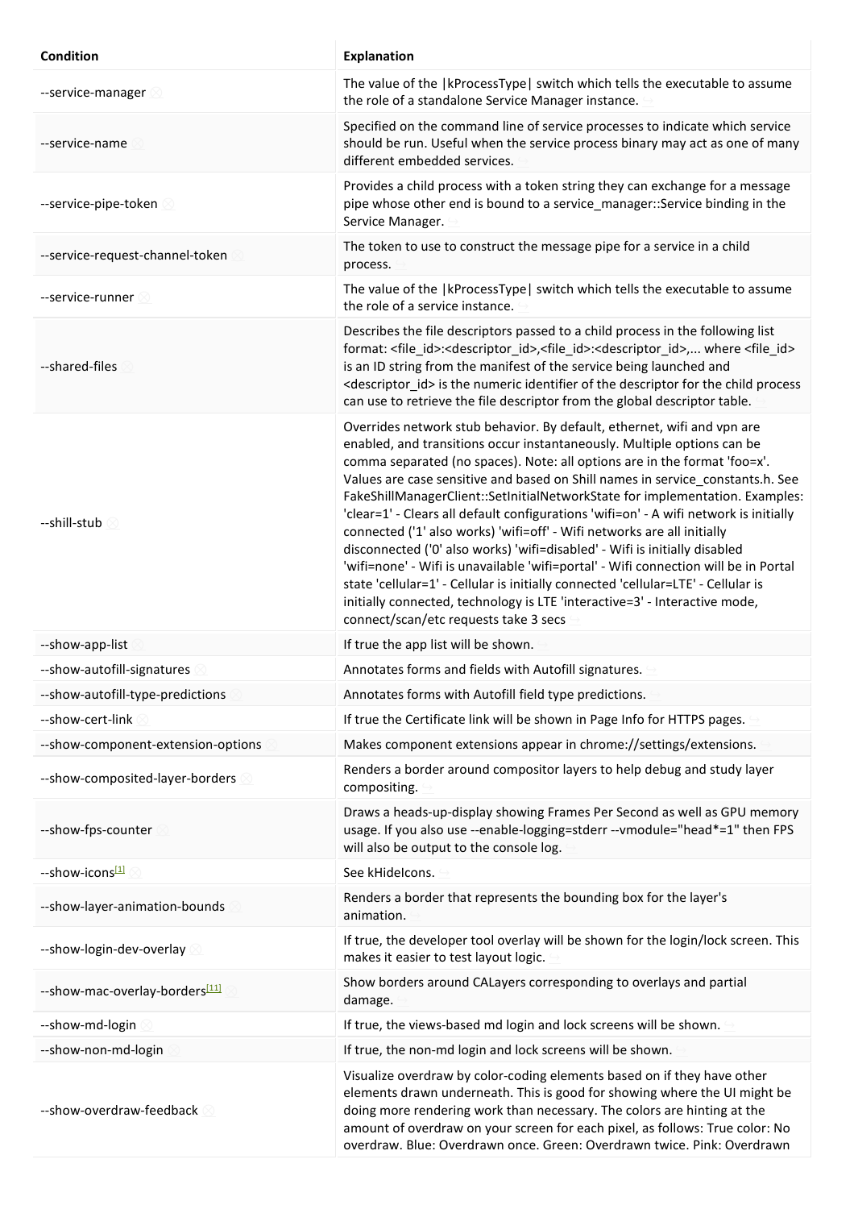| Condition | Explanation |
| --- | --- |
| --service-manager | The value of the \|kProcessType\| switch which tells the executable to assume the role of a standalone Service Manager instance. |
| --service-name | Specified on the command line of service processes to indicate which service should be run. Useful when the service process binary may act as one of many different embedded services. |
| --service-pipe-token | Provides a child process with a token string they can exchange for a message pipe whose other end is bound to a service_manager::Service binding in the Service Manager. |
| --service-request-channel-token | The token to use to construct the message pipe for a service in a child process. |
| --service-runner | The value of the \|kProcessType\| switch which tells the executable to assume the role of a service instance. |
| --shared-files | Describes the file descriptors passed to a child process in the following list format: <file_id>:<descriptor_id>,<file_id>:<descriptor_id>,... where <file_id> is an ID string from the manifest of the service being launched and <descriptor_id> is the numeric identifier of the descriptor for the child process can use to retrieve the file descriptor from the global descriptor table. |
| --shill-stub | Overrides network stub behavior. By default, ethernet, wifi and vpn are enabled, and transitions occur instantaneously. Multiple options can be comma separated (no spaces). Note: all options are in the format 'foo=x'. Values are case sensitive and based on Shill names in service_constants.h. See FakeShillManagerClient::SetInitialNetworkState for implementation. Examples: 'clear=1' - Clears all default configurations 'wifi=on' - A wifi network is initially connected ('1' also works) 'wifi=off' - Wifi networks are all initially disconnected ('0' also works) 'wifi=disabled' - Wifi is initially disabled 'wifi=none' - Wifi is unavailable 'wifi=portal' - Wifi connection will be in Portal state 'cellular=1' - Cellular is initially connected 'cellular=LTE' - Cellular is initially connected, technology is LTE 'interactive=3' - Interactive mode, connect/scan/etc requests take 3 secs |
| --show-app-list | If true the app list will be shown. |
| --show-autofill-signatures | Annotates forms and fields with Autofill signatures. |
| --show-autofill-type-predictions | Annotates forms with Autofill field type predictions. |
| --show-cert-link | If true the Certificate link will be shown in Page Info for HTTPS pages. |
| --show-component-extension-options | Makes component extensions appear in chrome://settings/extensions. |
| --show-composited-layer-borders | Renders a border around compositor layers to help debug and study layer compositing. |
| --show-fps-counter | Draws a heads-up-display showing Frames Per Second as well as GPU memory usage. If you also use --enable-logging=stderr --vmodule="head*=1" then FPS will also be output to the console log. |
| --show-icons[1] | See kHideIcons. |
| --show-layer-animation-bounds | Renders a border that represents the bounding box for the layer's animation. |
| --show-login-dev-overlay | If true, the developer tool overlay will be shown for the login/lock screen. This makes it easier to test layout logic. |
| --show-mac-overlay-borders[11] | Show borders around CALayers corresponding to overlays and partial damage. |
| --show-md-login | If true, the views-based md login and lock screens will be shown. |
| --show-non-md-login | If true, the non-md login and lock screens will be shown. |
| --show-overdraw-feedback | Visualize overdraw by color-coding elements based on if they have other elements drawn underneath. This is good for showing where the UI might be doing more rendering work than necessary. The colors are hinting at the amount of overdraw on your screen for each pixel, as follows: True color: No overdraw. Blue: Overdrawn once. Green: Overdrawn twice. Pink: Overdrawn |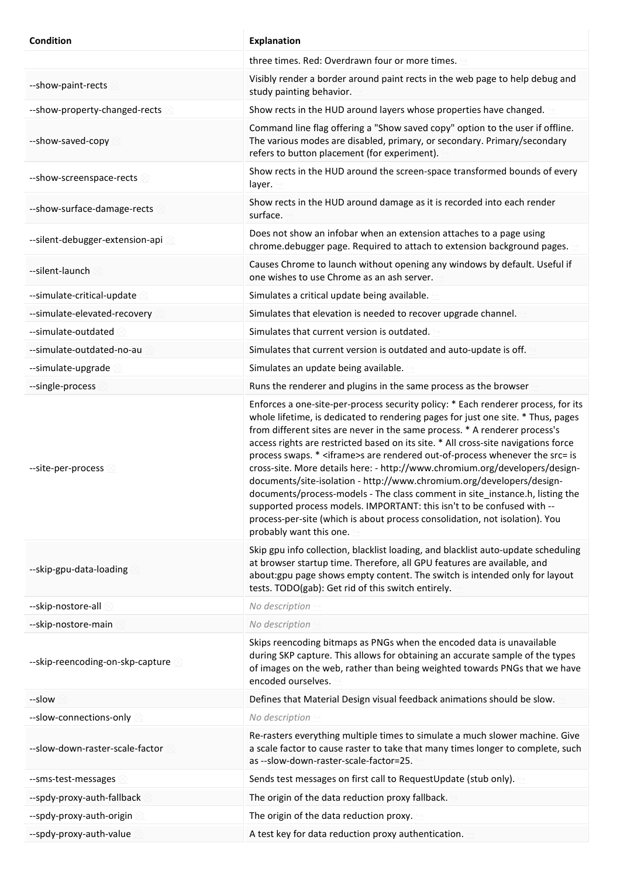| Condition | Explanation |
| --- | --- |
| | three times. Red: Overdrawn four or more times. |
| --show-paint-rects | Visibly render a border around paint rects in the web page to help debug and study painting behavior. |
| --show-property-changed-rects | Show rects in the HUD around layers whose properties have changed. |
| --show-saved-copy | Command line flag offering a "Show saved copy" option to the user if offline. The various modes are disabled, primary, or secondary. Primary/secondary refers to button placement (for experiment). |
| --show-screenspace-rects | Show rects in the HUD around the screen-space transformed bounds of every layer. |
| --show-surface-damage-rects | Show rects in the HUD around damage as it is recorded into each render surface. |
| --silent-debugger-extension-api | Does not show an infobar when an extension attaches to a page using chrome.debugger page. Required to attach to extension background pages. |
| --silent-launch | Causes Chrome to launch without opening any windows by default. Useful if one wishes to use Chrome as an ash server. |
| --simulate-critical-update | Simulates a critical update being available. |
| --simulate-elevated-recovery | Simulates that elevation is needed to recover upgrade channel. |
| --simulate-outdated | Simulates that current version is outdated. |
| --simulate-outdated-no-au | Simulates that current version is outdated and auto-update is off. |
| --simulate-upgrade | Simulates an update being available. |
| --single-process | Runs the renderer and plugins in the same process as the browser |
| --site-per-process | Enforces a one-site-per-process security policy: * Each renderer process, for its whole lifetime, is dedicated to rendering pages for just one site. * Thus, pages from different sites are never in the same process. * A renderer process's access rights are restricted based on its site. * All cross-site navigations force process swaps. * <iframe>s are rendered out-of-process whenever the src= is cross-site. More details here: - http://www.chromium.org/developers/design-documents/site-isolation - http://www.chromium.org/developers/design-documents/process-models - The class comment in site_instance.h, listing the supported process models. IMPORTANT: this isn't to be confused with --process-per-site (which is about process consolidation, not isolation). You probably want this one. |
| --skip-gpu-data-loading | Skip gpu info collection, blacklist loading, and blacklist auto-update scheduling at browser startup time. Therefore, all GPU features are available, and about:gpu page shows empty content. The switch is intended only for layout tests. TODO(gab): Get rid of this switch entirely. |
| --skip-nostore-all | *No description* |
| --skip-nostore-main | *No description* |
| --skip-reencoding-on-skp-capture | Skips reencoding bitmaps as PNGs when the encoded data is unavailable during SKP capture. This allows for obtaining an accurate sample of the types of images on the web, rather than being weighted towards PNGs that we have encoded ourselves. |
| --slow | Defines that Material Design visual feedback animations should be slow. |
| --slow-connections-only | *No description* |
| --slow-down-raster-scale-factor | Re-rasters everything multiple times to simulate a much slower machine. Give a scale factor to cause raster to take that many times longer to complete, such as --slow-down-raster-scale-factor=25. |
| --sms-test-messages | Sends test messages on first call to RequestUpdate (stub only). |
| --spdy-proxy-auth-fallback | The origin of the data reduction proxy fallback. |
| --spdy-proxy-auth-origin | The origin of the data reduction proxy. |
| --spdy-proxy-auth-value | A test key for data reduction proxy authentication. |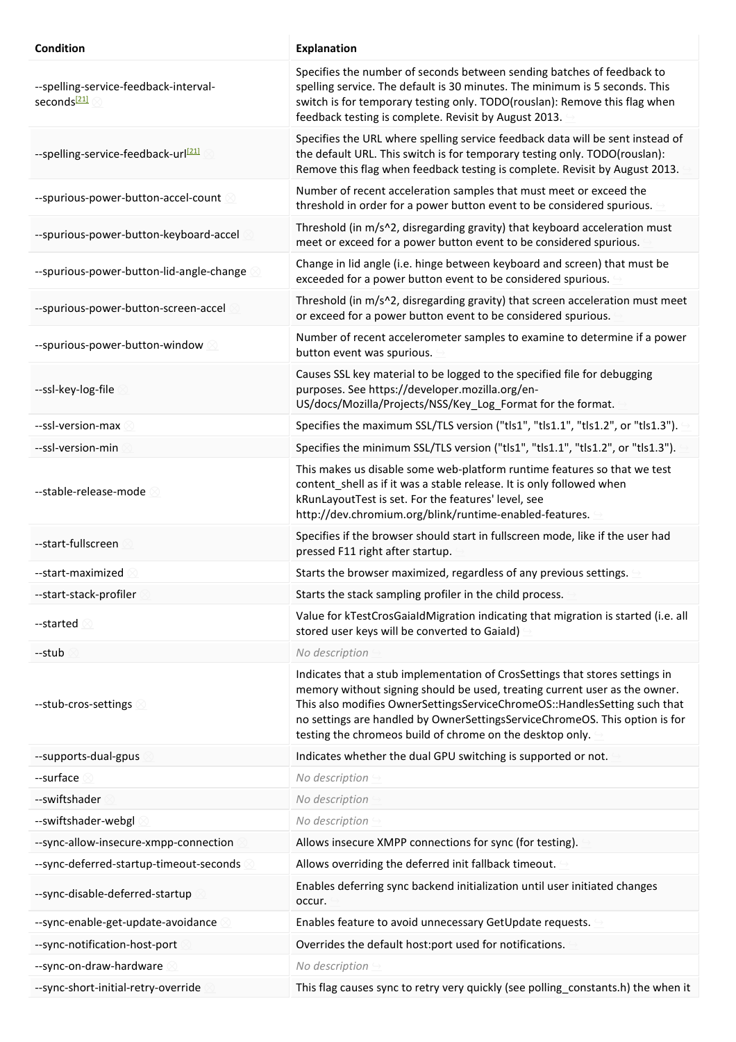| Condition | Explanation |
| --- | --- |
| --spelling-service-feedback-interval-seconds[21] | Specifies the number of seconds between sending batches of feedback to spelling service. The default is 30 minutes. The minimum is 5 seconds. This switch is for temporary testing only. TODO(rouslan): Remove this flag when feedback testing is complete. Revisit by August 2013. |
| --spelling-service-feedback-url[21] | Specifies the URL where spelling service feedback data will be sent instead of the default URL. This switch is for temporary testing only. TODO(rouslan): Remove this flag when feedback testing is complete. Revisit by August 2013. |
| --spurious-power-button-accel-count | Number of recent acceleration samples that must meet or exceed the threshold in order for a power button event to be considered spurious. |
| --spurious-power-button-keyboard-accel | Threshold (in m/s^2, disregarding gravity) that keyboard acceleration must meet or exceed for a power button event to be considered spurious. |
| --spurious-power-button-lid-angle-change | Change in lid angle (i.e. hinge between keyboard and screen) that must be exceeded for a power button event to be considered spurious. |
| --spurious-power-button-screen-accel | Threshold (in m/s^2, disregarding gravity) that screen acceleration must meet or exceed for a power button event to be considered spurious. |
| --spurious-power-button-window | Number of recent accelerometer samples to examine to determine if a power button event was spurious. |
| --ssl-key-log-file | Causes SSL key material to be logged to the specified file for debugging purposes. See https://developer.mozilla.org/en-US/docs/Mozilla/Projects/NSS/Key_Log_Format for the format. |
| --ssl-version-max | Specifies the maximum SSL/TLS version ("tls1", "tls1.1", "tls1.2", or "tls1.3"). |
| --ssl-version-min | Specifies the minimum SSL/TLS version ("tls1", "tls1.1", "tls1.2", or "tls1.3"). |
| --stable-release-mode | This makes us disable some web-platform runtime features so that we test content_shell as if it was a stable release. It is only followed when kRunLayoutTest is set. For the features' level, see http://dev.chromium.org/blink/runtime-enabled-features. |
| --start-fullscreen | Specifies if the browser should start in fullscreen mode, like if the user had pressed F11 right after startup. |
| --start-maximized | Starts the browser maximized, regardless of any previous settings. |
| --start-stack-profiler | Starts the stack sampling profiler in the child process. |
| --started | Value for kTestCrosGaiaIdMigration indicating that migration is started (i.e. all stored user keys will be converted to GaiaId) |
| --stub | *No description* |
| --stub-cros-settings | Indicates that a stub implementation of CrosSettings that stores settings in memory without signing should be used, treating current user as the owner. This also modifies OwnerSettingsServiceChromeOS::HandlesSetting such that no settings are handled by OwnerSettingsServiceChromeOS. This option is for testing the chromeos build of chrome on the desktop only. |
| --supports-dual-gpus | Indicates whether the dual GPU switching is supported or not. |
| --surface | *No description* |
| --swiftshader | *No description* |
| --swiftshader-webgl | *No description* |
| --sync-allow-insecure-xmpp-connection | Allows insecure XMPP connections for sync (for testing). |
| --sync-deferred-startup-timeout-seconds | Allows overriding the deferred init fallback timeout. |
| --sync-disable-deferred-startup | Enables deferring sync backend initialization until user initiated changes occur. |
| --sync-enable-get-update-avoidance | Enables feature to avoid unnecessary GetUpdate requests. |
| --sync-notification-host-port | Overrides the default host:port used for notifications. |
| --sync-on-draw-hardware | *No description* |
| --sync-short-initial-retry-override | This flag causes sync to retry very quickly (see polling_constants.h) the when it |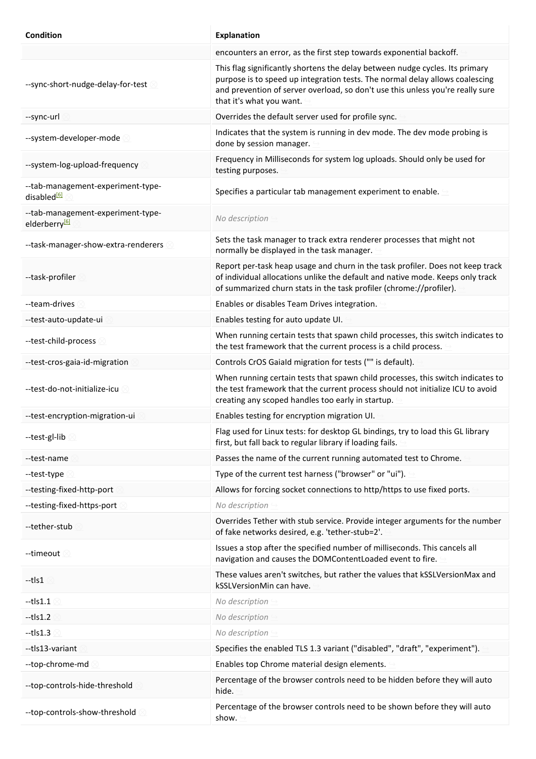| Condition | Explanation |
|---|---|
| | encounters an error, as the first step towards exponential backoff. |
| --sync-short-nudge-delay-for-test | This flag significantly shortens the delay between nudge cycles. Its primary purpose is to speed up integration tests. The normal delay allows coalescing and prevention of server overload, so don't use this unless you're really sure that it's what you want. |
| --sync-url | Overrides the default server used for profile sync. |
| --system-developer-mode | Indicates that the system is running in dev mode. The dev mode probing is done by session manager. |
| --system-log-upload-frequency | Frequency in Milliseconds for system log uploads. Should only be used for testing purposes. |
| --tab-management-experiment-type-disabled[6] | Specifies a particular tab management experiment to enable. |
| --tab-management-experiment-type-elderberry[6] | *No description* |
| --task-manager-show-extra-renderers | Sets the task manager to track extra renderer processes that might not normally be displayed in the task manager. |
| --task-profiler | Report per-task heap usage and churn in the task profiler. Does not keep track of individual allocations unlike the default and native mode. Keeps only track of summarized churn stats in the task profiler (chrome://profiler). |
| --team-drives | Enables or disables Team Drives integration. |
| --test-auto-update-ui | Enables testing for auto update UI. |
| --test-child-process | When running certain tests that spawn child processes, this switch indicates to the test framework that the current process is a child process. |
| --test-cros-gaia-id-migration | Controls CrOS GaiaId migration for tests ("" is default). |
| --test-do-not-initialize-icu | When running certain tests that spawn child processes, this switch indicates to the test framework that the current process should not initialize ICU to avoid creating any scoped handles too early in startup. |
| --test-encryption-migration-ui | Enables testing for encryption migration UI. |
| --test-gl-lib | Flag used for Linux tests: for desktop GL bindings, try to load this GL library first, but fall back to regular library if loading fails. |
| --test-name | Passes the name of the current running automated test to Chrome. |
| --test-type | Type of the current test harness ("browser" or "ui"). |
| --testing-fixed-http-port | Allows for forcing socket connections to http/https to use fixed ports. |
| --testing-fixed-https-port | *No description* |
| --tether-stub | Overrides Tether with stub service. Provide integer arguments for the number of fake networks desired, e.g. 'tether-stub=2'. |
| --timeout | Issues a stop after the specified number of milliseconds. This cancels all navigation and causes the DOMContentLoaded event to fire. |
| --tls1 | These values aren't switches, but rather the values that kSSLVersionMax and kSSLVersionMin can have. |
| --tls1.1 | *No description* |
| --tls1.2 | *No description* |
| --tls1.3 | *No description* |
| --tls13-variant | Specifies the enabled TLS 1.3 variant ("disabled", "draft", "experiment"). |
| --top-chrome-md | Enables top Chrome material design elements. |
| --top-controls-hide-threshold | Percentage of the browser controls need to be hidden before they will auto hide. |
| --top-controls-show-threshold | Percentage of the browser controls need to be shown before they will auto show. |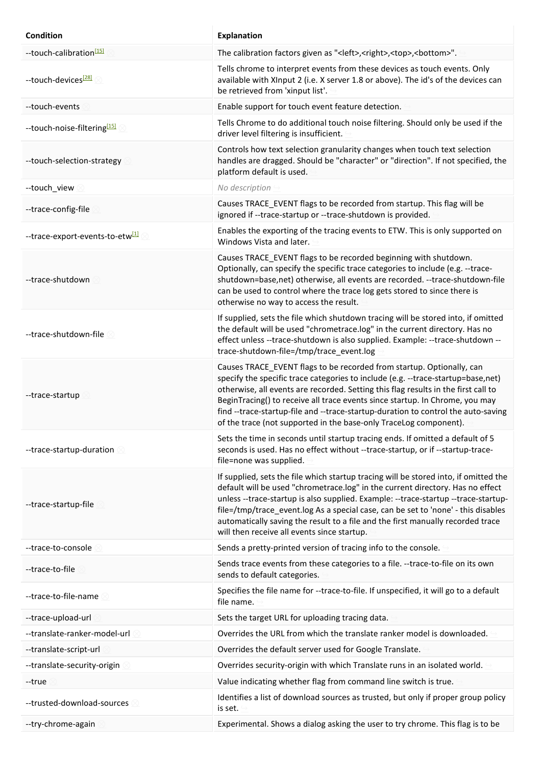| Condition | Explanation |
| --- | --- |
| --touch-calibration[15] | The calibration factors given as "<left>,<right>,<top>,<bottom>". |
| --touch-devices[28] | Tells chrome to interpret events from these devices as touch events. Only available with XInput 2 (i.e. X server 1.8 or above). The id's of the devices can be retrieved from 'xinput list'. |
| --touch-events | Enable support for touch event feature detection. |
| --touch-noise-filtering[15] | Tells Chrome to do additional touch noise filtering. Should only be used if the driver level filtering is insufficient. |
| --touch-selection-strategy | Controls how text selection granularity changes when touch text selection handles are dragged. Should be "character" or "direction". If not specified, the platform default is used. |
| --touch_view | *No description* |
| --trace-config-file | Causes TRACE_EVENT flags to be recorded from startup. This flag will be ignored if --trace-startup or --trace-shutdown is provided. |
| --trace-export-events-to-etw[1] | Enables the exporting of the tracing events to ETW. This is only supported on Windows Vista and later. |
| --trace-shutdown | Causes TRACE_EVENT flags to be recorded beginning with shutdown. Optionally, can specify the specific trace categories to include (e.g. --trace-shutdown=base,net) otherwise, all events are recorded. --trace-shutdown-file can be used to control where the trace log gets stored to since there is otherwise no way to access the result. |
| --trace-shutdown-file | If supplied, sets the file which shutdown tracing will be stored into, if omitted the default will be used "chrometrace.log" in the current directory. Has no effect unless --trace-shutdown is also supplied. Example: --trace-shutdown --trace-shutdown-file=/tmp/trace_event.log |
| --trace-startup | Causes TRACE_EVENT flags to be recorded from startup. Optionally, can specify the specific trace categories to include (e.g. --trace-startup=base,net) otherwise, all events are recorded. Setting this flag results in the first call to BeginTracing() to receive all trace events since startup. In Chrome, you may find --trace-startup-file and --trace-startup-duration to control the auto-saving of the trace (not supported in the base-only TraceLog component). |
| --trace-startup-duration | Sets the time in seconds until startup tracing ends. If omitted a default of 5 seconds is used. Has no effect without --trace-startup, or if --startup-trace-file=none was supplied. |
| --trace-startup-file | If supplied, sets the file which startup tracing will be stored into, if omitted the default will be used "chrometrace.log" in the current directory. Has no effect unless --trace-startup is also supplied. Example: --trace-startup --trace-startup-file=/tmp/trace_event.log As a special case, can be set to 'none' - this disables automatically saving the result to a file and the first manually recorded trace will then receive all events since startup. |
| --trace-to-console | Sends a pretty-printed version of tracing info to the console. |
| --trace-to-file | Sends trace events from these categories to a file. --trace-to-file on its own sends to default categories. |
| --trace-to-file-name | Specifies the file name for --trace-to-file. If unspecified, it will go to a default file name. |
| --trace-upload-url | Sets the target URL for uploading tracing data. |
| --translate-ranker-model-url | Overrides the URL from which the translate ranker model is downloaded. |
| --translate-script-url | Overrides the default server used for Google Translate. |
| --translate-security-origin | Overrides security-origin with which Translate runs in an isolated world. |
| --true | Value indicating whether flag from command line switch is true. |
| --trusted-download-sources | Identifies a list of download sources as trusted, but only if proper group policy is set. |
| --try-chrome-again | Experimental. Shows a dialog asking the user to try chrome. This flag is to be |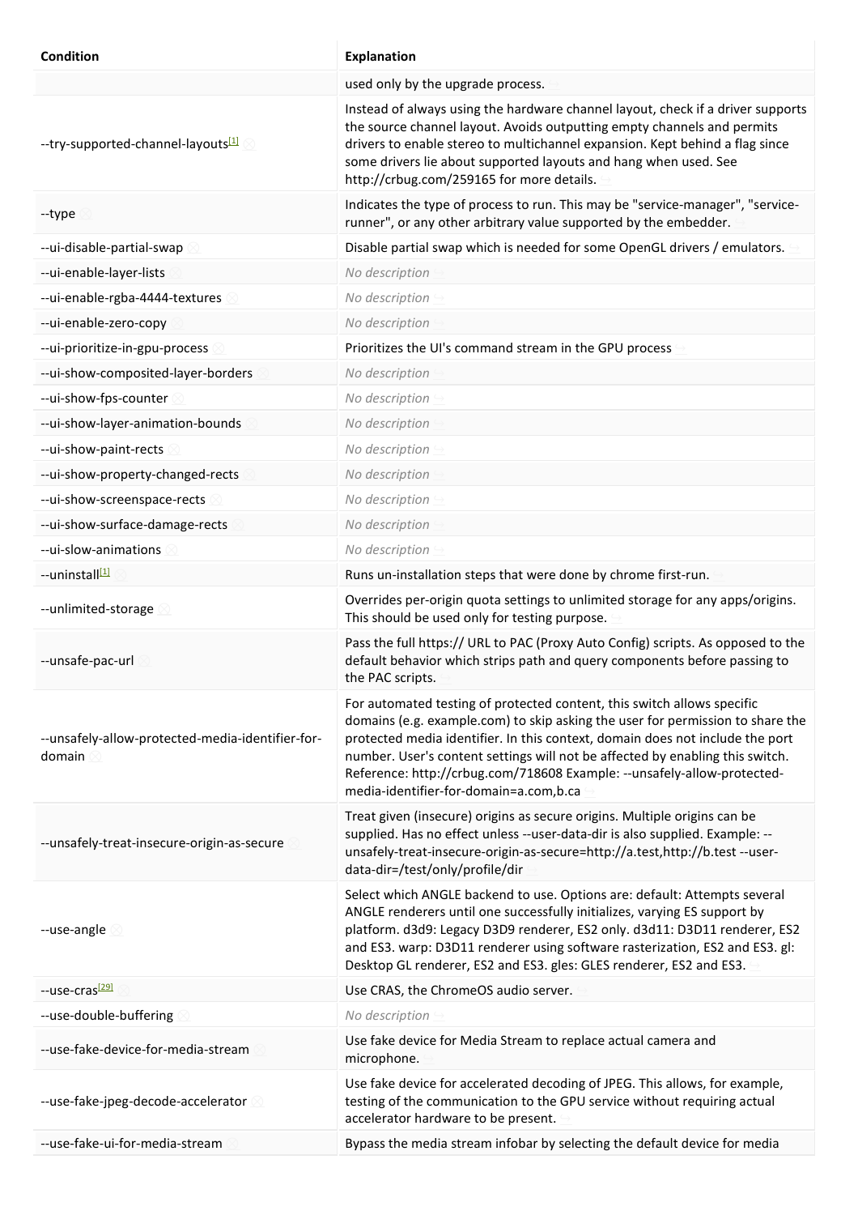| Condition | Explanation |
| --- | --- |
| | used only by the upgrade process. |
| --try-supported-channel-layouts[1] | Instead of always using the hardware channel layout, check if a driver supports the source channel layout. Avoids outputting empty channels and permits drivers to enable stereo to multichannel expansion. Kept behind a flag since some drivers lie about supported layouts and hang when used. See http://crbug.com/259165 for more details. |
| --type | Indicates the type of process to run. This may be "service-manager", "service-runner", or any other arbitrary value supported by the embedder. |
| --ui-disable-partial-swap | Disable partial swap which is needed for some OpenGL drivers / emulators. |
| --ui-enable-layer-lists | *No description* |
| --ui-enable-rgba-4444-textures | *No description* |
| --ui-enable-zero-copy | *No description* |
| --ui-prioritize-in-gpu-process | Prioritizes the UI's command stream in the GPU process |
| --ui-show-composited-layer-borders | *No description* |
| --ui-show-fps-counter | *No description* |
| --ui-show-layer-animation-bounds | *No description* |
| --ui-show-paint-rects | *No description* |
| --ui-show-property-changed-rects | *No description* |
| --ui-show-screenspace-rects | *No description* |
| --ui-show-surface-damage-rects | *No description* |
| --ui-slow-animations | *No description* |
| --uninstall[1] | Runs un-installation steps that were done by chrome first-run. |
| --unlimited-storage | Overrides per-origin quota settings to unlimited storage for any apps/origins. This should be used only for testing purpose. |
| --unsafe-pac-url | Pass the full https:// URL to PAC (Proxy Auto Config) scripts. As opposed to the default behavior which strips path and query components before passing to the PAC scripts. |
| --unsafely-allow-protected-media-identifier-for-domain | For automated testing of protected content, this switch allows specific domains (e.g. example.com) to skip asking the user for permission to share the protected media identifier. In this context, domain does not include the port number. User's content settings will not be affected by enabling this switch. Reference: http://crbug.com/718608 Example: --unsafely-allow-protected-media-identifier-for-domain=a.com,b.ca |
| --unsafely-treat-insecure-origin-as-secure | Treat given (insecure) origins as secure origins. Multiple origins can be supplied. Has no effect unless --user-data-dir is also supplied. Example: --unsafely-treat-insecure-origin-as-secure=http://a.test,http://b.test --user-data-dir=/test/only/profile/dir |
| --use-angle | Select which ANGLE backend to use. Options are: default: Attempts several ANGLE renderers until one successfully initializes, varying ES support by platform. d3d9: Legacy D3D9 renderer, ES2 only. d3d11: D3D11 renderer, ES2 and ES3. warp: D3D11 renderer using software rasterization, ES2 and ES3. gl: Desktop GL renderer, ES2 and ES3. gles: GLES renderer, ES2 and ES3. |
| --use-cras[29] | Use CRAS, the ChromeOS audio server. |
| --use-double-buffering | *No description* |
| --use-fake-device-for-media-stream | Use fake device for Media Stream to replace actual camera and microphone. |
| --use-fake-jpeg-decode-accelerator | Use fake device for accelerated decoding of JPEG. This allows, for example, testing of the communication to the GPU service without requiring actual accelerator hardware to be present. |
| --use-fake-ui-for-media-stream | Bypass the media stream infobar by selecting the default device for media |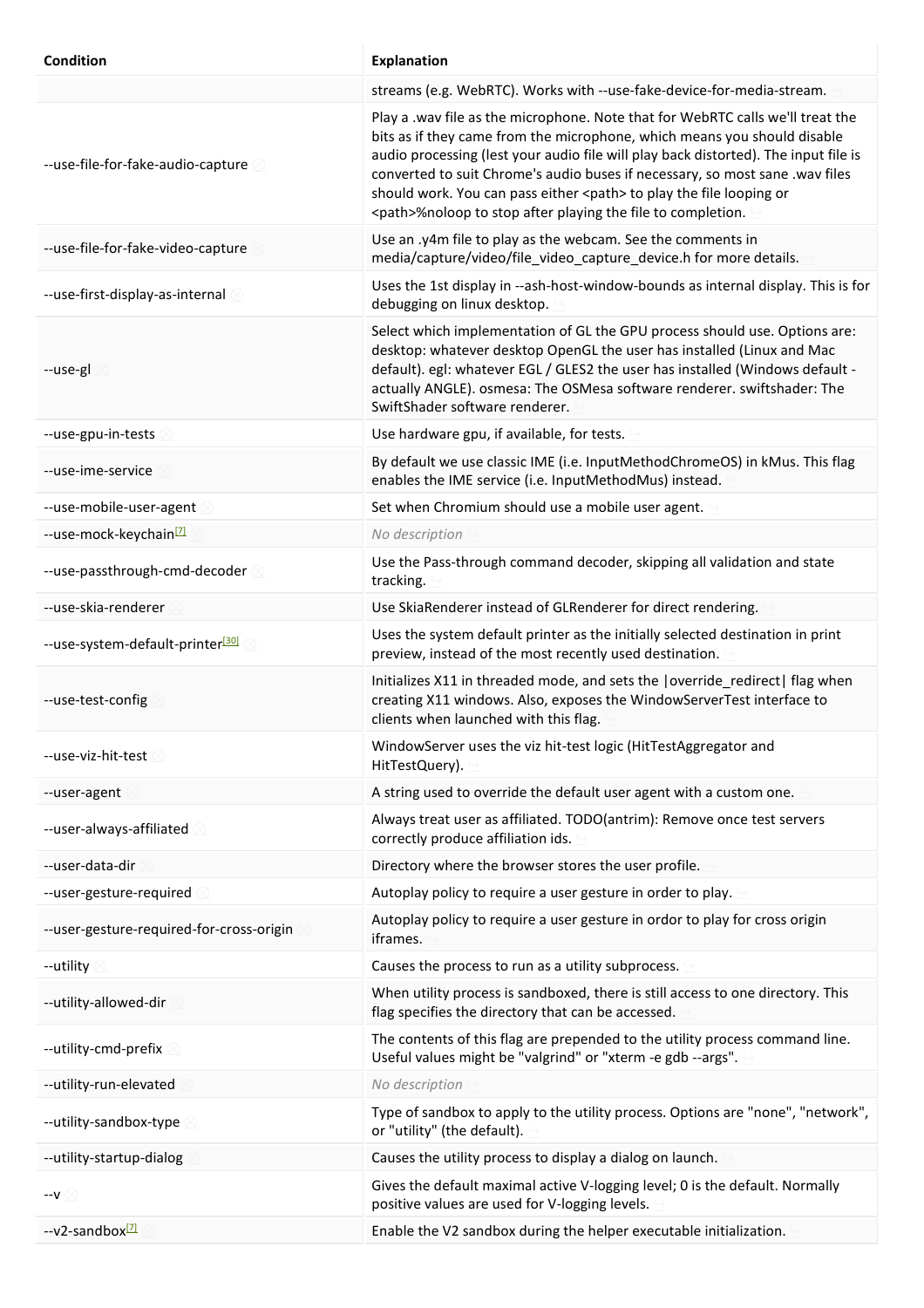| Condition | Explanation |
| --- | --- |
| | streams (e.g. WebRTC). Works with --use-fake-device-for-media-stream. |
| --use-file-for-fake-audio-capture | Play a .wav file as the microphone. Note that for WebRTC calls we'll treat the bits as if they came from the microphone, which means you should disable audio processing (lest your audio file will play back distorted). The input file is converted to suit Chrome's audio buses if necessary, so most sane .wav files should work. You can pass either <path> to play the file looping or <path>%noloop to stop after playing the file to completion. |
| --use-file-for-fake-video-capture | Use an .y4m file to play as the webcam. See the comments in media/capture/video/file_video_capture_device.h for more details. |
| --use-first-display-as-internal | Uses the 1st display in --ash-host-window-bounds as internal display. This is for debugging on linux desktop. |
| --use-gl | Select which implementation of GL the GPU process should use. Options are: desktop: whatever desktop OpenGL the user has installed (Linux and Mac default). egl: whatever EGL / GLES2 the user has installed (Windows default - actually ANGLE). osmesa: The OSMesa software renderer. swiftshader: The SwiftShader software renderer. |
| --use-gpu-in-tests | Use hardware gpu, if available, for tests. |
| --use-ime-service | By default we use classic IME (i.e. InputMethodChromeOS) in kMus. This flag enables the IME service (i.e. InputMethodMus) instead. |
| --use-mobile-user-agent | Set when Chromium should use a mobile user agent. |
| --use-mock-keychain[7] | *No description* |
| --use-passthrough-cmd-decoder | Use the Pass-through command decoder, skipping all validation and state tracking. |
| --use-skia-renderer | Use SkiaRenderer instead of GLRenderer for direct rendering. |
| --use-system-default-printer[30] | Uses the system default printer as the initially selected destination in print preview, instead of the most recently used destination. |
| --use-test-config | Initializes X11 in threaded mode, and sets the \|override_redirect\| flag when creating X11 windows. Also, exposes the WindowServerTest interface to clients when launched with this flag. |
| --use-viz-hit-test | WindowServer uses the viz hit-test logic (HitTestAggregator and HitTestQuery). |
| --user-agent | A string used to override the default user agent with a custom one. |
| --user-always-affiliated | Always treat user as affiliated. TODO(antrim): Remove once test servers correctly produce affiliation ids. |
| --user-data-dir | Directory where the browser stores the user profile. |
| --user-gesture-required | Autoplay policy to require a user gesture in order to play. |
| --user-gesture-required-for-cross-origin | Autoplay policy to require a user gesture in ordor to play for cross origin iframes. |
| --utility | Causes the process to run as a utility subprocess. |
| --utility-allowed-dir | When utility process is sandboxed, there is still access to one directory. This flag specifies the directory that can be accessed. |
| --utility-cmd-prefix | The contents of this flag are prepended to the utility process command line. Useful values might be "valgrind" or "xterm -e gdb --args". |
| --utility-run-elevated | *No description* |
| --utility-sandbox-type | Type of sandbox to apply to the utility process. Options are "none", "network", or "utility" (the default). |
| --utility-startup-dialog | Causes the utility process to display a dialog on launch. |
| --v | Gives the default maximal active V-logging level; 0 is the default. Normally positive values are used for V-logging levels. |
| --v2-sandbox[7] | Enable the V2 sandbox during the helper executable initialization. |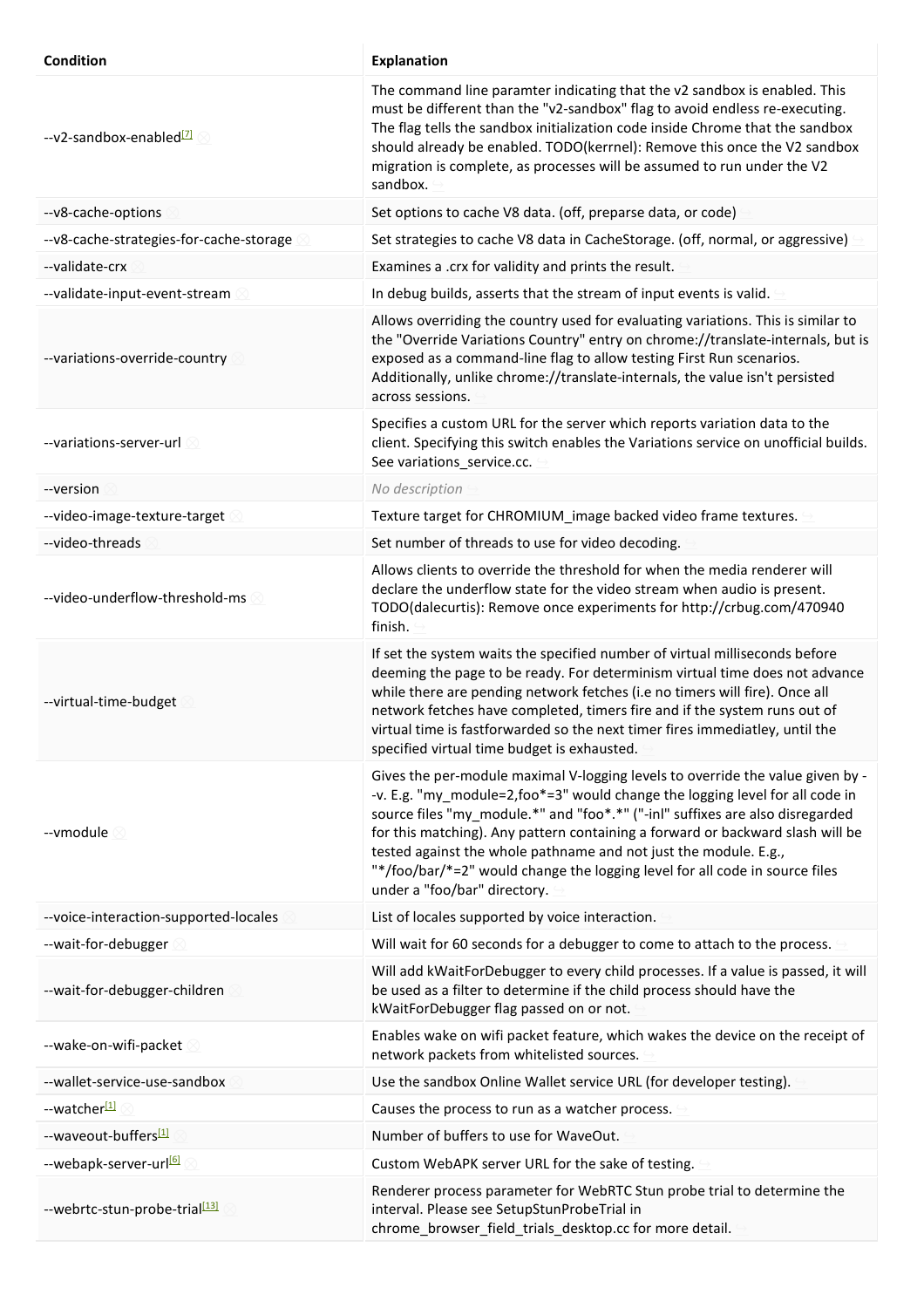| Condition | Explanation |
| --- | --- |
| --v2-sandbox-enabled[7] | The command line paramter indicating that the v2 sandbox is enabled. This must be different than the "v2-sandbox" flag to avoid endless re-executing. The flag tells the sandbox initialization code inside Chrome that the sandbox should already be enabled. TODO(kerrnel): Remove this once the V2 sandbox migration is complete, as processes will be assumed to run under the V2 sandbox. |
| --v8-cache-options | Set options to cache V8 data. (off, preparse data, or code) |
| --v8-cache-strategies-for-cache-storage | Set strategies to cache V8 data in CacheStorage. (off, normal, or aggressive) |
| --validate-crx | Examines a .crx for validity and prints the result. |
| --validate-input-event-stream | In debug builds, asserts that the stream of input events is valid. |
| --variations-override-country | Allows overriding the country used for evaluating variations. This is similar to the "Override Variations Country" entry on chrome://translate-internals, but is exposed as a command-line flag to allow testing First Run scenarios. Additionally, unlike chrome://translate-internals, the value isn't persisted across sessions. |
| --variations-server-url | Specifies a custom URL for the server which reports variation data to the client. Specifying this switch enables the Variations service on unofficial builds. See variations_service.cc. |
| --version | *No description* |
| --video-image-texture-target | Texture target for CHROMIUM_image backed video frame textures. |
| --video-threads | Set number of threads to use for video decoding. |
| --video-underflow-threshold-ms | Allows clients to override the threshold for when the media renderer will declare the underflow state for the video stream when audio is present. TODO(dalecurtis): Remove once experiments for http://crbug.com/470940 finish. |
| --virtual-time-budget | If set the system waits the specified number of virtual milliseconds before deeming the page to be ready. For determinism virtual time does not advance while there are pending network fetches (i.e no timers will fire). Once all network fetches have completed, timers fire and if the system runs out of virtual time is fastforwarded so the next timer fires immediatley, until the specified virtual time budget is exhausted. |
| --vmodule | Gives the per-module maximal V-logging levels to override the value given by --v. E.g. "my_module=2,foo*=3" would change the logging level for all code in source files "my_module.*" and "foo*.*" ("-inl" suffixes are also disregarded for this matching). Any pattern containing a forward or backward slash will be tested against the whole pathname and not just the module. E.g., "*/foo/bar/*=2" would change the logging level for all code in source files under a "foo/bar" directory. |
| --voice-interaction-supported-locales | List of locales supported by voice interaction. |
| --wait-for-debugger | Will wait for 60 seconds for a debugger to come to attach to the process. |
| --wait-for-debugger-children | Will add kWaitForDebugger to every child processes. If a value is passed, it will be used as a filter to determine if the child process should have the kWaitForDebugger flag passed on or not. |
| --wake-on-wifi-packet | Enables wake on wifi packet feature, which wakes the device on the receipt of network packets from whitelisted sources. |
| --wallet-service-use-sandbox | Use the sandbox Online Wallet service URL (for developer testing). |
| --watcher[1] | Causes the process to run as a watcher process. |
| --waveout-buffers[1] | Number of buffers to use for WaveOut. |
| --webapk-server-url[6] | Custom WebAPK server URL for the sake of testing. |
| --webrtc-stun-probe-trial[13] | Renderer process parameter for WebRTC Stun probe trial to determine the interval. Please see SetupStunProbeTrial in chrome_browser_field_trials_desktop.cc for more detail. |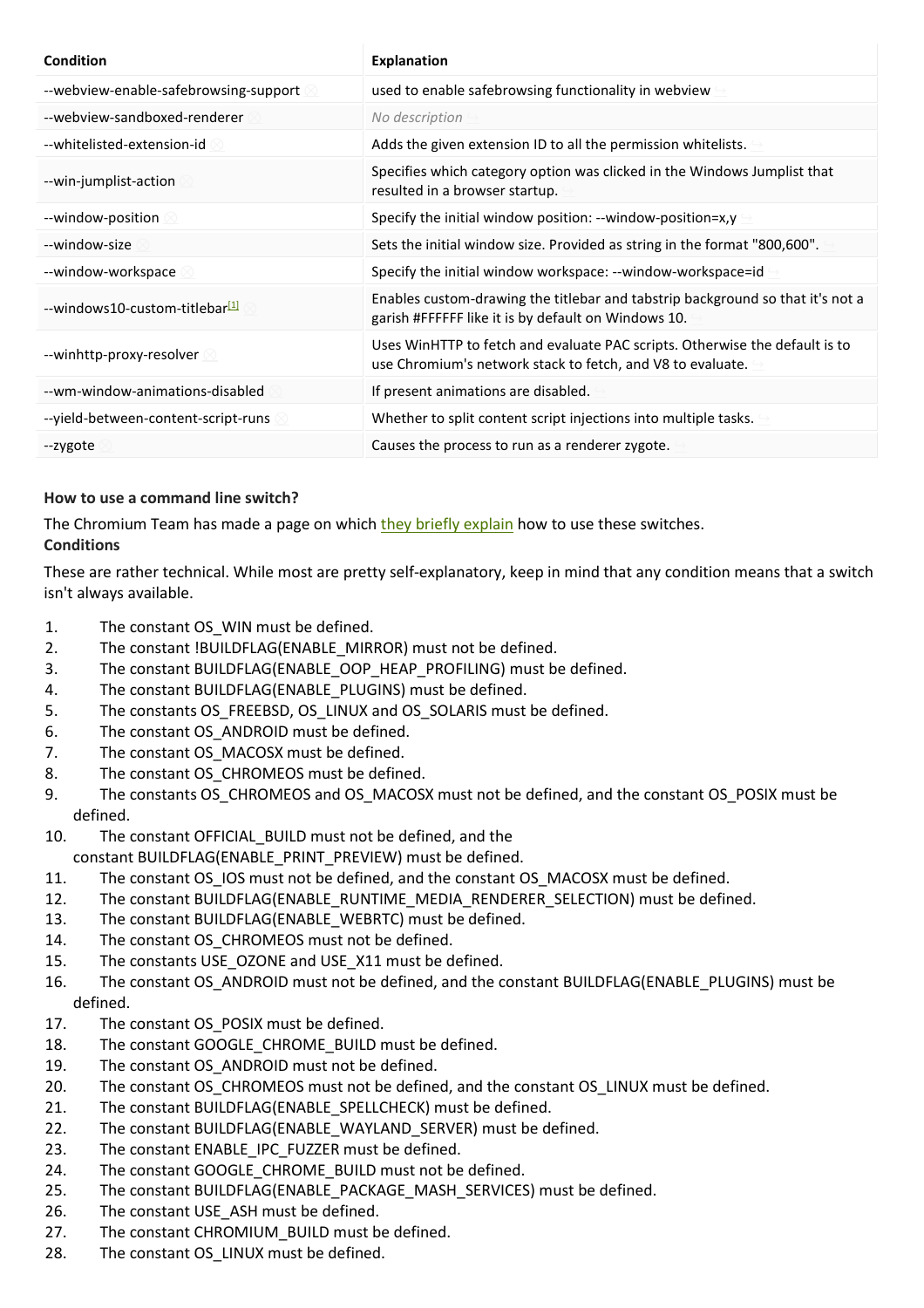| Condition | Explanation |
|---|---|
| --webview-enable-safebrowsing-support | used to enable safebrowsing functionality in webview |
| --webview-sandboxed-renderer | *No description* |
| --whitelisted-extension-id | Adds the given extension ID to all the permission whitelists. |
| --win-jumplist-action | Specifies which category option was clicked in the Windows Jumplist that resulted in a browser startup. |
| --window-position | Specify the initial window position: --window-position=x,y |
| --window-size | Sets the initial window size. Provided as string in the format "800,600". |
| --window-workspace | Specify the initial window workspace: --window-workspace=id |
| --windows10-custom-titlebar[1] | Enables custom-drawing the titlebar and tabstrip background so that it's not a garish #FFFFFF like it is by default on Windows 10. |
| --winhttp-proxy-resolver | Uses WinHTTP to fetch and evaluate PAC scripts. Otherwise the default is to use Chromium's network stack to fetch, and V8 to evaluate. |
| --wm-window-animations-disabled | If present animations are disabled. |
| --yield-between-content-script-runs | Whether to split content script injections into multiple tasks. |
| --zygote | Causes the process to run as a renderer zygote. |

**How to use a command line switch?**

The Chromium Team has made a page on which they briefly explain how to use these switches.

**Conditions**

These are rather technical. While most are pretty self-explanatory, keep in mind that any condition means that a switch isn't always available.

1. The constant OS_WIN must be defined.
2. The constant !BUILDFLAG(ENABLE_MIRROR) must not be defined.
3. The constant BUILDFLAG(ENABLE_OOP_HEAP_PROFILING) must be defined.
4. The constant BUILDFLAG(ENABLE_PLUGINS) must be defined.
5. The constants OS_FREEBSD, OS_LINUX and OS_SOLARIS must be defined.
6. The constant OS_ANDROID must be defined.
7. The constant OS_MACOSX must be defined.
8. The constant OS_CHROMEOS must be defined.
9. The constants OS_CHROMEOS and OS_MACOSX must not be defined, and the constant OS_POSIX must be defined.
10. The constant OFFICIAL_BUILD must not be defined, and the constant BUILDFLAG(ENABLE_PRINT_PREVIEW) must be defined.
11. The constant OS_IOS must not be defined, and the constant OS_MACOSX must be defined.
12. The constant BUILDFLAG(ENABLE_RUNTIME_MEDIA_RENDERER_SELECTION) must be defined.
13. The constant BUILDFLAG(ENABLE_WEBRTC) must be defined.
14. The constant OS_CHROMEOS must not be defined.
15. The constants USE_OZONE and USE_X11 must be defined.
16. The constant OS_ANDROID must not be defined, and the constant BUILDFLAG(ENABLE_PLUGINS) must be defined.
17. The constant OS_POSIX must be defined.
18. The constant GOOGLE_CHROME_BUILD must be defined.
19. The constant OS_ANDROID must not be defined.
20. The constant OS_CHROMEOS must not be defined, and the constant OS_LINUX must be defined.
21. The constant BUILDFLAG(ENABLE_SPELLCHECK) must be defined.
22. The constant BUILDFLAG(ENABLE_WAYLAND_SERVER) must be defined.
23. The constant ENABLE_IPC_FUZZER must be defined.
24. The constant GOOGLE_CHROME_BUILD must not be defined.
25. The constant BUILDFLAG(ENABLE_PACKAGE_MASH_SERVICES) must be defined.
26. The constant USE_ASH must be defined.
27. The constant CHROMIUM_BUILD must be defined.
28. The constant OS_LINUX must be defined.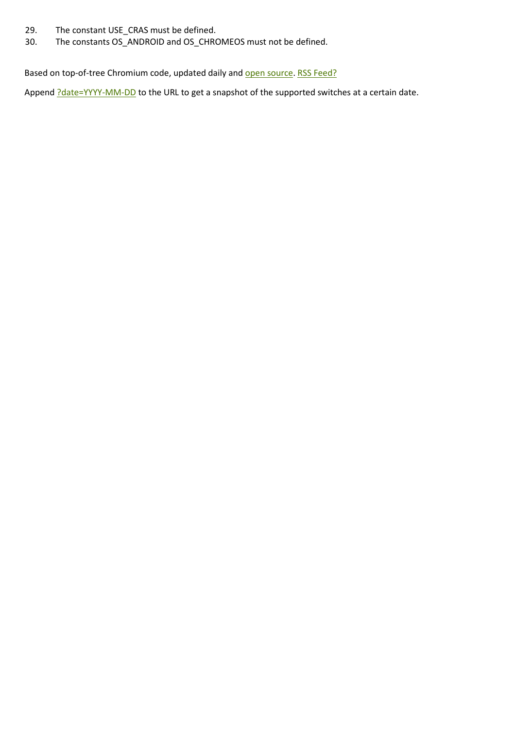29. The constant USE_CRAS must be defined.
30. The constants OS_ANDROID and OS_CHROMEOS must not be defined.

Based on top-of-tree Chromium code, updated daily and open source. RSS Feed?

Append ?date=YYYY-MM-DD to the URL to get a snapshot of the supported switches at a certain date.